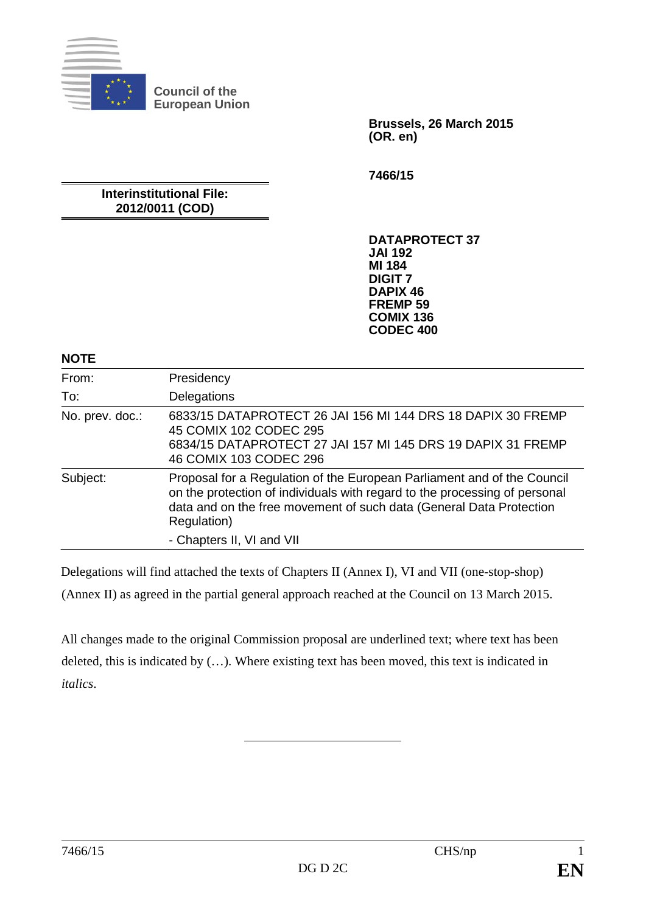Council of the European Union

**Brussels, 26 March 2015**
**(OR. en)**

**7466/15**

**Interinstitutional File:**
**2012/0011 (COD)**

**DATAPROTECT 37**
**JAI 192**
**MI 184**
**DIGIT 7**
**DAPIX 46**
**FREMP 59**
**COMIX 136**
**CODEC 400**

**NOTE**

| | |
|---|---|
| From: | Presidency |
| To: | Delegations |
| No. prev. doc.: | 6833/15 DATAPROTECT 26 JAI 156 MI 144 DRS 18 DAPIX 30 FREMP 45 COMIX 102 CODEC 295<br>6834/15 DATAPROTECT 27 JAI 157 MI 145 DRS 19 DAPIX 31 FREMP 46 COMIX 103 CODEC 296 |
| Subject: | Proposal for a Regulation of the European Parliament and of the Council on the protection of individuals with regard to the processing of personal data and on the free movement of such data (General Data Protection Regulation)<br>- Chapters II, VI and VII |

Delegations will find attached the texts of Chapters II (Annex I), VI and VII (one-stop-shop) (Annex II) as agreed in the partial general approach reached at the Council on 13 March 2015.

All changes made to the original Commission proposal are underlined text; where text has been deleted, this is indicated by (…). Where existing text has been moved, this text is indicated in *italics*.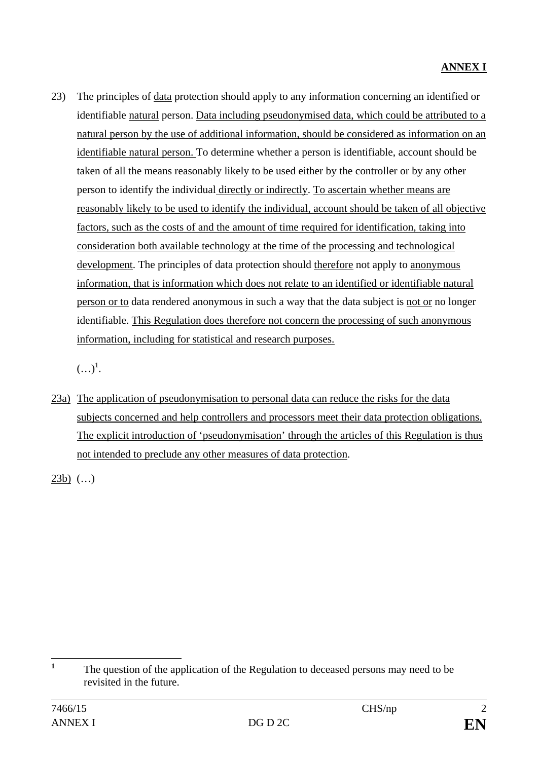**ANNEX I**

23) The principles of data protection should apply to any information concerning an identified or identifiable natural person. Data including pseudonymised data, which could be attributed to a natural person by the use of additional information, should be considered as information on an identifiable natural person. To determine whether a person is identifiable, account should be taken of all the means reasonably likely to be used either by the controller or by any other person to identify the individual directly or indirectly. To ascertain whether means are reasonably likely to be used to identify the individual, account should be taken of all objective factors, such as the costs of and the amount of time required for identification, taking into consideration both available technology at the time of the processing and technological development. The principles of data protection should therefore not apply to anonymous information, that is information which does not relate to an identified or identifiable natural person or to data rendered anonymous in such a way that the data subject is not or no longer identifiable. This Regulation does therefore not concern the processing of such anonymous information, including for statistical and research purposes.

(…)[1].

23a) The application of pseudonymisation to personal data can reduce the risks for the data subjects concerned and help controllers and processors meet their data protection obligations. The explicit introduction of 'pseudonymisation' through the articles of this Regulation is thus not intended to preclude any other measures of data protection.

23b) (…)

[1] The question of the application of the Regulation to deceased persons may need to be revisited in the future.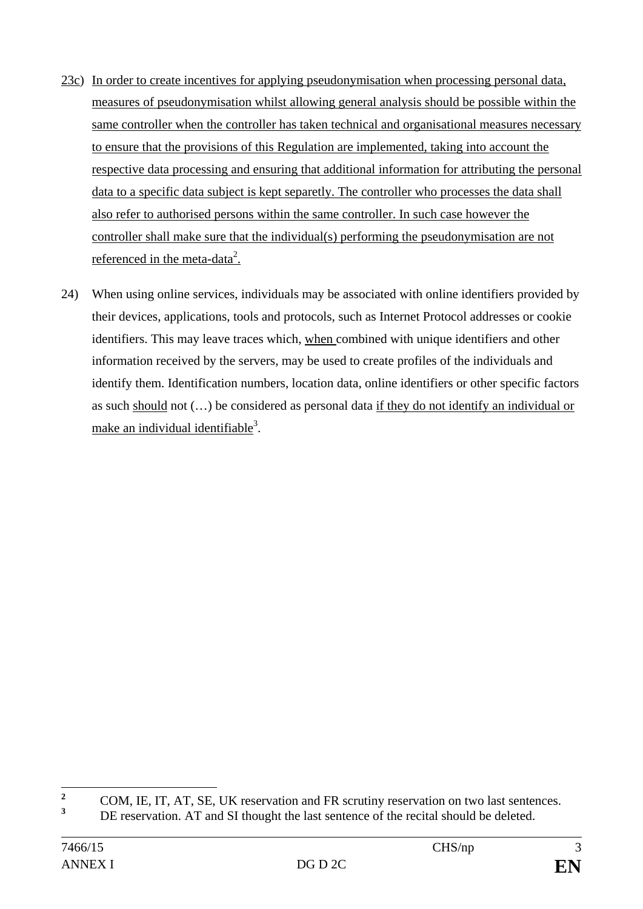23c) In order to create incentives for applying pseudonymisation when processing personal data, measures of pseudonymisation whilst allowing general analysis should be possible within the same controller when the controller has taken technical and organisational measures necessary to ensure that the provisions of this Regulation are implemented, taking into account the respective data processing and ensuring that additional information for attributing the personal data to a specific data subject is kept separetly. The controller who processes the data shall also refer to authorised persons within the same controller. In such case however the controller shall make sure that the individual(s) performing the pseudonymisation are not referenced in the meta-data[2].

24) When using online services, individuals may be associated with online identifiers provided by their devices, applications, tools and protocols, such as Internet Protocol addresses or cookie identifiers. This may leave traces which, when combined with unique identifiers and other information received by the servers, may be used to create profiles of the individuals and identify them. Identification numbers, location data, online identifiers or other specific factors as such should not (…) be considered as personal data if they do not identify an individual or make an individual identifiable[3].

---

[2] COM, IE, IT, AT, SE, UK reservation and FR scrutiny reservation on two last sentences.

[3] DE reservation. AT and SI thought the last sentence of the recital should be deleted.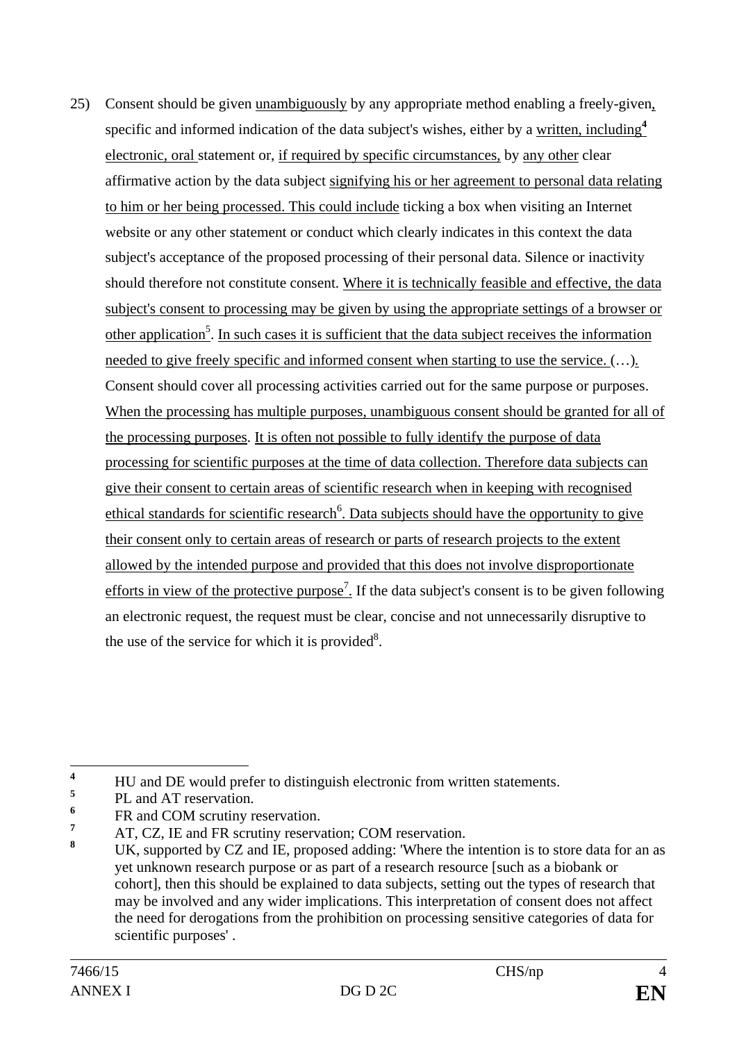25) Consent should be given unambiguously by any appropriate method enabling a freely-given, specific and informed indication of the data subject's wishes, either by a written, including[4] electronic, oral statement or, if required by specific circumstances, by any other clear affirmative action by the data subject signifying his or her agreement to personal data relating to him or her being processed. This could include ticking a box when visiting an Internet website or any other statement or conduct which clearly indicates in this context the data subject's acceptance of the proposed processing of their personal data. Silence or inactivity should therefore not constitute consent. Where it is technically feasible and effective, the data subject's consent to processing may be given by using the appropriate settings of a browser or other application[5]. In such cases it is sufficient that the data subject receives the information needed to give freely specific and informed consent when starting to use the service. (…). Consent should cover all processing activities carried out for the same purpose or purposes. When the processing has multiple purposes, unambiguous consent should be granted for all of the processing purposes. It is often not possible to fully identify the purpose of data processing for scientific purposes at the time of data collection. Therefore data subjects can give their consent to certain areas of scientific research when in keeping with recognised ethical standards for scientific research[6]. Data subjects should have the opportunity to give their consent only to certain areas of research or parts of research projects to the extent allowed by the intended purpose and provided that this does not involve disproportionate efforts in view of the protective purpose[7]. If the data subject's consent is to be given following an electronic request, the request must be clear, concise and not unnecessarily disruptive to the use of the service for which it is provided[8].

---

[4] HU and DE would prefer to distinguish electronic from written statements.

[5] PL and AT reservation.

[6] FR and COM scrutiny reservation.

[7] AT, CZ, IE and FR scrutiny reservation; COM reservation.

[8] UK, supported by CZ and IE, proposed adding: 'Where the intention is to store data for an as yet unknown research purpose or as part of a research resource [such as a biobank or cohort], then this should be explained to data subjects, setting out the types of research that may be involved and any wider implications. This interpretation of consent does not affect the need for derogations from the prohibition on processing sensitive categories of data for scientific purposes' .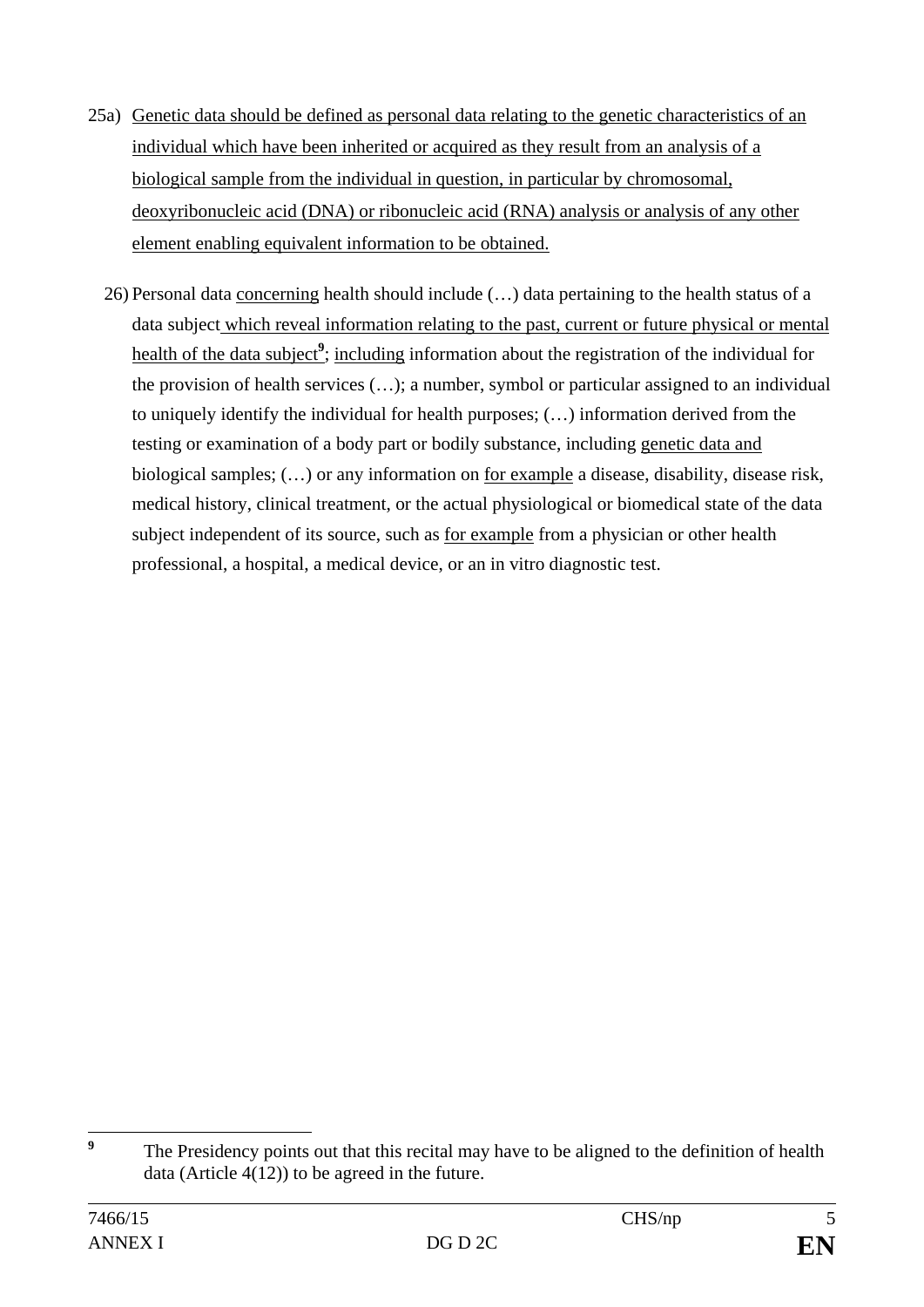25a) Genetic data should be defined as personal data relating to the genetic characteristics of an individual which have been inherited or acquired as they result from an analysis of a biological sample from the individual in question, in particular by chromosomal, deoxyribonucleic acid (DNA) or ribonucleic acid (RNA) analysis or analysis of any other element enabling equivalent information to be obtained.

26) Personal data concerning health should include (…) data pertaining to the health status of a data subject which reveal information relating to the past, current or future physical or mental health of the data subject[9]; including information about the registration of the individual for the provision of health services (…); a number, symbol or particular assigned to an individual to uniquely identify the individual for health purposes; (…) information derived from the testing or examination of a body part or bodily substance, including genetic data and biological samples; (…) or any information on for example a disease, disability, disease risk, medical history, clinical treatment, or the actual physiological or biomedical state of the data subject independent of its source, such as for example from a physician or other health professional, a hospital, a medical device, or an in vitro diagnostic test.

---

[9] The Presidency points out that this recital may have to be aligned to the definition of health data (Article 4(12)) to be agreed in the future.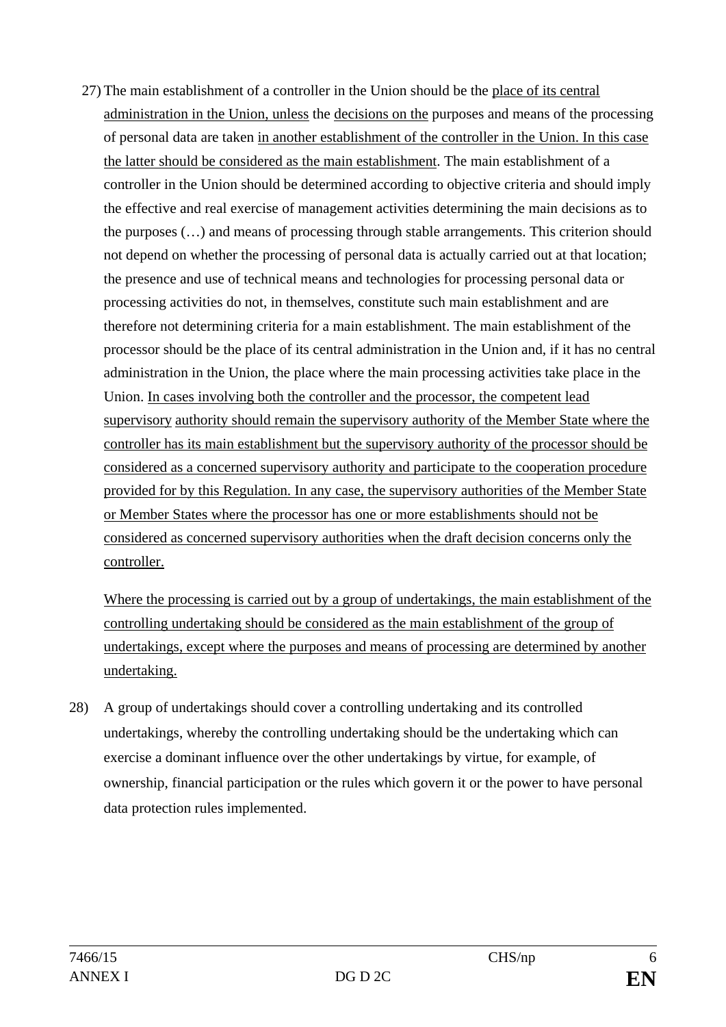27) The main establishment of a controller in the Union should be the place of its central administration in the Union, unless the decisions on the purposes and means of the processing of personal data are taken in another establishment of the controller in the Union. In this case the latter should be considered as the main establishment. The main establishment of a controller in the Union should be determined according to objective criteria and should imply the effective and real exercise of management activities determining the main decisions as to the purposes (…) and means of processing through stable arrangements. This criterion should not depend on whether the processing of personal data is actually carried out at that location; the presence and use of technical means and technologies for processing personal data or processing activities do not, in themselves, constitute such main establishment and are therefore not determining criteria for a main establishment. The main establishment of the processor should be the place of its central administration in the Union and, if it has no central administration in the Union, the place where the main processing activities take place in the Union. In cases involving both the controller and the processor, the competent lead supervisory authority should remain the supervisory authority of the Member State where the controller has its main establishment but the supervisory authority of the processor should be considered as a concerned supervisory authority and participate to the cooperation procedure provided for by this Regulation. In any case, the supervisory authorities of the Member State or Member States where the processor has one or more establishments should not be considered as concerned supervisory authorities when the draft decision concerns only the controller.

    Where the processing is carried out by a group of undertakings, the main establishment of the controlling undertaking should be considered as the main establishment of the group of undertakings, except where the purposes and means of processing are determined by another undertaking.

28) A group of undertakings should cover a controlling undertaking and its controlled undertakings, whereby the controlling undertaking should be the undertaking which can exercise a dominant influence over the other undertakings by virtue, for example, of ownership, financial participation or the rules which govern it or the power to have personal data protection rules implemented.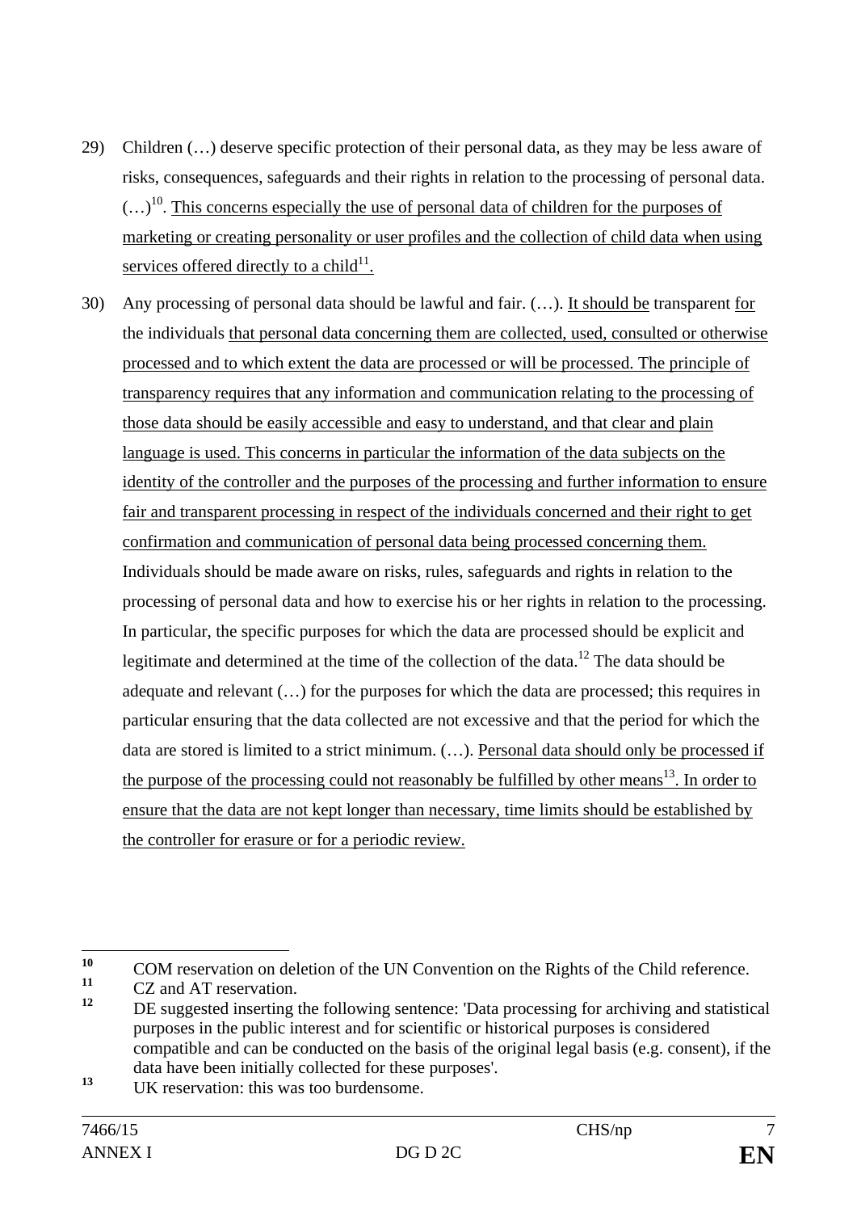29) Children (…) deserve specific protection of their personal data, as they may be less aware of risks, consequences, safeguards and their rights in relation to the processing of personal data. (…)[10]. This concerns especially the use of personal data of children for the purposes of marketing or creating personality or user profiles and the collection of child data when using services offered directly to a child[11].

30) Any processing of personal data should be lawful and fair. (…). It should be transparent for the individuals that personal data concerning them are collected, used, consulted or otherwise processed and to which extent the data are processed or will be processed. The principle of transparency requires that any information and communication relating to the processing of those data should be easily accessible and easy to understand, and that clear and plain language is used. This concerns in particular the information of the data subjects on the identity of the controller and the purposes of the processing and further information to ensure fair and transparent processing in respect of the individuals concerned and their right to get confirmation and communication of personal data being processed concerning them. Individuals should be made aware on risks, rules, safeguards and rights in relation to the processing of personal data and how to exercise his or her rights in relation to the processing. In particular, the specific purposes for which the data are processed should be explicit and legitimate and determined at the time of the collection of the data.[12] The data should be adequate and relevant (…) for the purposes for which the data are processed; this requires in particular ensuring that the data collected are not excessive and that the period for which the data are stored is limited to a strict minimum. (…). Personal data should only be processed if the purpose of the processing could not reasonably be fulfilled by other means[13]. In order to ensure that the data are not kept longer than necessary, time limits should be established by the controller for erasure or for a periodic review.

---

[10] COM reservation on deletion of the UN Convention on the Rights of the Child reference.

[11] CZ and AT reservation.

[12] DE suggested inserting the following sentence: 'Data processing for archiving and statistical purposes in the public interest and for scientific or historical purposes is considered compatible and can be conducted on the basis of the original legal basis (e.g. consent), if the data have been initially collected for these purposes'.

[13] UK reservation: this was too burdensome.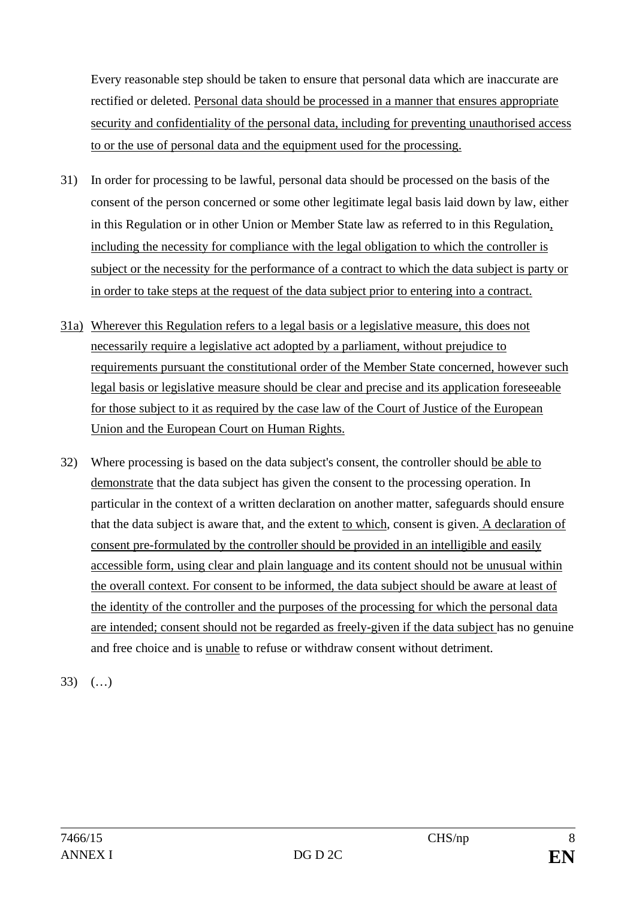Every reasonable step should be taken to ensure that personal data which are inaccurate are rectified or deleted. <u>Personal data should be processed in a manner that ensures appropriate security and confidentiality of the personal data, including for preventing unauthorised access to or the use of personal data and the equipment used for the processing.</u>

31) In order for processing to be lawful, personal data should be processed on the basis of the consent of the person concerned or some other legitimate legal basis laid down by law, either in this Regulation or in other Union or Member State law as referred to in this Regulation<u>, including the necessity for compliance with the legal obligation to which the controller is subject or the necessity for the performance of a contract to which the data subject is party or in order to take steps at the request of the data subject prior to entering into a contract.</u>

<u>31a)</u> <u>Wherever this Regulation refers to a legal basis or a legislative measure, this does not necessarily require a legislative act adopted by a parliament, without prejudice to requirements pursuant the constitutional order of the Member State concerned, however such legal basis or legislative measure should be clear and precise and its application foreseeable for those subject to it as required by the case law of the Court of Justice of the European Union and the European Court on Human Rights.</u>

32) Where processing is based on the data subject's consent, the controller should <u>be able to demonstrate</u> that the data subject has given the consent to the processing operation. In particular in the context of a written declaration on another matter, safeguards should ensure that the data subject is aware that, and the extent <u>to which</u>, consent is given.<u> A declaration of consent pre-formulated by the controller should be provided in an intelligible and easily accessible form, using clear and plain language and its content should not be unusual within the overall context. For consent to be informed, the data subject should be aware at least of the identity of the controller and the purposes of the processing for which the personal data are intended; consent should not be regarded as freely-given if the data subject </u>has no genuine and free choice and is <u>unable</u> to refuse or withdraw consent without detriment.

33) (…)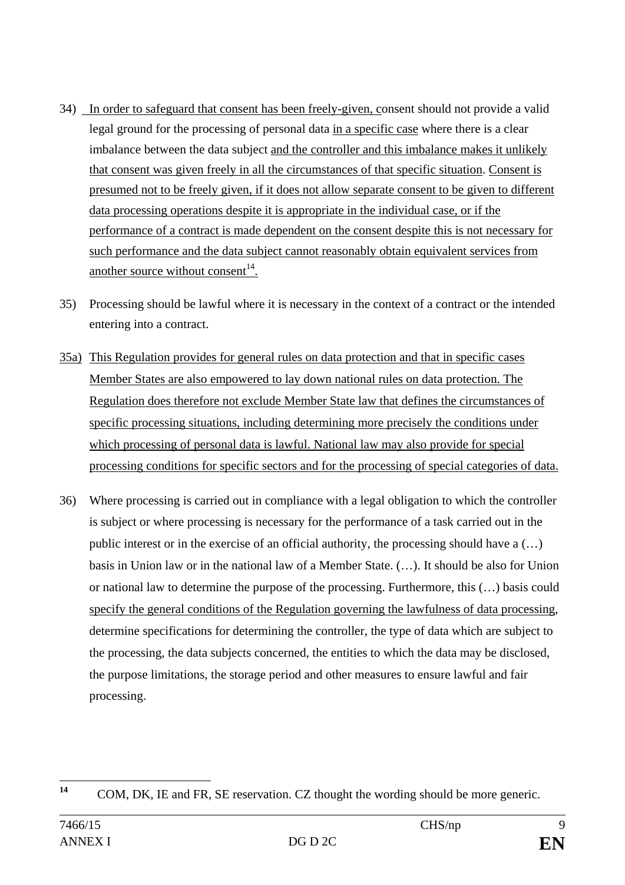34) In order to safeguard that consent has been freely-given, consent should not provide a valid legal ground for the processing of personal data in a specific case where there is a clear imbalance between the data subject and the controller and this imbalance makes it unlikely that consent was given freely in all the circumstances of that specific situation. Consent is presumed not to be freely given, if it does not allow separate consent to be given to different data processing operations despite it is appropriate in the individual case, or if the performance of a contract is made dependent on the consent despite this is not necessary for such performance and the data subject cannot reasonably obtain equivalent services from another source without consent[14].

35) Processing should be lawful where it is necessary in the context of a contract or the intended entering into a contract.

35a) This Regulation provides for general rules on data protection and that in specific cases Member States are also empowered to lay down national rules on data protection. The Regulation does therefore not exclude Member State law that defines the circumstances of specific processing situations, including determining more precisely the conditions under which processing of personal data is lawful. National law may also provide for special processing conditions for specific sectors and for the processing of special categories of data.

36) Where processing is carried out in compliance with a legal obligation to which the controller is subject or where processing is necessary for the performance of a task carried out in the public interest or in the exercise of an official authority, the processing should have a (…) basis in Union law or in the national law of a Member State. (…). It should be also for Union or national law to determine the purpose of the processing. Furthermore, this (…) basis could specify the general conditions of the Regulation governing the lawfulness of data processing, determine specifications for determining the controller, the type of data which are subject to the processing, the data subjects concerned, the entities to which the data may be disclosed, the purpose limitations, the storage period and other measures to ensure lawful and fair processing.

---

[14] COM, DK, IE and FR, SE reservation. CZ thought the wording should be more generic.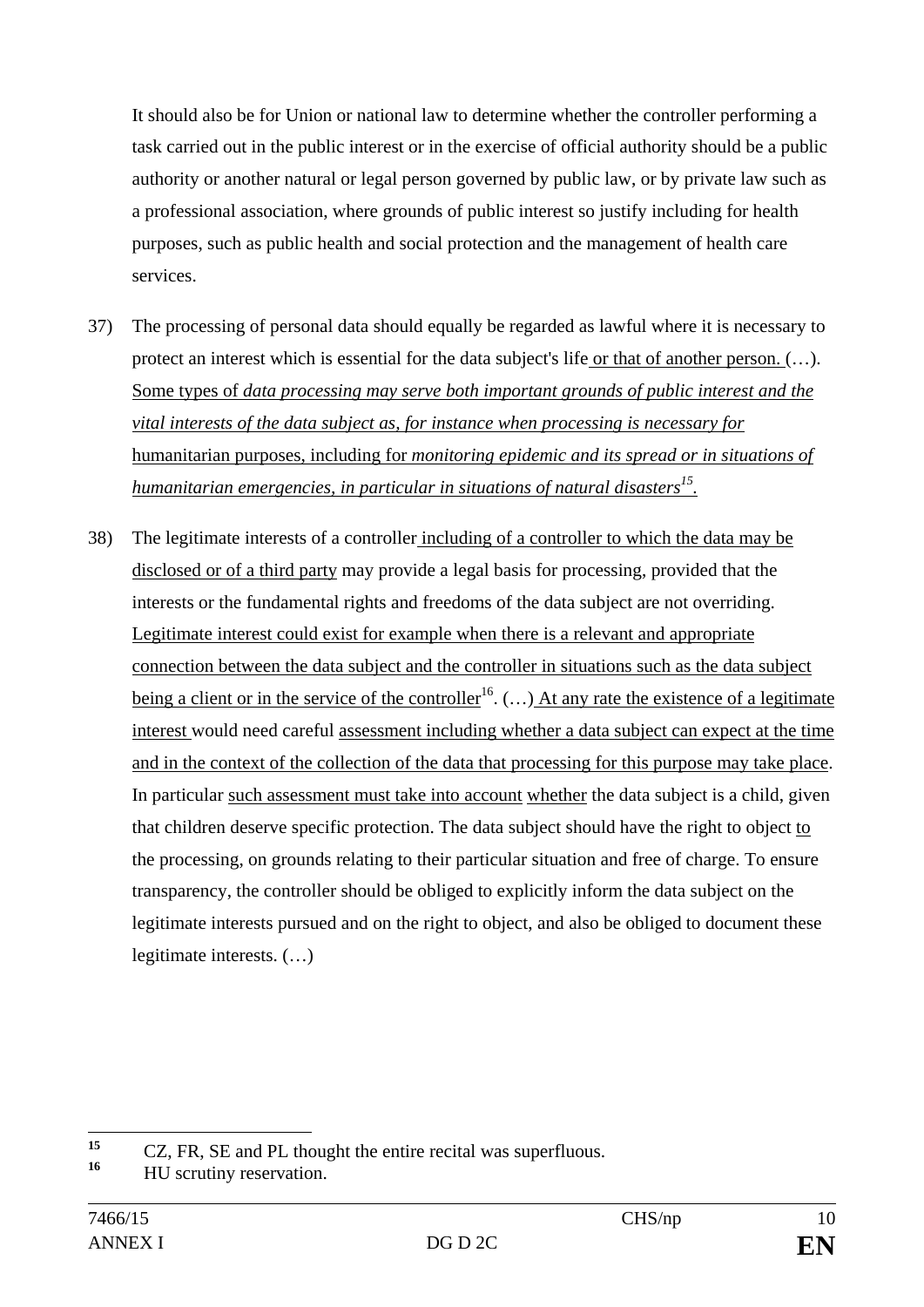It should also be for Union or national law to determine whether the controller performing a task carried out in the public interest or in the exercise of official authority should be a public authority or another natural or legal person governed by public law, or by private law such as a professional association, where grounds of public interest so justify including for health purposes, such as public health and social protection and the management of health care services.

37) The processing of personal data should equally be regarded as lawful where it is necessary to protect an interest which is essential for the data subject's life or that of another person. (…). Some types of *data processing may serve both important grounds of public interest and the vital interests of the data subject as, for instance when processing is necessary for* humanitarian purposes, including for *monitoring epidemic and its spread or in situations of humanitarian emergencies, in particular in situations of natural disasters*[15].

38) The legitimate interests of a controller including of a controller to which the data may be disclosed or of a third party may provide a legal basis for processing, provided that the interests or the fundamental rights and freedoms of the data subject are not overriding. Legitimate interest could exist for example when there is a relevant and appropriate connection between the data subject and the controller in situations such as the data subject being a client or in the service of the controller[16]. (…) At any rate the existence of a legitimate interest would need careful assessment including whether a data subject can expect at the time and in the context of the collection of the data that processing for this purpose may take place. In particular such assessment must take into account whether the data subject is a child, given that children deserve specific protection. The data subject should have the right to object to the processing, on grounds relating to their particular situation and free of charge. To ensure transparency, the controller should be obliged to explicitly inform the data subject on the legitimate interests pursued and on the right to object, and also be obliged to document these legitimate interests. (…)

---

[15] CZ, FR, SE and PL thought the entire recital was superfluous.

[16] HU scrutiny reservation.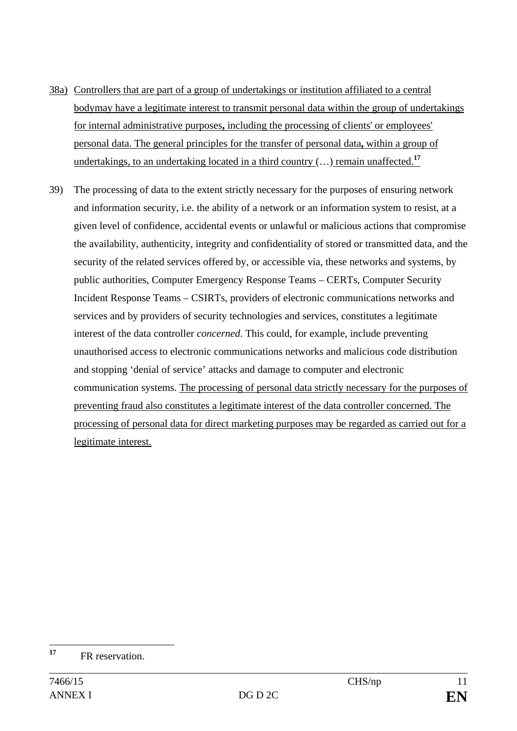38a) Controllers that are part of a group of undertakings or institution affiliated to a central bodymay have a legitimate interest to transmit personal data within the group of undertakings for internal administrative purposes**,** including the processing of clients' or employees' personal data. The general principles for the transfer of personal data**,** within a group of undertakings, to an undertaking located in a third country (…) remain unaffected.[17]

39) The processing of data to the extent strictly necessary for the purposes of ensuring network and information security, i.e. the ability of a network or an information system to resist, at a given level of confidence, accidental events or unlawful or malicious actions that compromise the availability, authenticity, integrity and confidentiality of stored or transmitted data, and the security of the related services offered by, or accessible via, these networks and systems, by public authorities, Computer Emergency Response Teams – CERTs, Computer Security Incident Response Teams – CSIRTs, providers of electronic communications networks and services and by providers of security technologies and services, constitutes a legitimate interest of the data controller *concerned*. This could, for example, include preventing unauthorised access to electronic communications networks and malicious code distribution and stopping 'denial of service' attacks and damage to computer and electronic communication systems. The processing of personal data strictly necessary for the purposes of preventing fraud also constitutes a legitimate interest of the data controller concerned. The processing of personal data for direct marketing purposes may be regarded as carried out for a legitimate interest.

[17] FR reservation.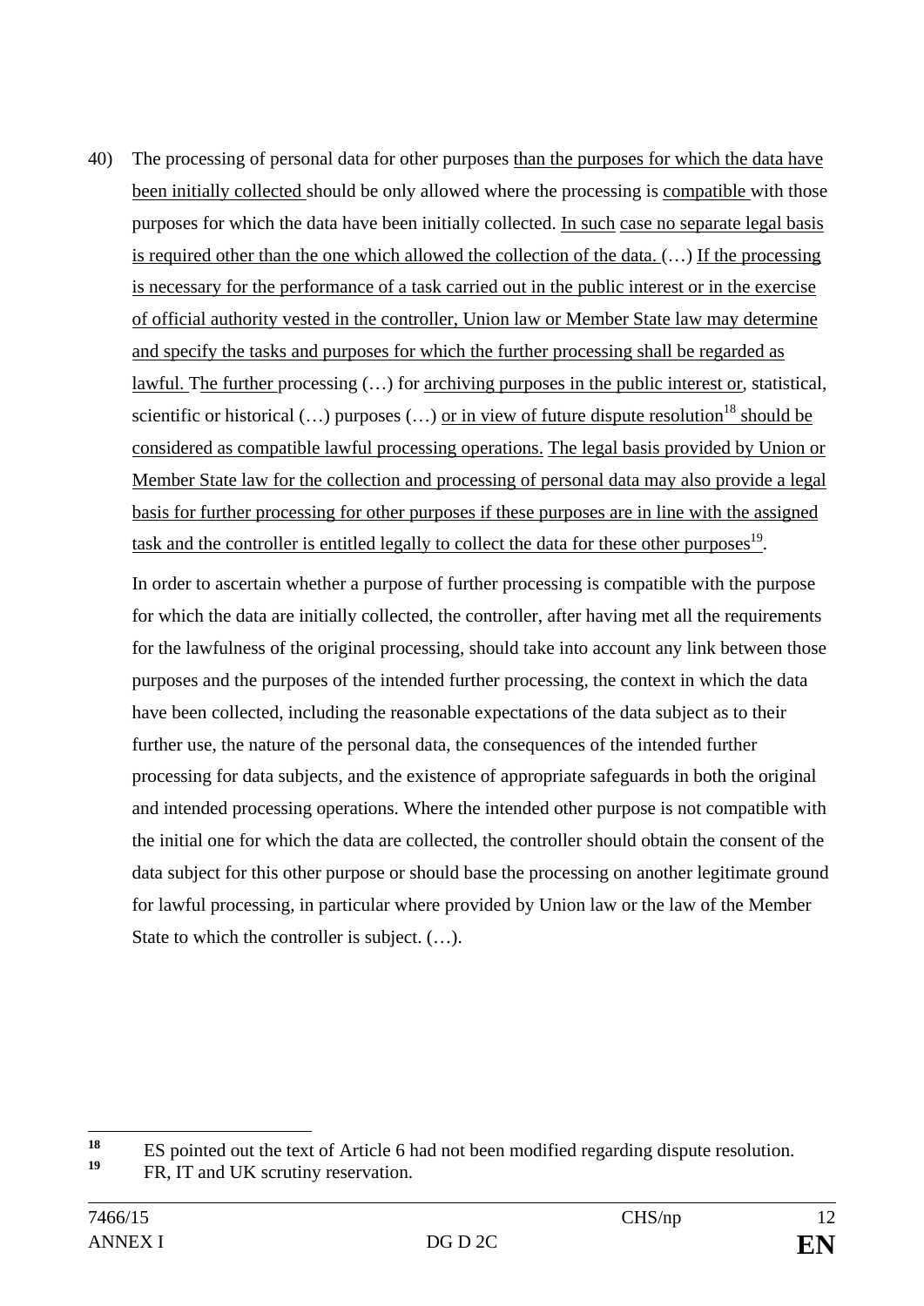40) The processing of personal data for other purposes than the purposes for which the data have been initially collected should be only allowed where the processing is compatible with those purposes for which the data have been initially collected. In such case no separate legal basis is required other than the one which allowed the collection of the data. (…) If the processing is necessary for the performance of a task carried out in the public interest or in the exercise of official authority vested in the controller, Union law or Member State law may determine and specify the tasks and purposes for which the further processing shall be regarded as lawful. The further processing (…) for archiving purposes in the public interest or, statistical, scientific or historical (…) purposes (…) or in view of future dispute resolution[18] should be considered as compatible lawful processing operations. The legal basis provided by Union or Member State law for the collection and processing of personal data may also provide a legal basis for further processing for other purposes if these purposes are in line with the assigned task and the controller is entitled legally to collect the data for these other purposes[19].

    In order to ascertain whether a purpose of further processing is compatible with the purpose for which the data are initially collected, the controller, after having met all the requirements for the lawfulness of the original processing, should take into account any link between those purposes and the purposes of the intended further processing, the context in which the data have been collected, including the reasonable expectations of the data subject as to their further use, the nature of the personal data, the consequences of the intended further processing for data subjects, and the existence of appropriate safeguards in both the original and intended processing operations. Where the intended other purpose is not compatible with the initial one for which the data are collected, the controller should obtain the consent of the data subject for this other purpose or should base the processing on another legitimate ground for lawful processing, in particular where provided by Union law or the law of the Member State to which the controller is subject. (…).

---

[18] ES pointed out the text of Article 6 had not been modified regarding dispute resolution.

[19] FR, IT and UK scrutiny reservation.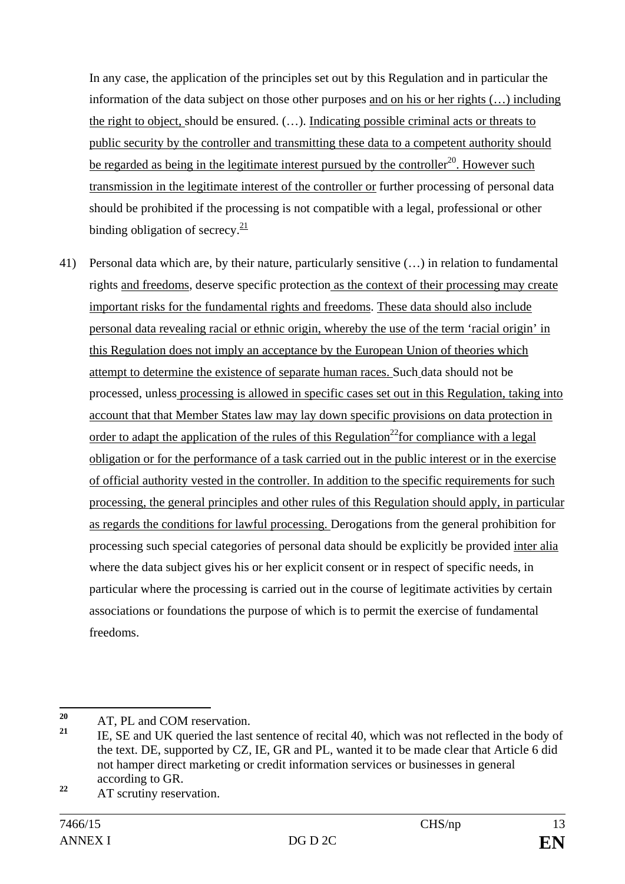In any case, the application of the principles set out by this Regulation and in particular the information of the data subject on those other purposes and on his or her rights (…) including the right to object, should be ensured. (…). Indicating possible criminal acts or threats to public security by the controller and transmitting these data to a competent authority should be regarded as being in the legitimate interest pursued by the controller[20]. However such transmission in the legitimate interest of the controller or further processing of personal data should be prohibited if the processing is not compatible with a legal, professional or other binding obligation of secrecy.[21]

41) Personal data which are, by their nature, particularly sensitive (…) in relation to fundamental rights and freedoms, deserve specific protection as the context of their processing may create important risks for the fundamental rights and freedoms. These data should also include personal data revealing racial or ethnic origin, whereby the use of the term 'racial origin' in this Regulation does not imply an acceptance by the European Union of theories which attempt to determine the existence of separate human races. Such data should not be processed, unless processing is allowed in specific cases set out in this Regulation, taking into account that that Member States law may lay down specific provisions on data protection in order to adapt the application of the rules of this Regulation[22] for compliance with a legal obligation or for the performance of a task carried out in the public interest or in the exercise of official authority vested in the controller. In addition to the specific requirements for such processing, the general principles and other rules of this Regulation should apply, in particular as regards the conditions for lawful processing. Derogations from the general prohibition for processing such special categories of personal data should be explicitly be provided inter alia where the data subject gives his or her explicit consent or in respect of specific needs, in particular where the processing is carried out in the course of legitimate activities by certain associations or foundations the purpose of which is to permit the exercise of fundamental freedoms.

---

[20] AT, PL and COM reservation.

[21] IE, SE and UK queried the last sentence of recital 40, which was not reflected in the body of the text. DE, supported by CZ, IE, GR and PL, wanted it to be made clear that Article 6 did not hamper direct marketing or credit information services or businesses in general according to GR.

[22] AT scrutiny reservation.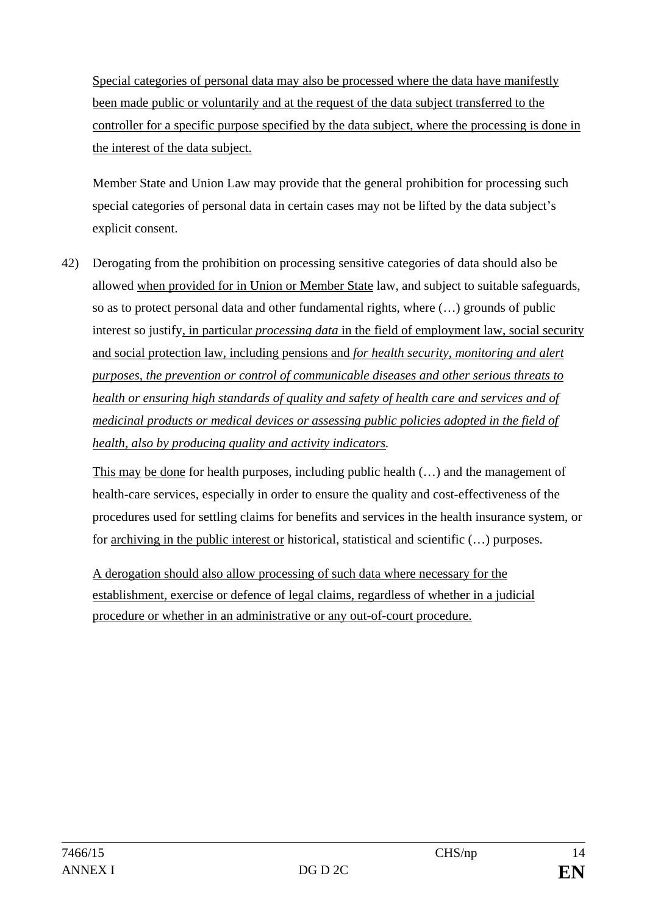Special categories of personal data may also be processed where the data have manifestly been made public or voluntarily and at the request of the data subject transferred to the controller for a specific purpose specified by the data subject, where the processing is done in the interest of the data subject.

Member State and Union Law may provide that the general prohibition for processing such special categories of personal data in certain cases may not be lifted by the data subject's explicit consent.

42) Derogating from the prohibition on processing sensitive categories of data should also be allowed when provided for in Union or Member State law, and subject to suitable safeguards, so as to protect personal data and other fundamental rights, where (…) grounds of public interest so justify, in particular *processing data* in the field of employment law, social security and social protection law, including pensions and *for health security, monitoring and alert purposes, the prevention or control of communicable diseases and other serious threats to health or ensuring high standards of quality and safety of health care and services and of medicinal products or medical devices or assessing public policies adopted in the field of health, also by producing quality and activity indicators.*

This may be done for health purposes, including public health (…) and the management of health-care services, especially in order to ensure the quality and cost-effectiveness of the procedures used for settling claims for benefits and services in the health insurance system, or for archiving in the public interest or historical, statistical and scientific (…) purposes.

A derogation should also allow processing of such data where necessary for the establishment, exercise or defence of legal claims, regardless of whether in a judicial procedure or whether in an administrative or any out-of-court procedure.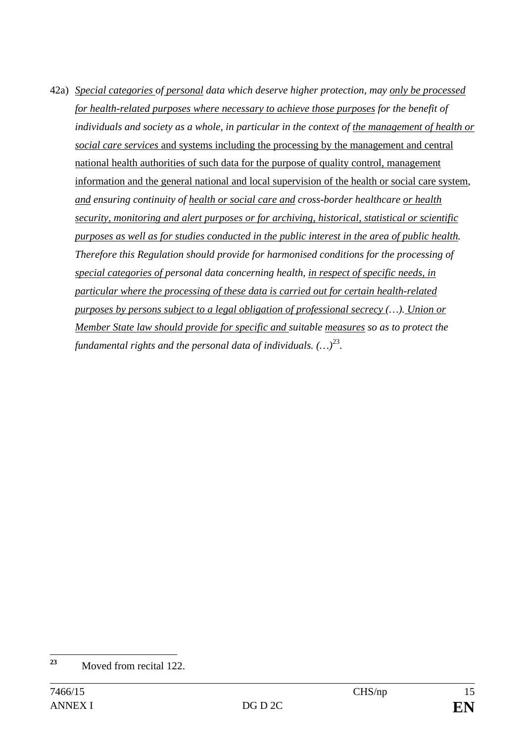42a) *Special categories of personal data which deserve higher protection, may only be processed for health-related purposes where necessary to achieve those purposes for the benefit of individuals and society as a whole, in particular in the context of the management of health or social care services* and systems including the processing by the management and central national health authorities of such data for the purpose of quality control, management information and the general national and local supervision of the health or social care system, *and ensuring continuity of health or social care and cross-border healthcare or health security, monitoring and alert purposes or for archiving, historical, statistical or scientific purposes as well as for studies conducted in the public interest in the area of public health. Therefore this Regulation should provide for harmonised conditions for the processing of special categories of personal data concerning health, in respect of specific needs, in particular where the processing of these data is carried out for certain health-related purposes by persons subject to a legal obligation of professional secrecy (…). Union or Member State law should provide for specific and suitable measures so as to protect the fundamental rights and the personal data of individuals. (…)*[23].

---

[23] Moved from recital 122.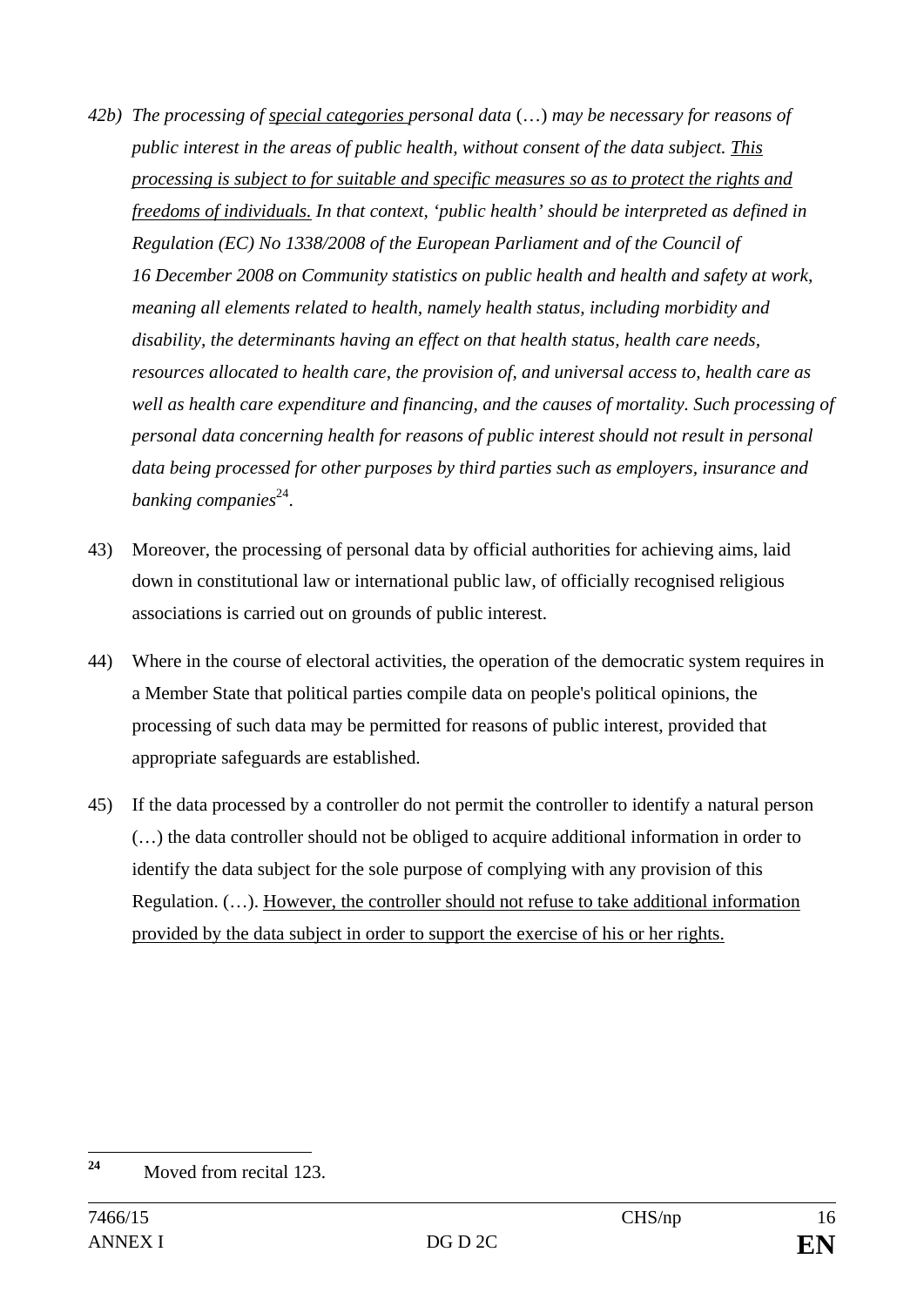*42b) The processing of* <u>*special categories*</u> *personal data* (…) *may be necessary for reasons of public interest in the areas of public health, without consent of the data subject.* <u>*This processing is subject to for suitable and specific measures so as to protect the rights and freedoms of individuals.*</u> *In that context, 'public health' should be interpreted as defined in Regulation (EC) No 1338/2008 of the European Parliament and of the Council of 16 December 2008 on Community statistics on public health and health and safety at work, meaning all elements related to health, namely health status, including morbidity and disability, the determinants having an effect on that health status, health care needs, resources allocated to health care, the provision of, and universal access to, health care as well as health care expenditure and financing, and the causes of mortality. Such processing of personal data concerning health for reasons of public interest should not result in personal data being processed for other purposes by third parties such as employers, insurance and banking companies*[24].

43) Moreover, the processing of personal data by official authorities for achieving aims, laid down in constitutional law or international public law, of officially recognised religious associations is carried out on grounds of public interest.

44) Where in the course of electoral activities, the operation of the democratic system requires in a Member State that political parties compile data on people's political opinions, the processing of such data may be permitted for reasons of public interest, provided that appropriate safeguards are established.

45) If the data processed by a controller do not permit the controller to identify a natural person (…) the data controller should not be obliged to acquire additional information in order to identify the data subject for the sole purpose of complying with any provision of this Regulation. (…). <u>However, the controller should not refuse to take additional information provided by the data subject in order to support the exercise of his or her rights.</u>

---

[24] Moved from recital 123.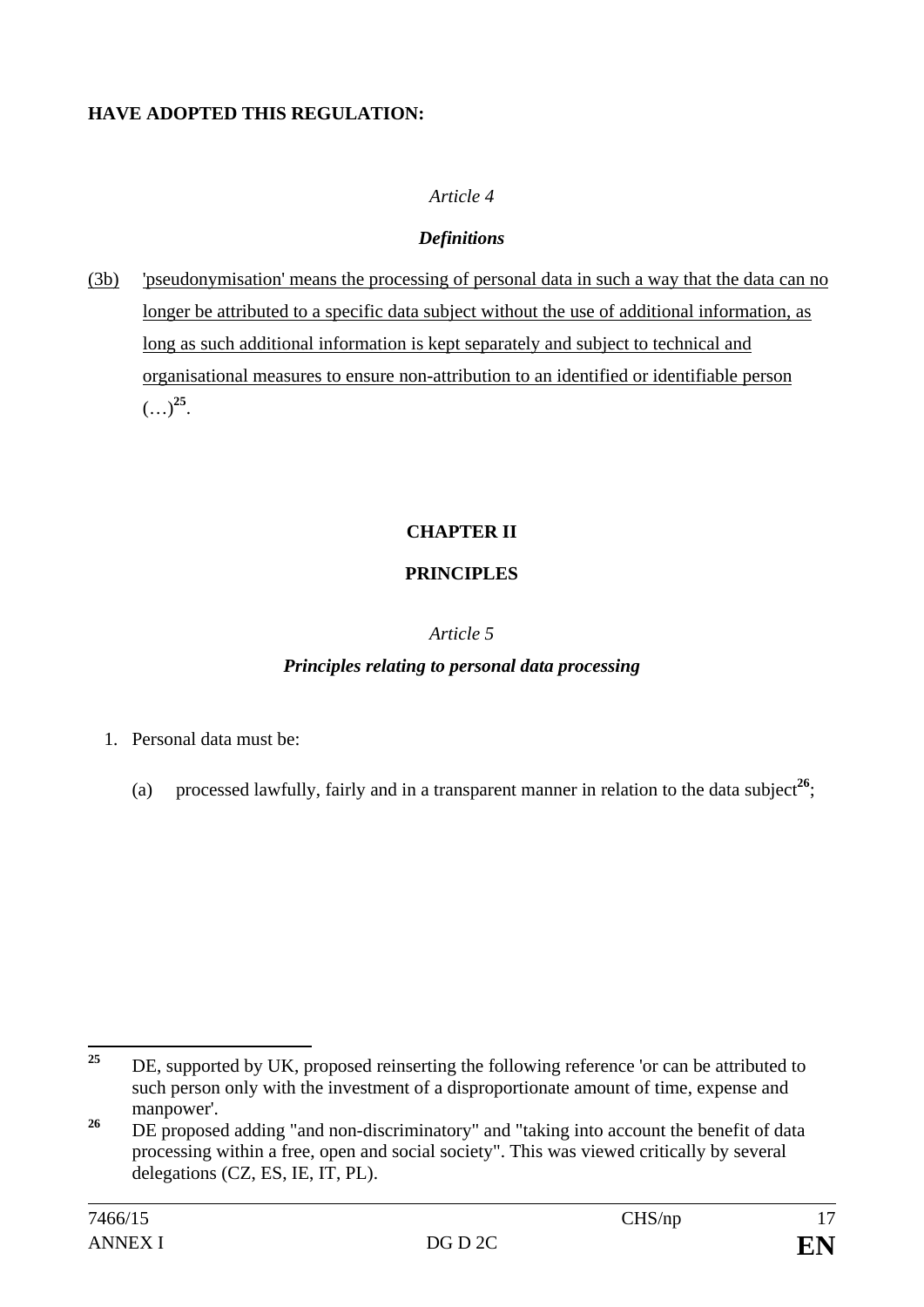**HAVE ADOPTED THIS REGULATION:**

*Article 4*

***Definitions***

(3b) 'pseudonymisation' means the processing of personal data in such a way that the data can no longer be attributed to a specific data subject without the use of additional information, as long as such additional information is kept separately and subject to technical and organisational measures to ensure non-attribution to an identified or identifiable person (…)[25].

**CHAPTER II**

**PRINCIPLES**

*Article 5*

***Principles relating to personal data processing***

1. Personal data must be:

   (a) processed lawfully, fairly and in a transparent manner in relation to the data subject[26];

---

[25] DE, supported by UK, proposed reinserting the following reference 'or can be attributed to such person only with the investment of a disproportionate amount of time, expense and manpower'.

[26] DE proposed adding "and non-discriminatory" and "taking into account the benefit of data processing within a free, open and social society". This was viewed critically by several delegations (CZ, ES, IE, IT, PL).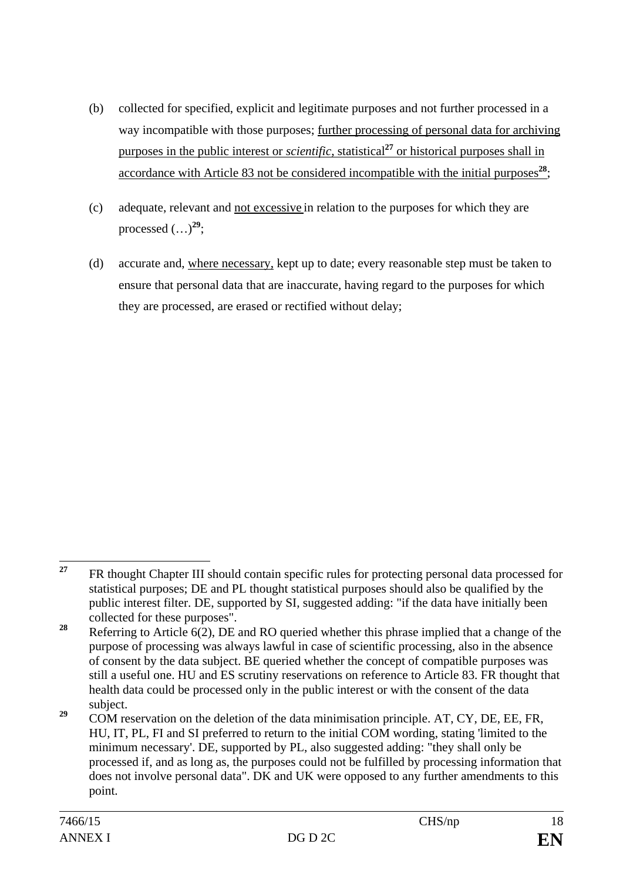(b) collected for specified, explicit and legitimate purposes and not further processed in a way incompatible with those purposes; <u>further processing of personal data for archiving purposes in the public interest or *scientific*, statistical[27] or historical purposes shall in accordance with Article 83 not be considered incompatible with the initial purposes[28]</u>;

(c) adequate, relevant and <u>not excessive</u> in relation to the purposes for which they are processed (…)[29];

(d) accurate and, <u>where necessary,</u> kept up to date; every reasonable step must be taken to ensure that personal data that are inaccurate, having regard to the purposes for which they are processed, are erased or rectified without delay;

---

[27] FR thought Chapter III should contain specific rules for protecting personal data processed for statistical purposes; DE and PL thought statistical purposes should also be qualified by the public interest filter. DE, supported by SI, suggested adding: "if the data have initially been collected for these purposes".

[28] Referring to Article 6(2), DE and RO queried whether this phrase implied that a change of the purpose of processing was always lawful in case of scientific processing, also in the absence of consent by the data subject. BE queried whether the concept of compatible purposes was still a useful one. HU and ES scrutiny reservations on reference to Article 83. FR thought that health data could be processed only in the public interest or with the consent of the data subject.

[29] COM reservation on the deletion of the data minimisation principle. AT, CY, DE, EE, FR, HU, IT, PL, FI and SI preferred to return to the initial COM wording, stating 'limited to the minimum necessary'. DE, supported by PL, also suggested adding: "they shall only be processed if, and as long as, the purposes could not be fulfilled by processing information that does not involve personal data". DK and UK were opposed to any further amendments to this point.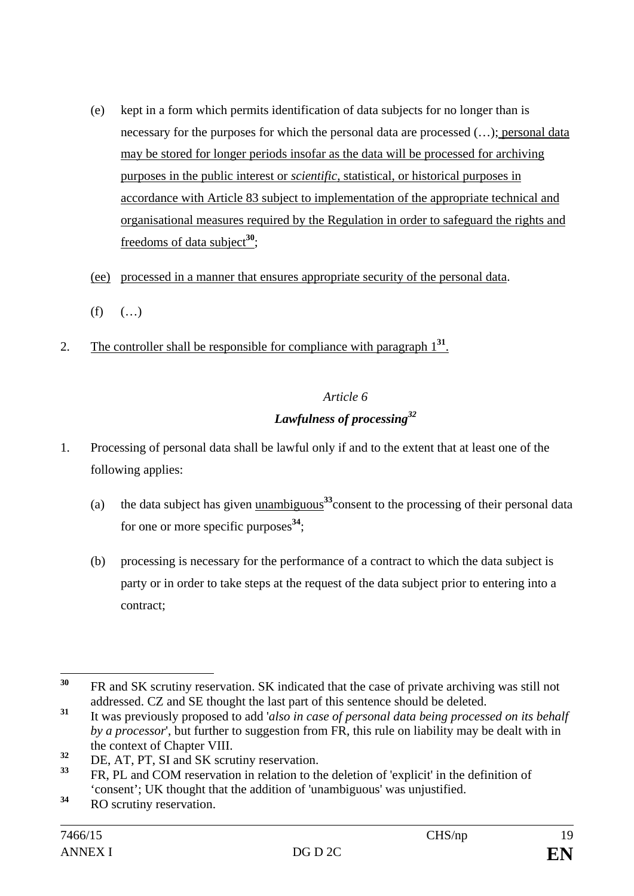(e) kept in a form which permits identification of data subjects for no longer than is necessary for the purposes for which the personal data are processed (…); personal data may be stored for longer periods insofar as the data will be processed for archiving purposes in the public interest or *scientific*, statistical, or historical purposes in accordance with Article 83 subject to implementation of the appropriate technical and organisational measures required by the Regulation in order to safeguard the rights and freedoms of data subject[30];

(ee) processed in a manner that ensures appropriate security of the personal data.

(f) (…)

2. The controller shall be responsible for compliance with paragraph 1[31].

*Article 6*

***Lawfulness of processing[32]***

1. Processing of personal data shall be lawful only if and to the extent that at least one of the following applies:

(a) the data subject has given unambiguous[33] consent to the processing of their personal data for one or more specific purposes[34];

(b) processing is necessary for the performance of a contract to which the data subject is party or in order to take steps at the request of the data subject prior to entering into a contract;

---

[30] FR and SK scrutiny reservation. SK indicated that the case of private archiving was still not addressed. CZ and SE thought the last part of this sentence should be deleted.

[31] It was previously proposed to add '*also in case of personal data being processed on its behalf by a processor*', but further to suggestion from FR, this rule on liability may be dealt with in the context of Chapter VIII.

[32] DE, AT, PT, SI and SK scrutiny reservation.

[33] FR, PL and COM reservation in relation to the deletion of 'explicit' in the definition of 'consent'; UK thought that the addition of 'unambiguous' was unjustified.

[34] RO scrutiny reservation.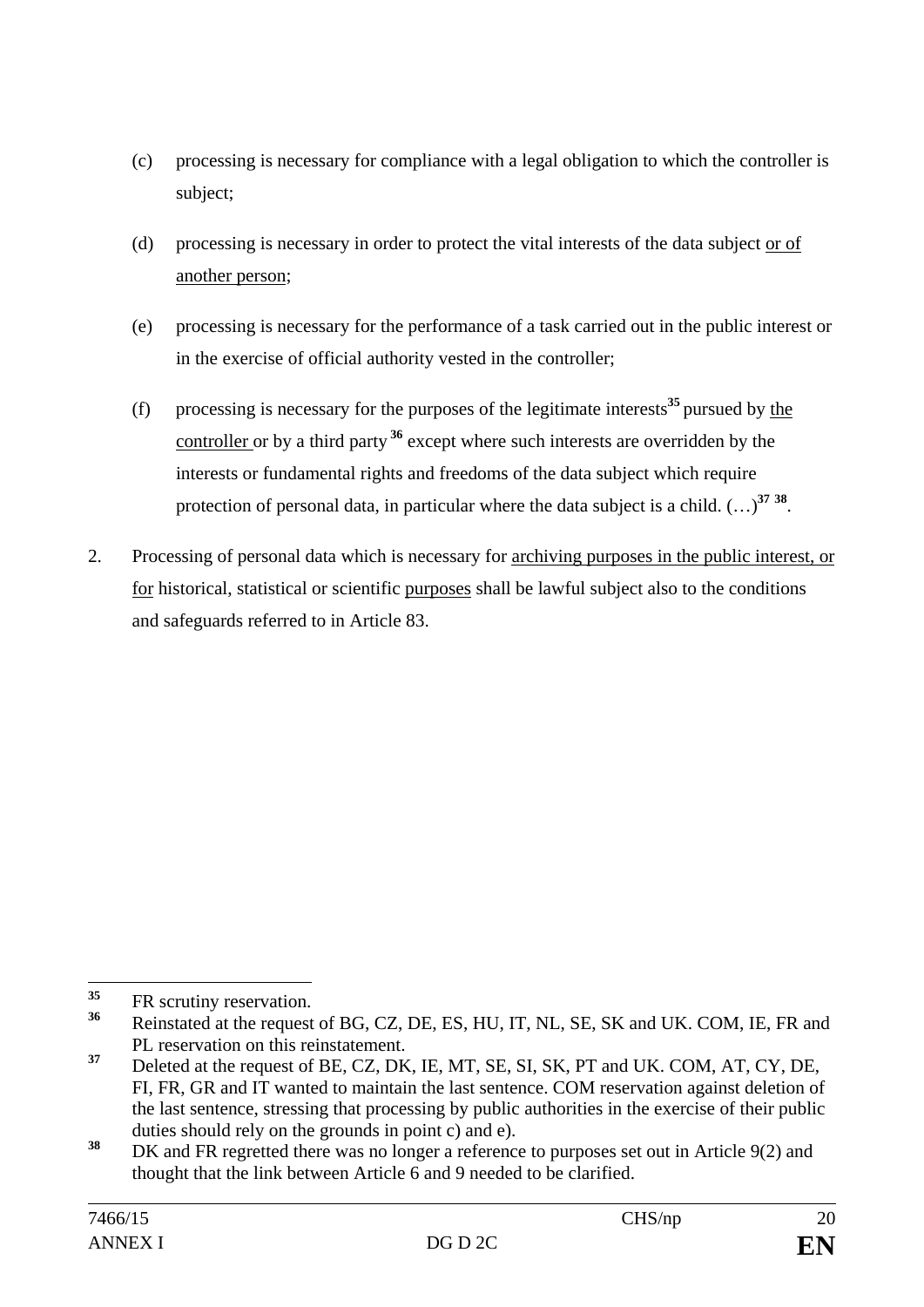(c) processing is necessary for compliance with a legal obligation to which the controller is subject;

(d) processing is necessary in order to protect the vital interests of the data subject or of another person;

(e) processing is necessary for the performance of a task carried out in the public interest or in the exercise of official authority vested in the controller;

(f) processing is necessary for the purposes of the legitimate interests[35] pursued by the controller or by a third party [36] except where such interests are overridden by the interests or fundamental rights and freedoms of the data subject which require protection of personal data, in particular where the data subject is a child. (…)[37] [38].

2. Processing of personal data which is necessary for archiving purposes in the public interest, or for historical, statistical or scientific purposes shall be lawful subject also to the conditions and safeguards referred to in Article 83.

---

[35] FR scrutiny reservation.

[36] Reinstated at the request of BG, CZ, DE, ES, HU, IT, NL, SE, SK and UK. COM, IE, FR and PL reservation on this reinstatement.

[37] Deleted at the request of BE, CZ, DK, IE, MT, SE, SI, SK, PT and UK. COM, AT, CY, DE, FI, FR, GR and IT wanted to maintain the last sentence. COM reservation against deletion of the last sentence, stressing that processing by public authorities in the exercise of their public duties should rely on the grounds in point c) and e).

[38] DK and FR regretted there was no longer a reference to purposes set out in Article 9(2) and thought that the link between Article 6 and 9 needed to be clarified.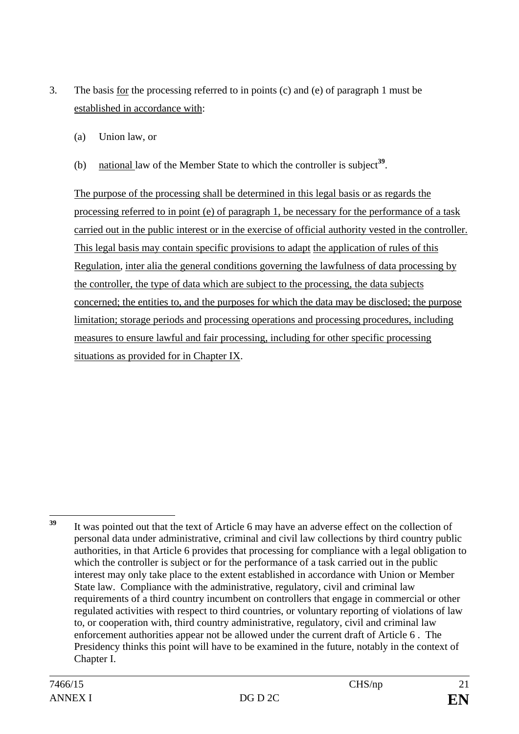3. The basis for the processing referred to in points (c) and (e) of paragraph 1 must be established in accordance with:

   (a) Union law, or

   (b) national law of the Member State to which the controller is subject[39].

   The purpose of the processing shall be determined in this legal basis or as regards the processing referred to in point (e) of paragraph 1, be necessary for the performance of a task carried out in the public interest or in the exercise of official authority vested in the controller. This legal basis may contain specific provisions to adapt the application of rules of this Regulation, inter alia the general conditions governing the lawfulness of data processing by the controller, the type of data which are subject to the processing, the data subjects concerned; the entities to, and the purposes for which the data may be disclosed; the purpose limitation; storage periods and processing operations and processing procedures, including measures to ensure lawful and fair processing, including for other specific processing situations as provided for in Chapter IX.

---

[39] It was pointed out that the text of Article 6 may have an adverse effect on the collection of personal data under administrative, criminal and civil law collections by third country public authorities, in that Article 6 provides that processing for compliance with a legal obligation to which the controller is subject or for the performance of a task carried out in the public interest may only take place to the extent established in accordance with Union or Member State law. Compliance with the administrative, regulatory, civil and criminal law requirements of a third country incumbent on controllers that engage in commercial or other regulated activities with respect to third countries, or voluntary reporting of violations of law to, or cooperation with, third country administrative, regulatory, civil and criminal law enforcement authorities appear not be allowed under the current draft of Article 6 . The Presidency thinks this point will have to be examined in the future, notably in the context of Chapter I.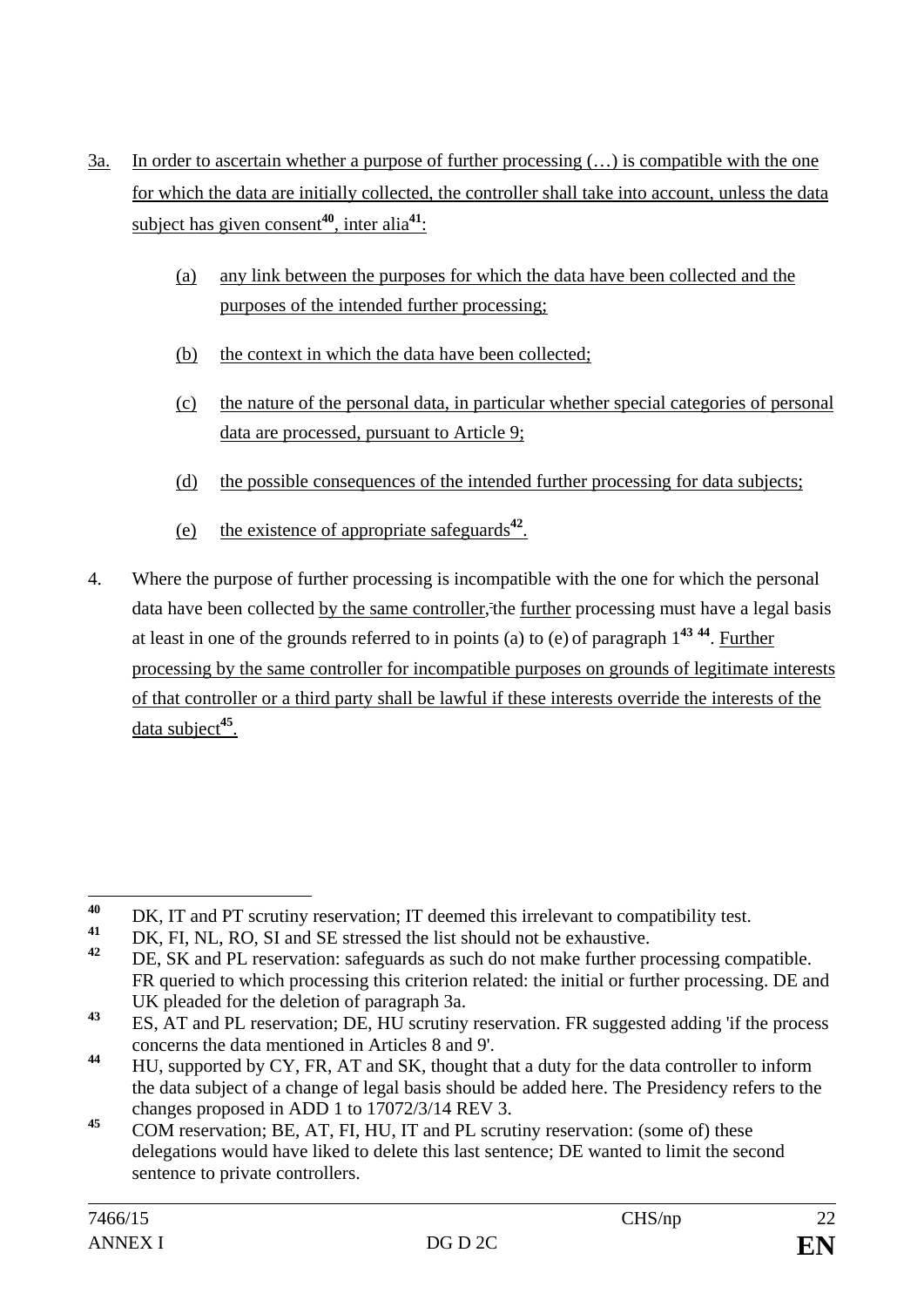3a. In order to ascertain whether a purpose of further processing (…) is compatible with the one for which the data are initially collected, the controller shall take into account, unless the data subject has given consent[40], inter alia[41]:

   (a) any link between the purposes for which the data have been collected and the purposes of the intended further processing;

   (b) the context in which the data have been collected;

   (c) the nature of the personal data, in particular whether special categories of personal data are processed, pursuant to Article 9;

   (d) the possible consequences of the intended further processing for data subjects;

   (e) the existence of appropriate safeguards[42].

4. Where the purpose of further processing is incompatible with the one for which the personal data have been collected by the same controller, the further processing must have a legal basis at least in one of the grounds referred to in points (a) to (e) of paragraph 1[43] [44]. Further processing by the same controller for incompatible purposes on grounds of legitimate interests of that controller or a third party shall be lawful if these interests override the interests of the data subject[45].

---

[40] DK, IT and PT scrutiny reservation; IT deemed this irrelevant to compatibility test.

[41] DK, FI, NL, RO, SI and SE stressed the list should not be exhaustive.

[42] DE, SK and PL reservation: safeguards as such do not make further processing compatible. FR queried to which processing this criterion related: the initial or further processing. DE and UK pleaded for the deletion of paragraph 3a.

[43] ES, AT and PL reservation; DE, HU scrutiny reservation. FR suggested adding 'if the process concerns the data mentioned in Articles 8 and 9'.

[44] HU, supported by CY, FR, AT and SK, thought that a duty for the data controller to inform the data subject of a change of legal basis should be added here. The Presidency refers to the changes proposed in ADD 1 to 17072/3/14 REV 3.

[45] COM reservation; BE, AT, FI, HU, IT and PL scrutiny reservation: (some of) these delegations would have liked to delete this last sentence; DE wanted to limit the second sentence to private controllers.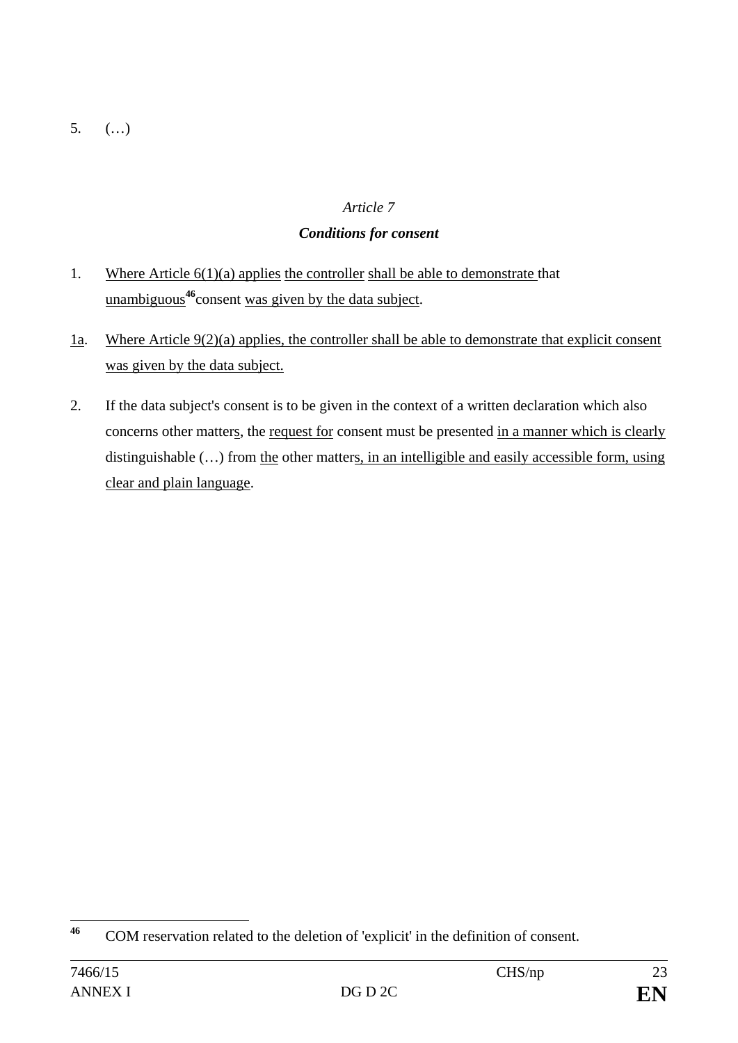5. (…)

*Article 7*

***Conditions for consent***

1. Where Article 6(1)(a) applies the controller shall be able to demonstrate that unambiguous[46] consent was given by the data subject.

1a. Where Article 9(2)(a) applies, the controller shall be able to demonstrate that explicit consent was given by the data subject.

2. If the data subject's consent is to be given in the context of a written declaration which also concerns other matters, the request for consent must be presented in a manner which is clearly distinguishable (…) from the other matters, in an intelligible and easily accessible form, using clear and plain language.

---

[46] COM reservation related to the deletion of 'explicit' in the definition of consent.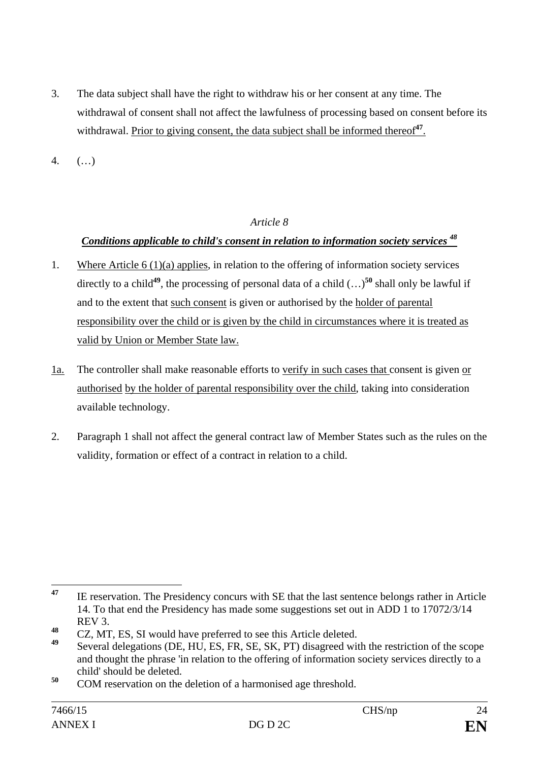3. The data subject shall have the right to withdraw his or her consent at any time. The withdrawal of consent shall not affect the lawfulness of processing based on consent before its withdrawal. Prior to giving consent, the data subject shall be informed thereof[47].

4. (…)

*Article 8*

***Conditions applicable to child's consent in relation to information society services*** [48]

1. Where Article 6 (1)(a) applies, in relation to the offering of information society services directly to a child[49], the processing of personal data of a child (…)[50] shall only be lawful if and to the extent that such consent is given or authorised by the holder of parental responsibility over the child or is given by the child in circumstances where it is treated as valid by Union or Member State law.

1a. The controller shall make reasonable efforts to verify in such cases that consent is given or authorised by the holder of parental responsibility over the child, taking into consideration available technology.

2. Paragraph 1 shall not affect the general contract law of Member States such as the rules on the validity, formation or effect of a contract in relation to a child.

---

[47] IE reservation. The Presidency concurs with SE that the last sentence belongs rather in Article 14. To that end the Presidency has made some suggestions set out in ADD 1 to 17072/3/14 REV 3.

[48] CZ, MT, ES, SI would have preferred to see this Article deleted.

[49] Several delegations (DE, HU, ES, FR, SE, SK, PT) disagreed with the restriction of the scope and thought the phrase 'in relation to the offering of information society services directly to a child' should be deleted.

[50] COM reservation on the deletion of a harmonised age threshold.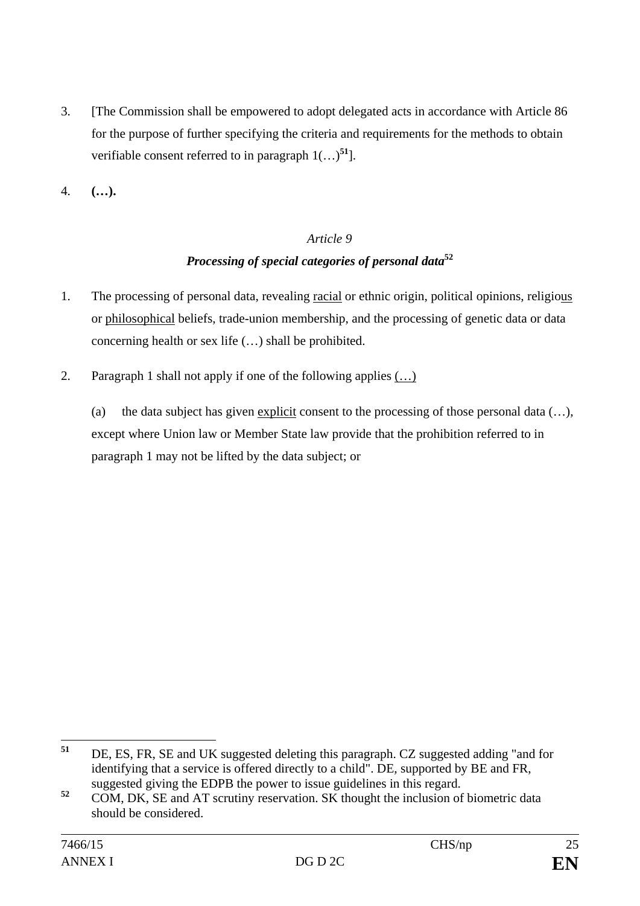3. [The Commission shall be empowered to adopt delegated acts in accordance with Article 86 for the purpose of further specifying the criteria and requirements for the methods to obtain verifiable consent referred to in paragraph 1(…)[51]].

4. **(…).**

*Article 9*

***Processing of special categories of personal data***[52]

1. The processing of personal data, revealing <u>racial</u> or ethnic origin, political opinions, religio<u>us</u> or <u>philosophical</u> beliefs, trade-union membership, and the processing of genetic data or data concerning health or sex life (…) shall be prohibited.

2. Paragraph 1 shall not apply if one of the following applies <u>(…)</u>

   (a) the data subject has given <u>explicit</u> consent to the processing of those personal data (…), except where Union law or Member State law provide that the prohibition referred to in paragraph 1 may not be lifted by the data subject; or

---

[51] DE, ES, FR, SE and UK suggested deleting this paragraph. CZ suggested adding "and for identifying that a service is offered directly to a child". DE, supported by BE and FR, suggested giving the EDPB the power to issue guidelines in this regard.

[52] COM, DK, SE and AT scrutiny reservation. SK thought the inclusion of biometric data should be considered.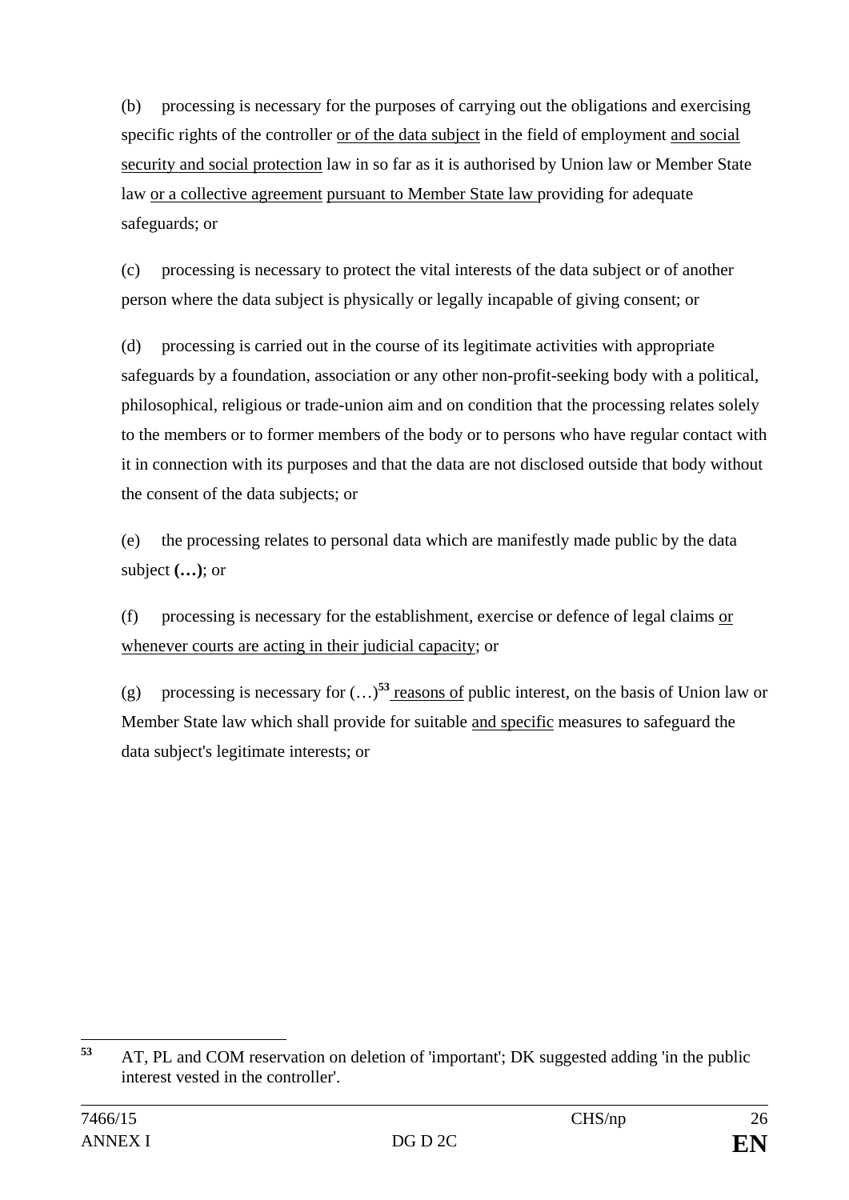(b) processing is necessary for the purposes of carrying out the obligations and exercising specific rights of the controller <u>or of the data subject</u> in the field of employment <u>and social security and social protection</u> law in so far as it is authorised by Union law or Member State law <u>or a collective agreement</u> <u>pursuant to Member State law</u> providing for adequate safeguards; or

(c) processing is necessary to protect the vital interests of the data subject or of another person where the data subject is physically or legally incapable of giving consent; or

(d) processing is carried out in the course of its legitimate activities with appropriate safeguards by a foundation, association or any other non-profit-seeking body with a political, philosophical, religious or trade-union aim and on condition that the processing relates solely to the members or to former members of the body or to persons who have regular contact with it in connection with its purposes and that the data are not disclosed outside that body without the consent of the data subjects; or

(e) the processing relates to personal data which are manifestly made public by the data subject **(…)**; or

(f) processing is necessary for the establishment, exercise or defence of legal claims <u>or whenever courts are acting in their judicial capacity</u>; or

(g) processing is necessary for (…)[53] <u>reasons of</u> public interest, on the basis of Union law or Member State law which shall provide for suitable <u>and specific</u> measures to safeguard the data subject's legitimate interests; or

---

[53] AT, PL and COM reservation on deletion of 'important'; DK suggested adding 'in the public interest vested in the controller'.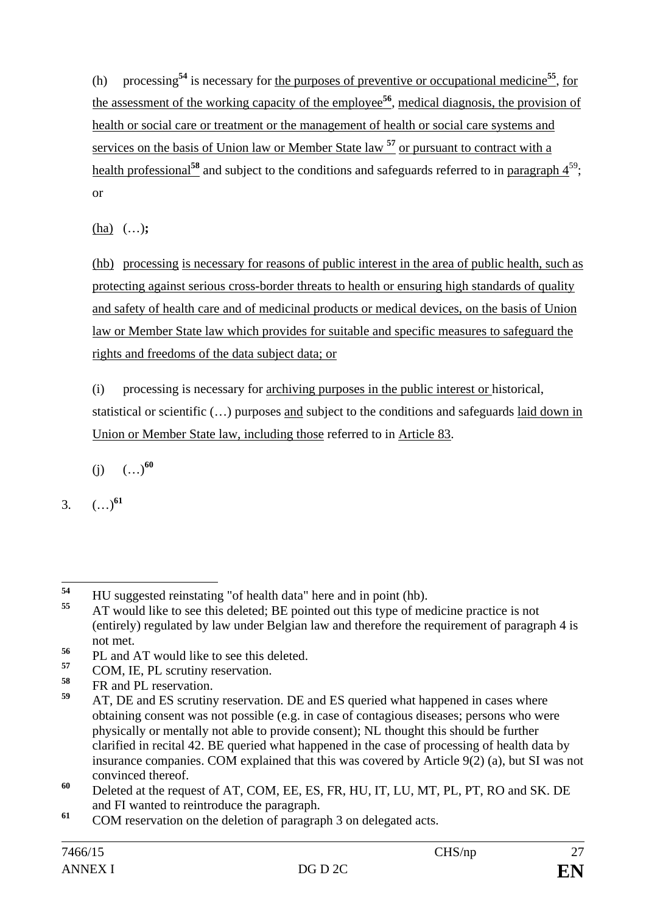(h) processing[54] is necessary for the purposes of preventive or occupational medicine[55], for the assessment of the working capacity of the employee[56], medical diagnosis, the provision of health or social care or treatment or the management of health or social care systems and services on the basis of Union law or Member State law [57] or pursuant to contract with a health professional[58] and subject to the conditions and safeguards referred to in paragraph 4[59]; or

(ha) (…);

(hb) processing is necessary for reasons of public interest in the area of public health, such as protecting against serious cross-border threats to health or ensuring high standards of quality and safety of health care and of medicinal products or medical devices, on the basis of Union law or Member State law which provides for suitable and specific measures to safeguard the rights and freedoms of the data subject data; or

(i) processing is necessary for archiving purposes in the public interest or historical, statistical or scientific (…) purposes and subject to the conditions and safeguards laid down in Union or Member State law, including those referred to in Article 83.

(j) (…)[60]

3. (…)[61]

---

[54] HU suggested reinstating "of health data" here and in point (hb).

[55] AT would like to see this deleted; BE pointed out this type of medicine practice is not (entirely) regulated by law under Belgian law and therefore the requirement of paragraph 4 is not met.

[56] PL and AT would like to see this deleted.

[57] COM, IE, PL scrutiny reservation.

[58] FR and PL reservation.

[59] AT, DE and ES scrutiny reservation. DE and ES queried what happened in cases where obtaining consent was not possible (e.g. in case of contagious diseases; persons who were physically or mentally not able to provide consent); NL thought this should be further clarified in recital 42. BE queried what happened in the case of processing of health data by insurance companies. COM explained that this was covered by Article 9(2) (a), but SI was not convinced thereof.

[60] Deleted at the request of AT, COM, EE, ES, FR, HU, IT, LU, MT, PL, PT, RO and SK. DE and FI wanted to reintroduce the paragraph.

[61] COM reservation on the deletion of paragraph 3 on delegated acts.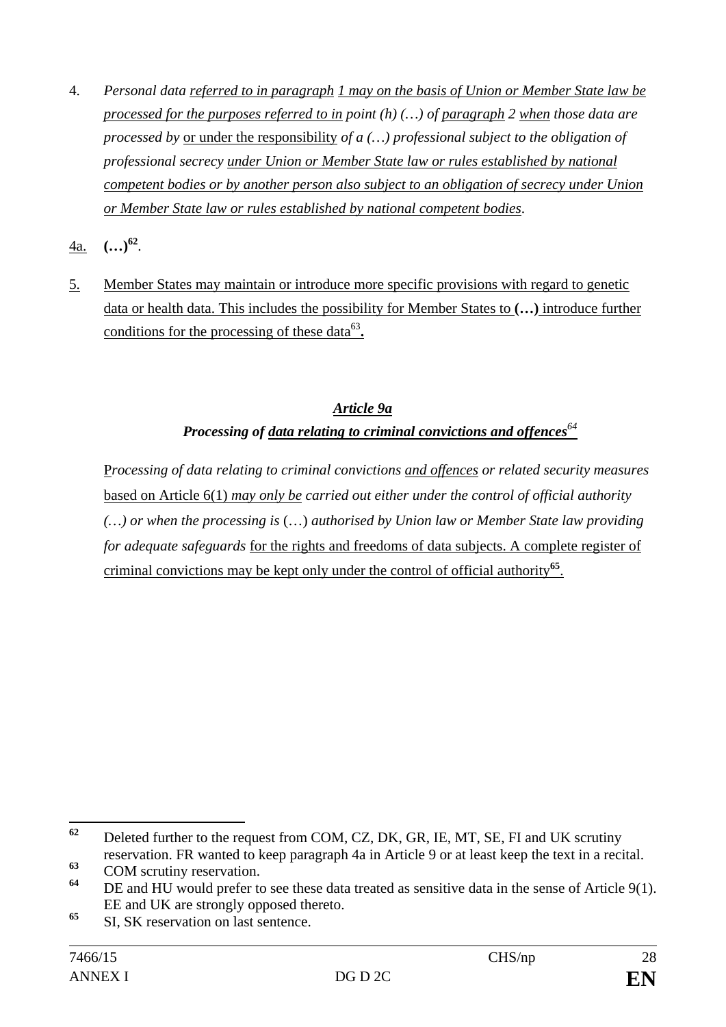4. *Personal data referred to in paragraph 1 may on the basis of Union or Member State law be processed for the purposes referred to in point (h) (…) of paragraph 2 when those data are processed by* or under the responsibility *of a (…) professional subject to the obligation of professional secrecy under Union or Member State law or rules established by national competent bodies or by another person also subject to an obligation of secrecy under Union or Member State law or rules established by national competent bodies.*

4a. **(…)**[62].

5. Member States may maintain or introduce more specific provisions with regard to genetic data or health data. This includes the possibility for Member States to **(…)** introduce further conditions for the processing of these data[63]**.**

### *Article 9a*

### *Processing of data relating to criminal convictions and offences*[64]

P*rocessing of data relating to criminal convictions* and offences *or related security measures* based on Article 6(1) *may only be carried out either under the control of official authority (…) or when the processing is* (…) *authorised by Union law or Member State law providing for adequate safeguards* for the rights and freedoms of data subjects. A complete register of criminal convictions may be kept only under the control of official authority[65].

---

[62] Deleted further to the request from COM, CZ, DK, GR, IE, MT, SE, FI and UK scrutiny reservation. FR wanted to keep paragraph 4a in Article 9 or at least keep the text in a recital.

[63] COM scrutiny reservation.

[64] DE and HU would prefer to see these data treated as sensitive data in the sense of Article 9(1). EE and UK are strongly opposed thereto.

[65] SI, SK reservation on last sentence.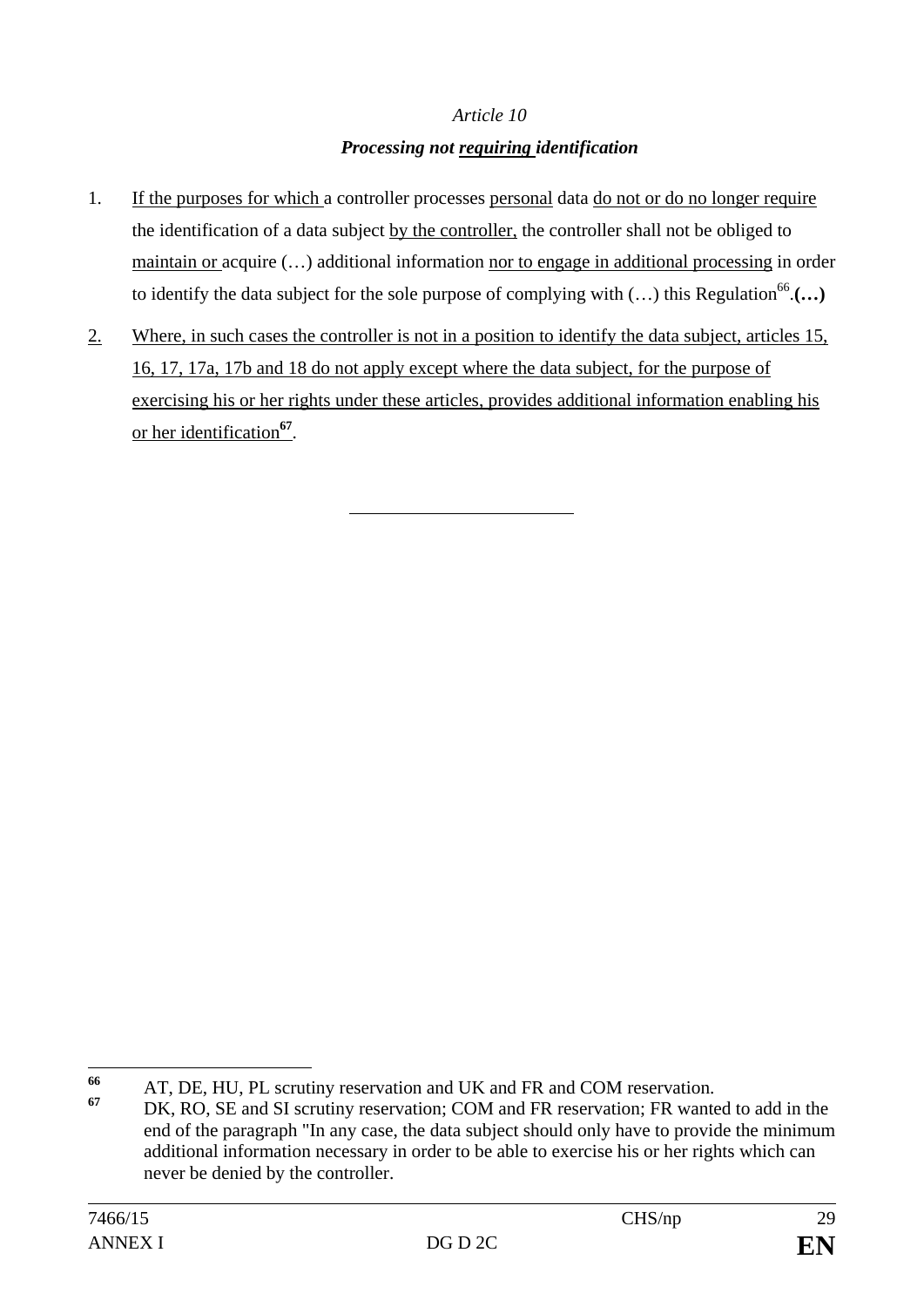*Article 10*

***Processing not requiring identification***

1. If the purposes for which a controller processes personal data do not or do no longer require the identification of a data subject by the controller, the controller shall not be obliged to maintain or acquire (…) additional information nor to engage in additional processing in order to identify the data subject for the sole purpose of complying with (…) this Regulation[66].**(…)**

2. Where, in such cases the controller is not in a position to identify the data subject, articles 15, 16, 17, 17a, 17b and 18 do not apply except where the data subject, for the purpose of exercising his or her rights under these articles, provides additional information enabling his or her identification[67].

---

[66] AT, DE, HU, PL scrutiny reservation and UK and FR and COM reservation.

[67] DK, RO, SE and SI scrutiny reservation; COM and FR reservation; FR wanted to add in the end of the paragraph "In any case, the data subject should only have to provide the minimum additional information necessary in order to be able to exercise his or her rights which can never be denied by the controller.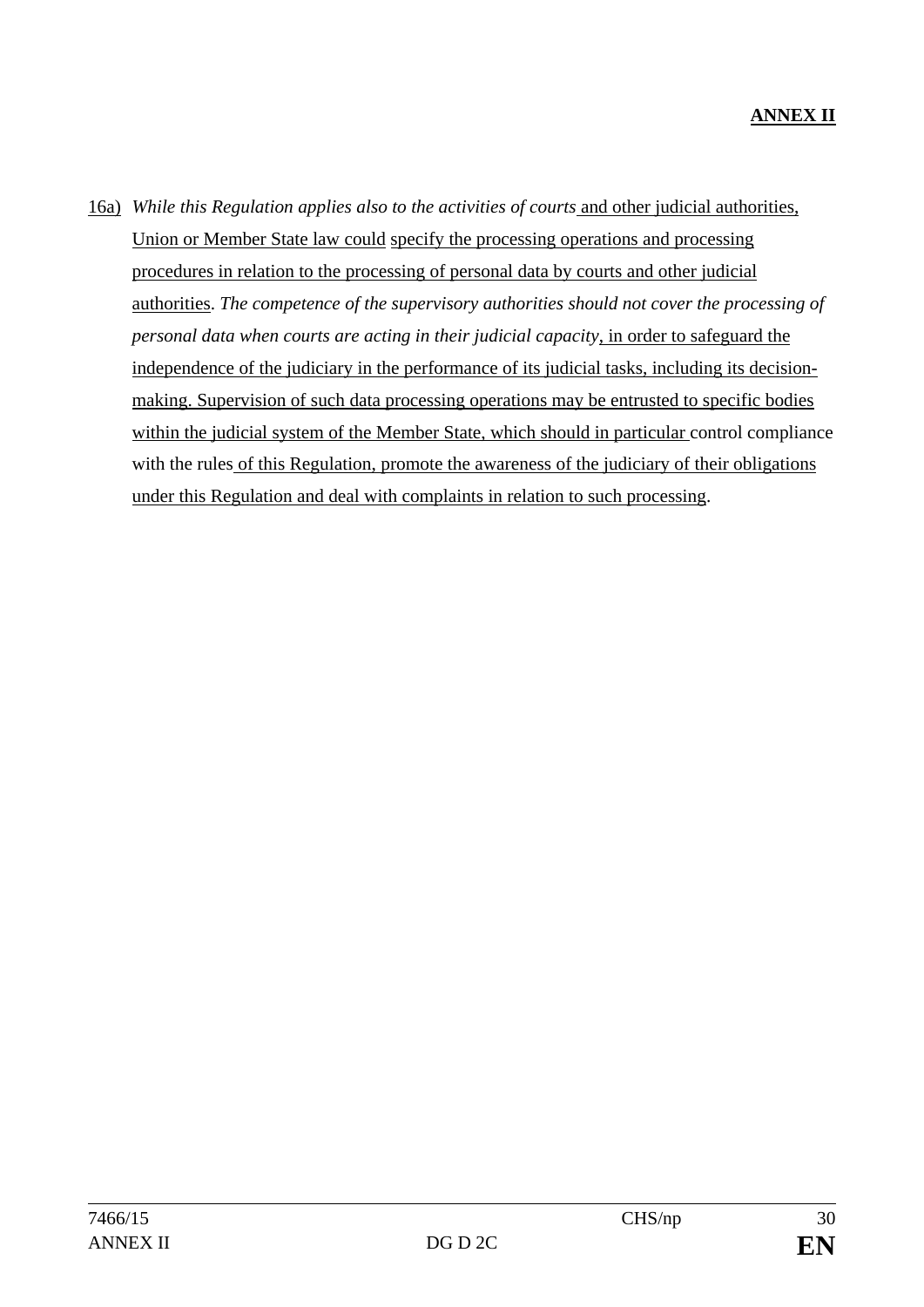**ANNEX II**

16a) *While this Regulation applies also to the activities of courts* and other judicial authorities, Union or Member State law could specify the processing operations and processing procedures in relation to the processing of personal data by courts and other judicial authorities. *The competence of the supervisory authorities should not cover the processing of personal data when courts are acting in their judicial capacity*, in order to safeguard the independence of the judiciary in the performance of its judicial tasks, including its decision-making. Supervision of such data processing operations may be entrusted to specific bodies within the judicial system of the Member State, which should in particular control compliance with the rules of this Regulation, promote the awareness of the judiciary of their obligations under this Regulation and deal with complaints in relation to such processing.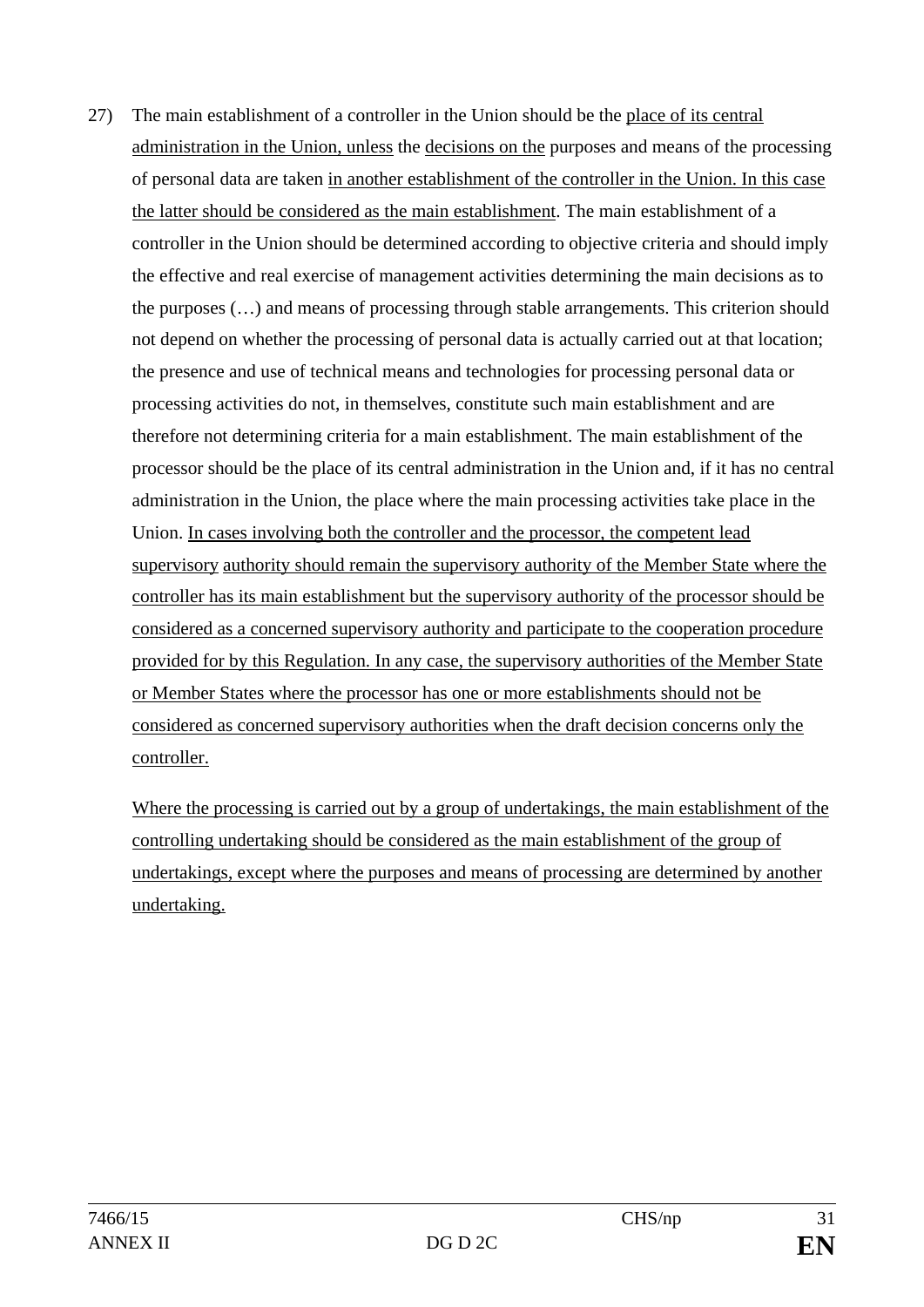27) The main establishment of a controller in the Union should be the place of its central administration in the Union, unless the decisions on the purposes and means of the processing of personal data are taken in another establishment of the controller in the Union. In this case the latter should be considered as the main establishment. The main establishment of a controller in the Union should be determined according to objective criteria and should imply the effective and real exercise of management activities determining the main decisions as to the purposes (…) and means of processing through stable arrangements. This criterion should not depend on whether the processing of personal data is actually carried out at that location; the presence and use of technical means and technologies for processing personal data or processing activities do not, in themselves, constitute such main establishment and are therefore not determining criteria for a main establishment. The main establishment of the processor should be the place of its central administration in the Union and, if it has no central administration in the Union, the place where the main processing activities take place in the Union. In cases involving both the controller and the processor, the competent lead supervisory authority should remain the supervisory authority of the Member State where the controller has its main establishment but the supervisory authority of the processor should be considered as a concerned supervisory authority and participate to the cooperation procedure provided for by this Regulation. In any case, the supervisory authorities of the Member State or Member States where the processor has one or more establishments should not be considered as concerned supervisory authorities when the draft decision concerns only the controller.

Where the processing is carried out by a group of undertakings, the main establishment of the controlling undertaking should be considered as the main establishment of the group of undertakings, except where the purposes and means of processing are determined by another undertaking.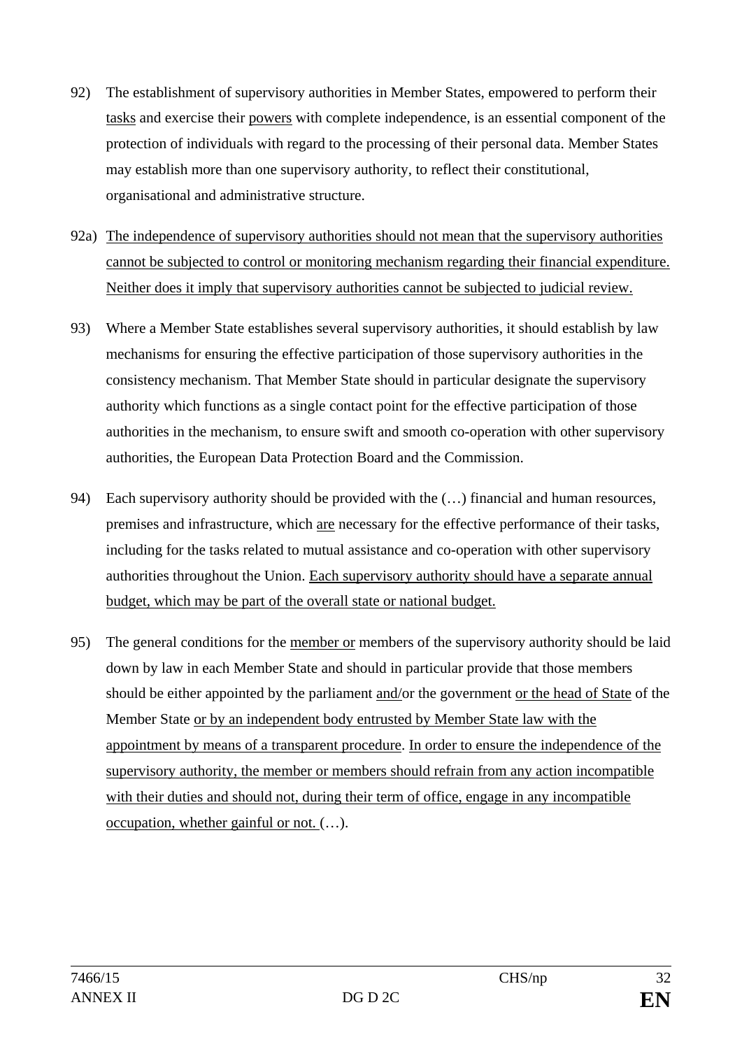92) The establishment of supervisory authorities in Member States, empowered to perform their tasks and exercise their powers with complete independence, is an essential component of the protection of individuals with regard to the processing of their personal data. Member States may establish more than one supervisory authority, to reflect their constitutional, organisational and administrative structure.

92a) The independence of supervisory authorities should not mean that the supervisory authorities cannot be subjected to control or monitoring mechanism regarding their financial expenditure. Neither does it imply that supervisory authorities cannot be subjected to judicial review.

93) Where a Member State establishes several supervisory authorities, it should establish by law mechanisms for ensuring the effective participation of those supervisory authorities in the consistency mechanism. That Member State should in particular designate the supervisory authority which functions as a single contact point for the effective participation of those authorities in the mechanism, to ensure swift and smooth co-operation with other supervisory authorities, the European Data Protection Board and the Commission.

94) Each supervisory authority should be provided with the (…) financial and human resources, premises and infrastructure, which are necessary for the effective performance of their tasks, including for the tasks related to mutual assistance and co-operation with other supervisory authorities throughout the Union. Each supervisory authority should have a separate annual budget, which may be part of the overall state or national budget.

95) The general conditions for the member or members of the supervisory authority should be laid down by law in each Member State and should in particular provide that those members should be either appointed by the parliament and/or the government or the head of State of the Member State or by an independent body entrusted by Member State law with the appointment by means of a transparent procedure. In order to ensure the independence of the supervisory authority, the member or members should refrain from any action incompatible with their duties and should not, during their term of office, engage in any incompatible occupation, whether gainful or not. (…).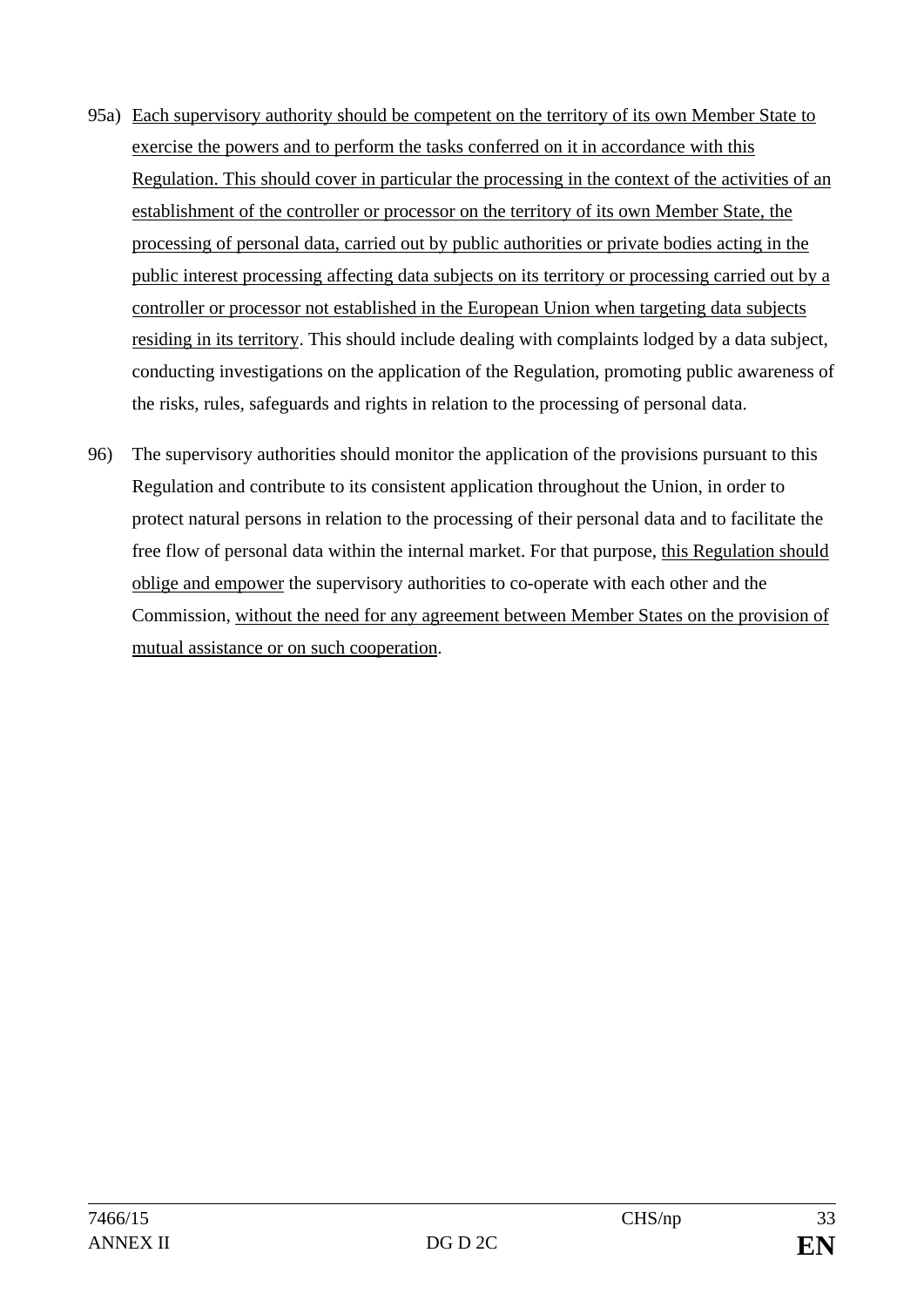95a) Each supervisory authority should be competent on the territory of its own Member State to exercise the powers and to perform the tasks conferred on it in accordance with this Regulation. This should cover in particular the processing in the context of the activities of an establishment of the controller or processor on the territory of its own Member State, the processing of personal data, carried out by public authorities or private bodies acting in the public interest processing affecting data subjects on its territory or processing carried out by a controller or processor not established in the European Union when targeting data subjects residing in its territory. This should include dealing with complaints lodged by a data subject, conducting investigations on the application of the Regulation, promoting public awareness of the risks, rules, safeguards and rights in relation to the processing of personal data.

96) The supervisory authorities should monitor the application of the provisions pursuant to this Regulation and contribute to its consistent application throughout the Union, in order to protect natural persons in relation to the processing of their personal data and to facilitate the free flow of personal data within the internal market. For that purpose, this Regulation should oblige and empower the supervisory authorities to co-operate with each other and the Commission, without the need for any agreement between Member States on the provision of mutual assistance or on such cooperation.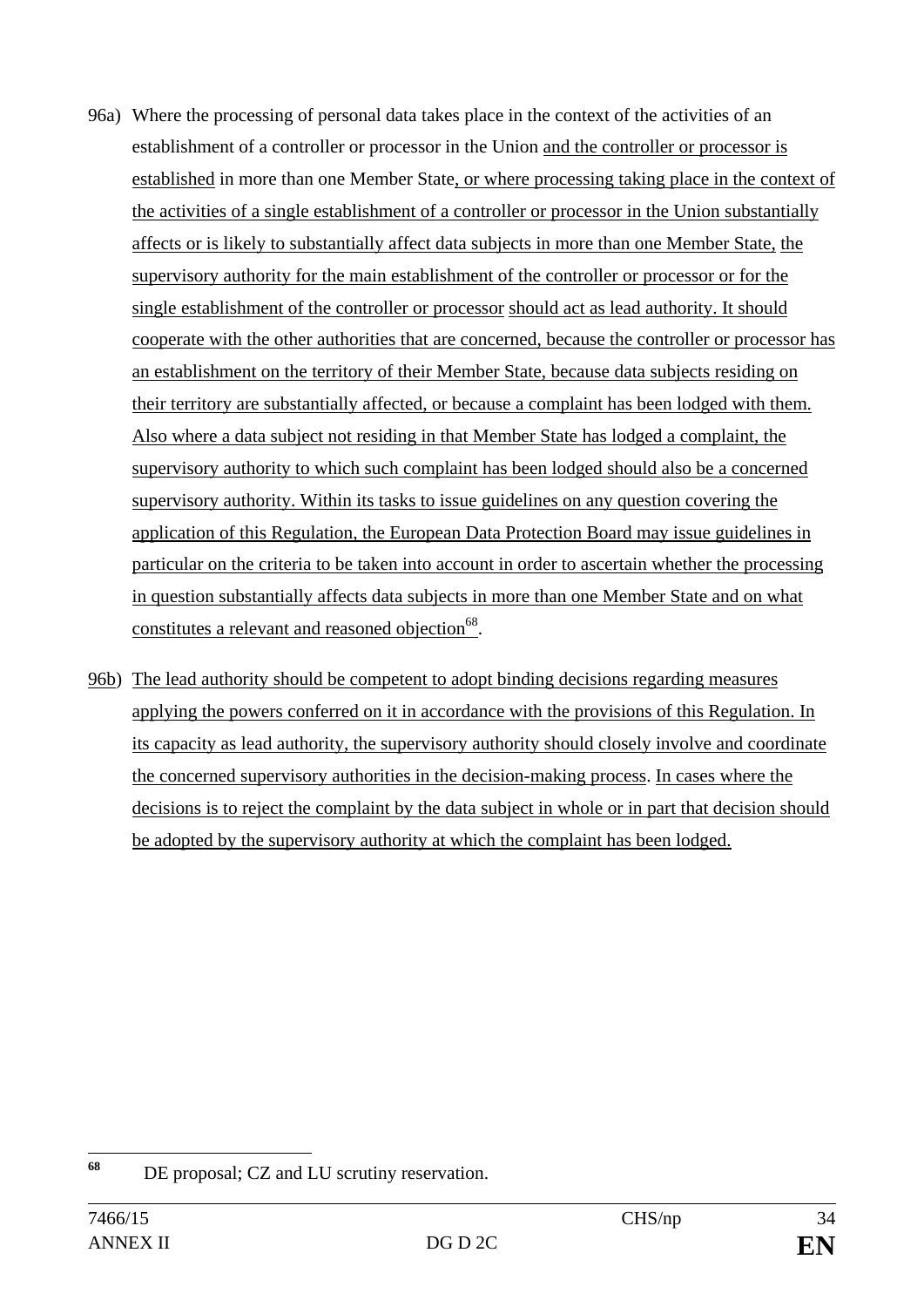96a) Where the processing of personal data takes place in the context of the activities of an establishment of a controller or processor in the Union and the controller or processor is established in more than one Member State, or where processing taking place in the context of the activities of a single establishment of a controller or processor in the Union substantially affects or is likely to substantially affect data subjects in more than one Member State, the supervisory authority for the main establishment of the controller or processor or for the single establishment of the controller or processor should act as lead authority. It should cooperate with the other authorities that are concerned, because the controller or processor has an establishment on the territory of their Member State, because data subjects residing on their territory are substantially affected, or because a complaint has been lodged with them. Also where a data subject not residing in that Member State has lodged a complaint, the supervisory authority to which such complaint has been lodged should also be a concerned supervisory authority. Within its tasks to issue guidelines on any question covering the application of this Regulation, the European Data Protection Board may issue guidelines in particular on the criteria to be taken into account in order to ascertain whether the processing in question substantially affects data subjects in more than one Member State and on what constitutes a relevant and reasoned objection[68].

96b) The lead authority should be competent to adopt binding decisions regarding measures applying the powers conferred on it in accordance with the provisions of this Regulation. In its capacity as lead authority, the supervisory authority should closely involve and coordinate the concerned supervisory authorities in the decision-making process. In cases where the decisions is to reject the complaint by the data subject in whole or in part that decision should be adopted by the supervisory authority at which the complaint has been lodged.

---

[68] DE proposal; CZ and LU scrutiny reservation.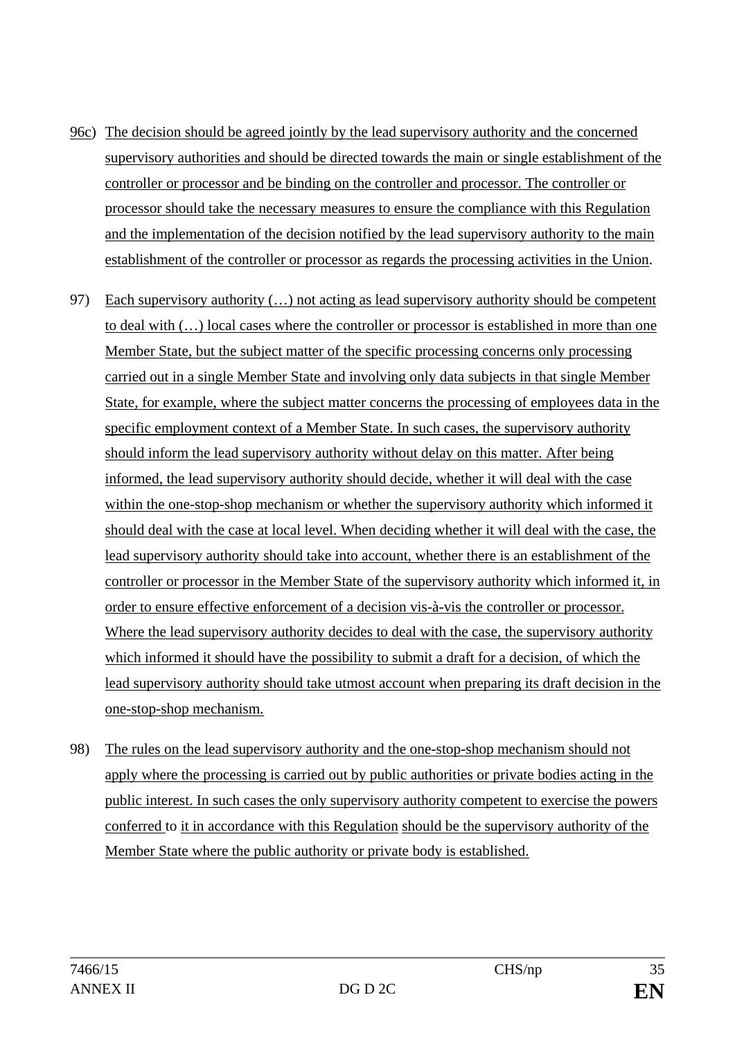96c) The decision should be agreed jointly by the lead supervisory authority and the concerned supervisory authorities and should be directed towards the main or single establishment of the controller or processor and be binding on the controller and processor. The controller or processor should take the necessary measures to ensure the compliance with this Regulation and the implementation of the decision notified by the lead supervisory authority to the main establishment of the controller or processor as regards the processing activities in the Union.

97) Each supervisory authority (…) not acting as lead supervisory authority should be competent to deal with (…) local cases where the controller or processor is established in more than one Member State, but the subject matter of the specific processing concerns only processing carried out in a single Member State and involving only data subjects in that single Member State, for example, where the subject matter concerns the processing of employees data in the specific employment context of a Member State. In such cases, the supervisory authority should inform the lead supervisory authority without delay on this matter. After being informed, the lead supervisory authority should decide, whether it will deal with the case within the one-stop-shop mechanism or whether the supervisory authority which informed it should deal with the case at local level. When deciding whether it will deal with the case, the lead supervisory authority should take into account, whether there is an establishment of the controller or processor in the Member State of the supervisory authority which informed it, in order to ensure effective enforcement of a decision vis-à-vis the controller or processor. Where the lead supervisory authority decides to deal with the case, the supervisory authority which informed it should have the possibility to submit a draft for a decision, of which the lead supervisory authority should take utmost account when preparing its draft decision in the one-stop-shop mechanism.

98) The rules on the lead supervisory authority and the one-stop-shop mechanism should not apply where the processing is carried out by public authorities or private bodies acting in the public interest. In such cases the only supervisory authority competent to exercise the powers conferred to it in accordance with this Regulation should be the supervisory authority of the Member State where the public authority or private body is established.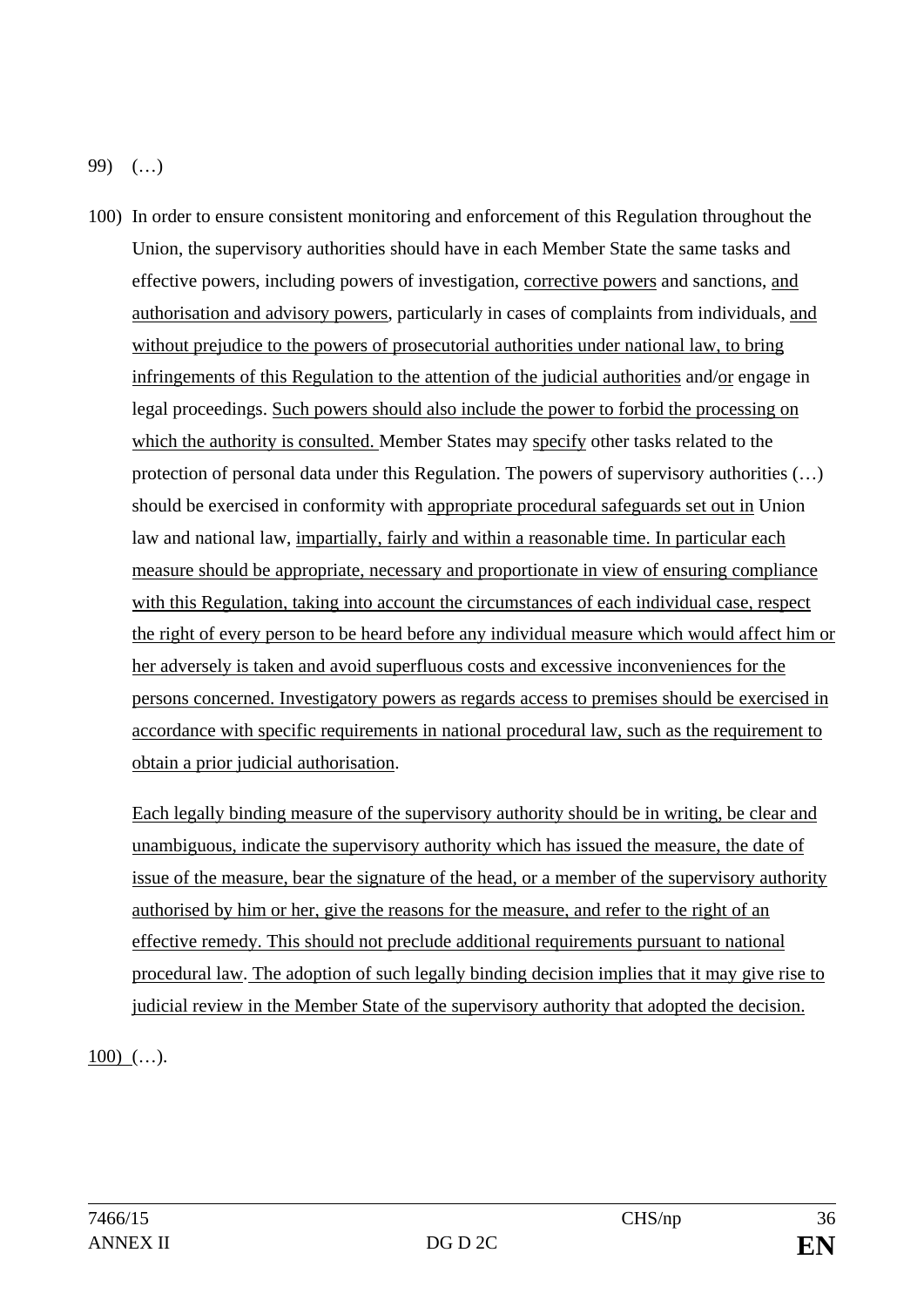99) (…)

100) In order to ensure consistent monitoring and enforcement of this Regulation throughout the Union, the supervisory authorities should have in each Member State the same tasks and effective powers, including powers of investigation, corrective powers and sanctions, and authorisation and advisory powers, particularly in cases of complaints from individuals, and without prejudice to the powers of prosecutorial authorities under national law, to bring infringements of this Regulation to the attention of the judicial authorities and/or engage in legal proceedings. Such powers should also include the power to forbid the processing on which the authority is consulted. Member States may specify other tasks related to the protection of personal data under this Regulation. The powers of supervisory authorities (…) should be exercised in conformity with appropriate procedural safeguards set out in Union law and national law, impartially, fairly and within a reasonable time. In particular each measure should be appropriate, necessary and proportionate in view of ensuring compliance with this Regulation, taking into account the circumstances of each individual case, respect the right of every person to be heard before any individual measure which would affect him or her adversely is taken and avoid superfluous costs and excessive inconveniences for the persons concerned. Investigatory powers as regards access to premises should be exercised in accordance with specific requirements in national procedural law, such as the requirement to obtain a prior judicial authorisation.

Each legally binding measure of the supervisory authority should be in writing, be clear and unambiguous, indicate the supervisory authority which has issued the measure, the date of issue of the measure, bear the signature of the head, or a member of the supervisory authority authorised by him or her, give the reasons for the measure, and refer to the right of an effective remedy. This should not preclude additional requirements pursuant to national procedural law. The adoption of such legally binding decision implies that it may give rise to judicial review in the Member State of the supervisory authority that adopted the decision.

100) (…).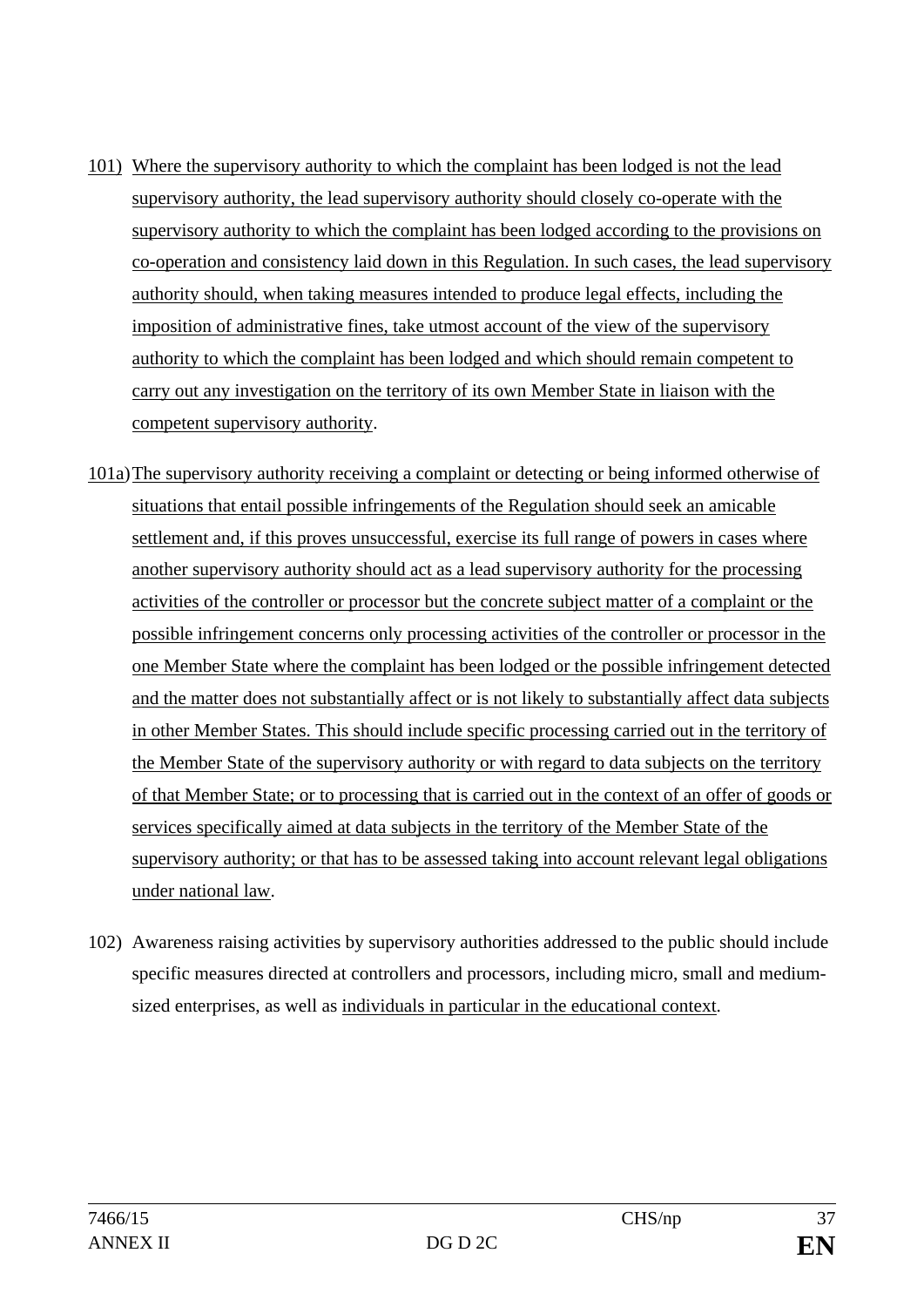101) Where the supervisory authority to which the complaint has been lodged is not the lead supervisory authority, the lead supervisory authority should closely co-operate with the supervisory authority to which the complaint has been lodged according to the provisions on co-operation and consistency laid down in this Regulation. In such cases, the lead supervisory authority should, when taking measures intended to produce legal effects, including the imposition of administrative fines, take utmost account of the view of the supervisory authority to which the complaint has been lodged and which should remain competent to carry out any investigation on the territory of its own Member State in liaison with the competent supervisory authority.

101a) The supervisory authority receiving a complaint or detecting or being informed otherwise of situations that entail possible infringements of the Regulation should seek an amicable settlement and, if this proves unsuccessful, exercise its full range of powers in cases where another supervisory authority should act as a lead supervisory authority for the processing activities of the controller or processor but the concrete subject matter of a complaint or the possible infringement concerns only processing activities of the controller or processor in the one Member State where the complaint has been lodged or the possible infringement detected and the matter does not substantially affect or is not likely to substantially affect data subjects in other Member States. This should include specific processing carried out in the territory of the Member State of the supervisory authority or with regard to data subjects on the territory of that Member State; or to processing that is carried out in the context of an offer of goods or services specifically aimed at data subjects in the territory of the Member State of the supervisory authority; or that has to be assessed taking into account relevant legal obligations under national law.

102) Awareness raising activities by supervisory authorities addressed to the public should include specific measures directed at controllers and processors, including micro, small and medium-sized enterprises, as well as individuals in particular in the educational context.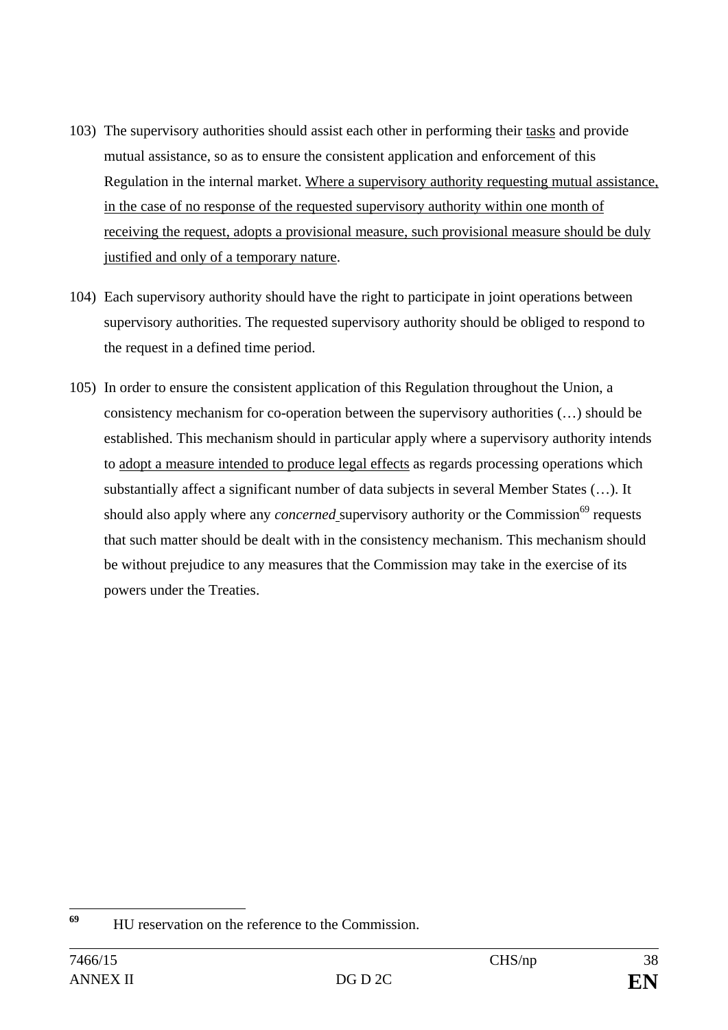103) The supervisory authorities should assist each other in performing their <u>tasks</u> and provide mutual assistance, so as to ensure the consistent application and enforcement of this Regulation in the internal market. <u>Where a supervisory authority requesting mutual assistance, in the case of no response of the requested supervisory authority within one month of receiving the request, adopts a provisional measure, such provisional measure should be duly justified and only of a temporary nature</u>.

104) Each supervisory authority should have the right to participate in joint operations between supervisory authorities. The requested supervisory authority should be obliged to respond to the request in a defined time period.

105) In order to ensure the consistent application of this Regulation throughout the Union, a consistency mechanism for co-operation between the supervisory authorities (…) should be established. This mechanism should in particular apply where a supervisory authority intends to <u>adopt a measure intended to produce legal effects</u> as regards processing operations which substantially affect a significant number of data subjects in several Member States (…). It should also apply where any *concerned* supervisory authority or the Commission[69] requests that such matter should be dealt with in the consistency mechanism. This mechanism should be without prejudice to any measures that the Commission may take in the exercise of its powers under the Treaties.

---

[69] HU reservation on the reference to the Commission.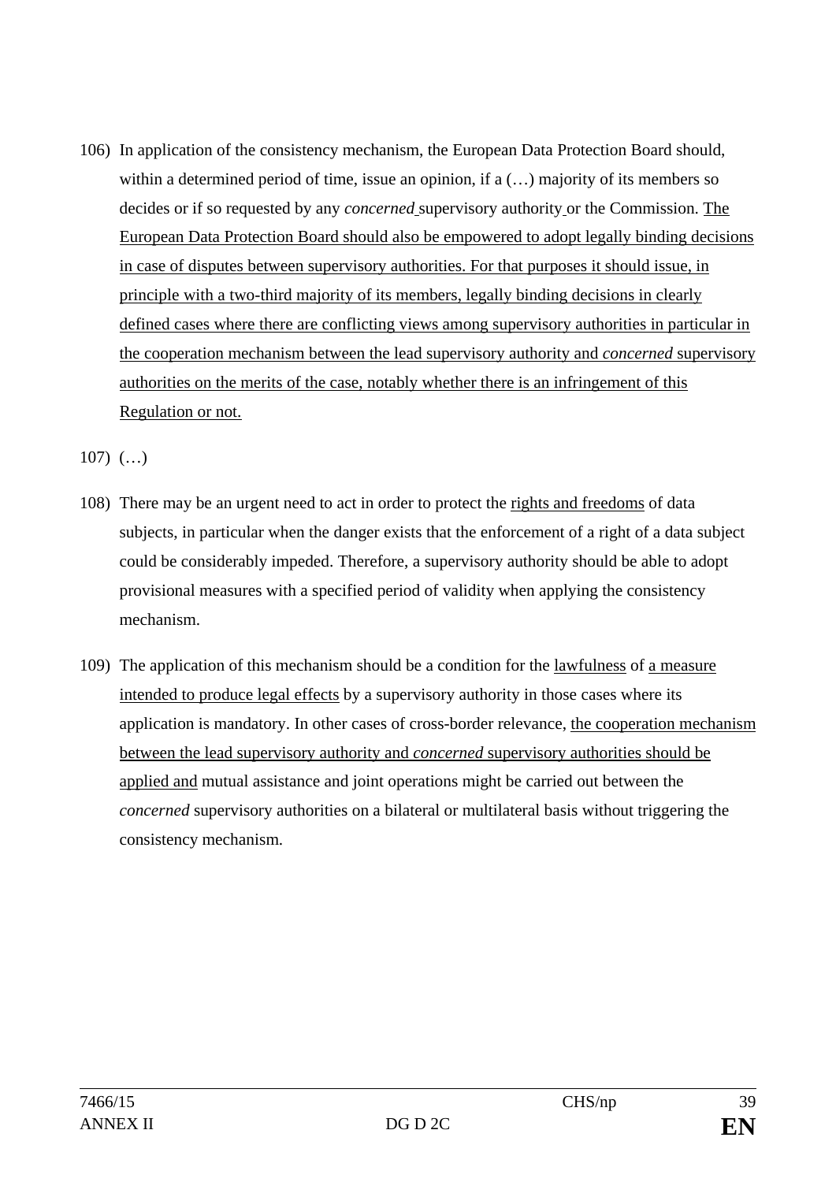106) In application of the consistency mechanism, the European Data Protection Board should, within a determined period of time, issue an opinion, if a (…) majority of its members so decides or if so requested by any *concerned* supervisory authority or the Commission. <u>The European Data Protection Board should also be empowered to adopt legally binding decisions in case of disputes between supervisory authorities. For that purposes it should issue, in principle with a two-third majority of its members, legally binding decisions in clearly defined cases where there are conflicting views among supervisory authorities in particular in the cooperation mechanism between the lead supervisory authority and *concerned* supervisory authorities on the merits of the case, notably whether there is an infringement of this Regulation or not.</u>

107) (…)

108) There may be an urgent need to act in order to protect the <u>rights and freedoms</u> of data subjects, in particular when the danger exists that the enforcement of a right of a data subject could be considerably impeded. Therefore, a supervisory authority should be able to adopt provisional measures with a specified period of validity when applying the consistency mechanism.

109) The application of this mechanism should be a condition for the <u>lawfulness</u> of <u>a measure intended to produce legal effects</u> by a supervisory authority in those cases where its application is mandatory. In other cases of cross-border relevance, <u>the cooperation mechanism between the lead supervisory authority and *concerned* supervisory authorities should be applied and</u> mutual assistance and joint operations might be carried out between the *concerned* supervisory authorities on a bilateral or multilateral basis without triggering the consistency mechanism.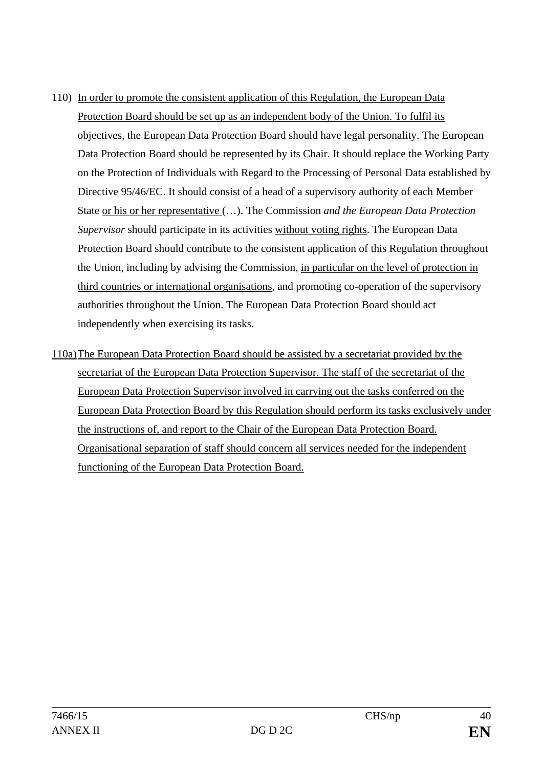110) In order to promote the consistent application of this Regulation, the European Data Protection Board should be set up as an independent body of the Union. To fulfil its objectives, the European Data Protection Board should have legal personality. The European Data Protection Board should be represented by its Chair. It should replace the Working Party on the Protection of Individuals with Regard to the Processing of Personal Data established by Directive 95/46/EC. It should consist of a head of a supervisory authority of each Member State or his or her representative (…). The Commission *and the European Data Protection Supervisor* should participate in its activities without voting rights. The European Data Protection Board should contribute to the consistent application of this Regulation throughout the Union, including by advising the Commission, in particular on the level of protection in third countries or international organisations, and promoting co-operation of the supervisory authorities throughout the Union. The European Data Protection Board should act independently when exercising its tasks.

110a) The European Data Protection Board should be assisted by a secretariat provided by the secretariat of the European Data Protection Supervisor. The staff of the secretariat of the European Data Protection Supervisor involved in carrying out the tasks conferred on the European Data Protection Board by this Regulation should perform its tasks exclusively under the instructions of, and report to the Chair of the European Data Protection Board. Organisational separation of staff should concern all services needed for the independent functioning of the European Data Protection Board.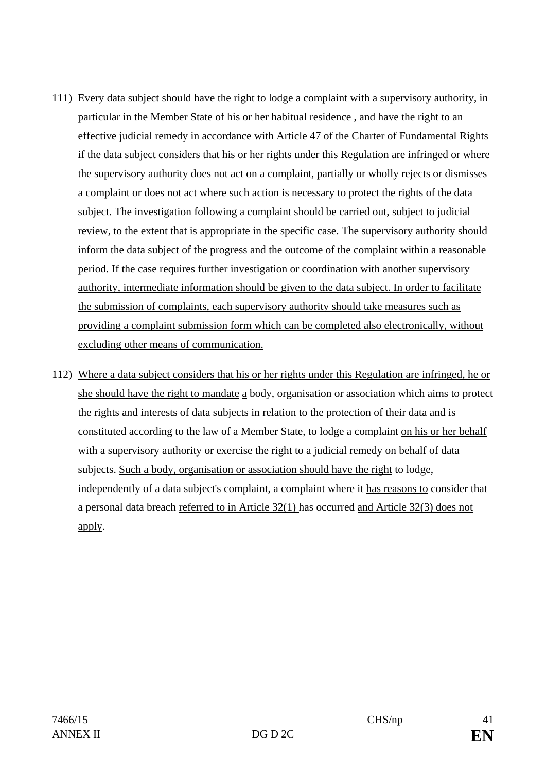111) Every data subject should have the right to lodge a complaint with a supervisory authority, in particular in the Member State of his or her habitual residence , and have the right to an effective judicial remedy in accordance with Article 47 of the Charter of Fundamental Rights if the data subject considers that his or her rights under this Regulation are infringed or where the supervisory authority does not act on a complaint, partially or wholly rejects or dismisses a complaint or does not act where such action is necessary to protect the rights of the data subject. The investigation following a complaint should be carried out, subject to judicial review, to the extent that is appropriate in the specific case. The supervisory authority should inform the data subject of the progress and the outcome of the complaint within a reasonable period. If the case requires further investigation or coordination with another supervisory authority, intermediate information should be given to the data subject. In order to facilitate the submission of complaints, each supervisory authority should take measures such as providing a complaint submission form which can be completed also electronically, without excluding other means of communication.

112) Where a data subject considers that his or her rights under this Regulation are infringed, he or she should have the right to mandate a body, organisation or association which aims to protect the rights and interests of data subjects in relation to the protection of their data and is constituted according to the law of a Member State, to lodge a complaint on his or her behalf with a supervisory authority or exercise the right to a judicial remedy on behalf of data subjects. Such a body, organisation or association should have the right to lodge, independently of a data subject's complaint, a complaint where it has reasons to consider that a personal data breach referred to in Article 32(1) has occurred and Article 32(3) does not apply.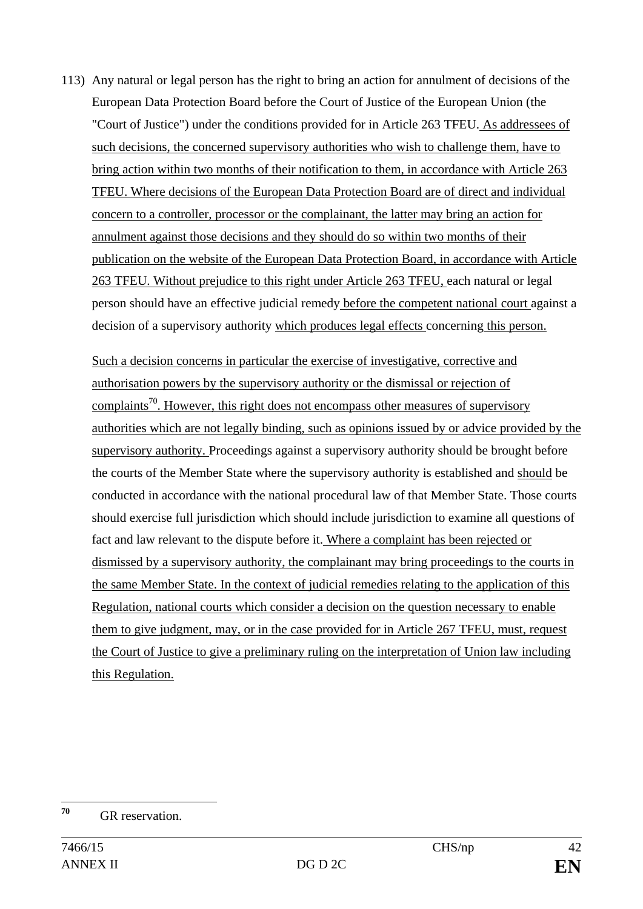113) Any natural or legal person has the right to bring an action for annulment of decisions of the European Data Protection Board before the Court of Justice of the European Union (the "Court of Justice") under the conditions provided for in Article 263 TFEU. As addressees of such decisions, the concerned supervisory authorities who wish to challenge them, have to bring action within two months of their notification to them, in accordance with Article 263 TFEU. Where decisions of the European Data Protection Board are of direct and individual concern to a controller, processor or the complainant, the latter may bring an action for annulment against those decisions and they should do so within two months of their publication on the website of the European Data Protection Board, in accordance with Article 263 TFEU. Without prejudice to this right under Article 263 TFEU, each natural or legal person should have an effective judicial remedy before the competent national court against a decision of a supervisory authority which produces legal effects concerning this person.

Such a decision concerns in particular the exercise of investigative, corrective and authorisation powers by the supervisory authority or the dismissal or rejection of complaints[70]. However, this right does not encompass other measures of supervisory authorities which are not legally binding, such as opinions issued by or advice provided by the supervisory authority. Proceedings against a supervisory authority should be brought before the courts of the Member State where the supervisory authority is established and should be conducted in accordance with the national procedural law of that Member State. Those courts should exercise full jurisdiction which should include jurisdiction to examine all questions of fact and law relevant to the dispute before it. Where a complaint has been rejected or dismissed by a supervisory authority, the complainant may bring proceedings to the courts in the same Member State. In the context of judicial remedies relating to the application of this Regulation, national courts which consider a decision on the question necessary to enable them to give judgment, may, or in the case provided for in Article 267 TFEU, must, request the Court of Justice to give a preliminary ruling on the interpretation of Union law including this Regulation.

[70] GR reservation.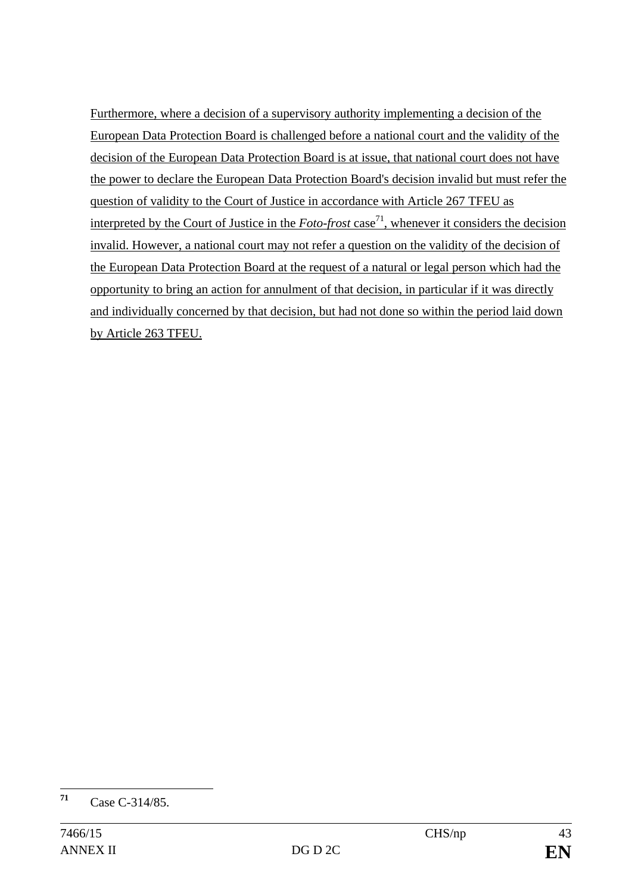Furthermore, where a decision of a supervisory authority implementing a decision of the European Data Protection Board is challenged before a national court and the validity of the decision of the European Data Protection Board is at issue, that national court does not have the power to declare the European Data Protection Board's decision invalid but must refer the question of validity to the Court of Justice in accordance with Article 267 TFEU as interpreted by the Court of Justice in the *Foto-frost* case[71], whenever it considers the decision invalid. However, a national court may not refer a question on the validity of the decision of the European Data Protection Board at the request of a natural or legal person which had the opportunity to bring an action for annulment of that decision, in particular if it was directly and individually concerned by that decision, but had not done so within the period laid down by Article 263 TFEU.

---

[71] Case C-314/85.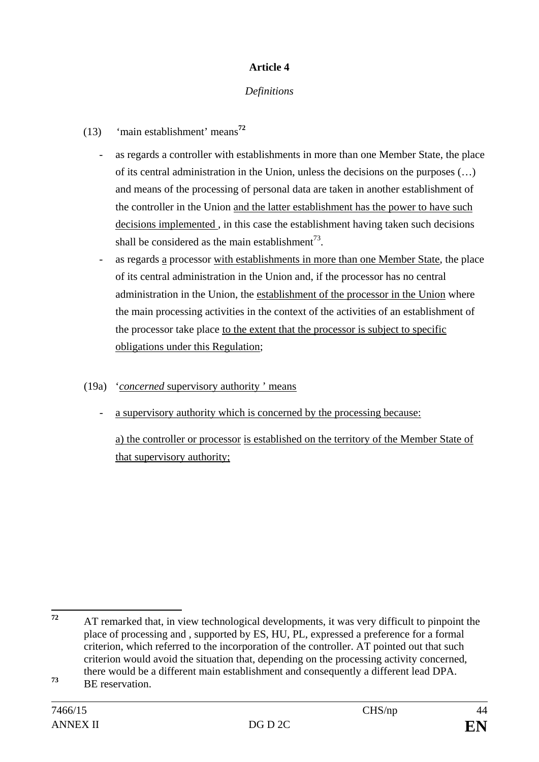## Article 4

*Definitions*

(13) 'main establishment' means[72]

- as regards a controller with establishments in more than one Member State, the place of its central administration in the Union, unless the decisions on the purposes (…) and means of the processing of personal data are taken in another establishment of the controller in the Union and the latter establishment has the power to have such decisions implemented , in this case the establishment having taken such decisions shall be considered as the main establishment[73].
- as regards a processor with establishments in more than one Member State, the place of its central administration in the Union and, if the processor has no central administration in the Union, the establishment of the processor in the Union where the main processing activities in the context of the activities of an establishment of the processor take place to the extent that the processor is subject to specific obligations under this Regulation;

(19a) '*concerned* supervisory authority ' means

- a supervisory authority which is concerned by the processing because:

  a) the controller or processor is established on the territory of the Member State of that supervisory authority;

---

[72] AT remarked that, in view technological developments, it was very difficult to pinpoint the place of processing and , supported by ES, HU, PL, expressed a preference for a formal criterion, which referred to the incorporation of the controller. AT pointed out that such criterion would avoid the situation that, depending on the processing activity concerned, there would be a different main establishment and consequently a different lead DPA.

[73] BE reservation.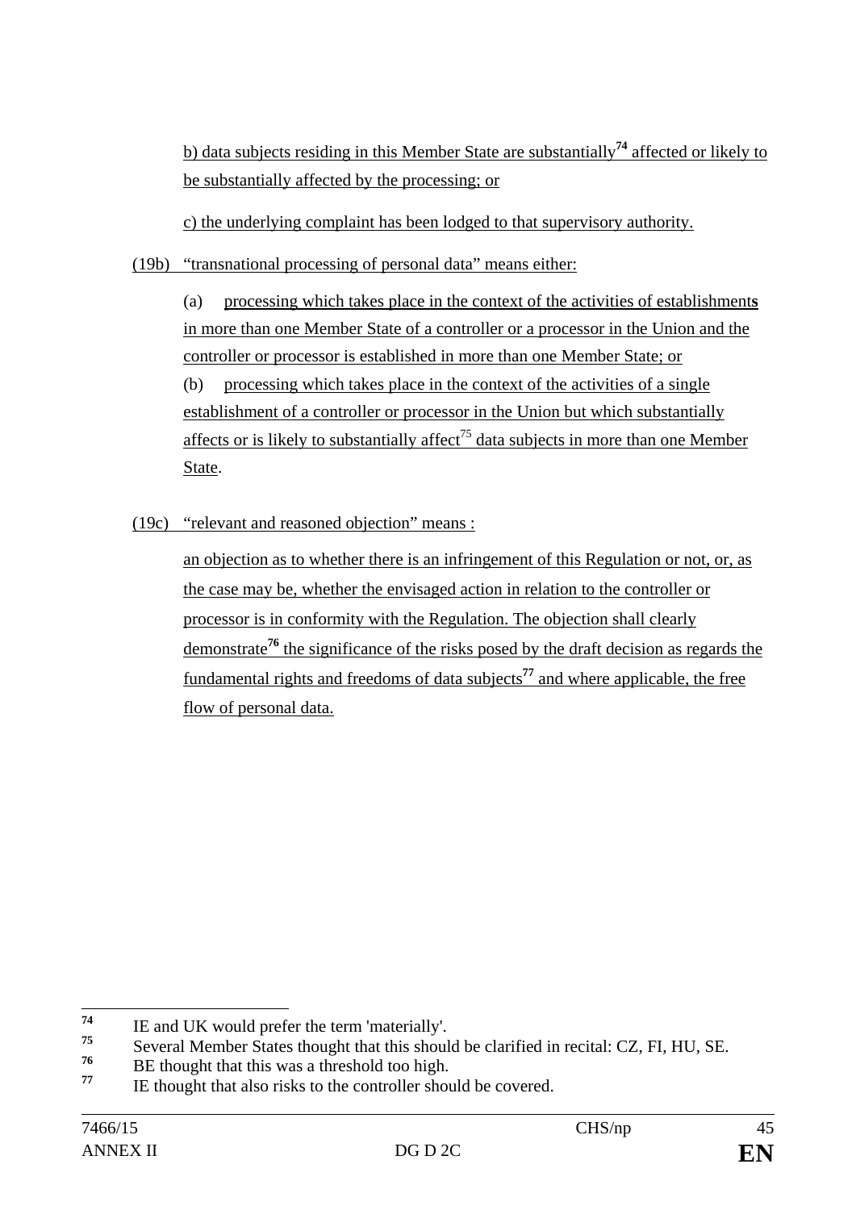b) data subjects residing in this Member State are substantially[74] affected or likely to be substantially affected by the processing; or

c) the underlying complaint has been lodged to that supervisory authority.

(19b) "transnational processing of personal data" means either:

(a) processing which takes place in the context of the activities of establishment**s** in more than one Member State of a controller or a processor in the Union and the controller or processor is established in more than one Member State; or

(b) processing which takes place in the context of the activities of a single establishment of a controller or processor in the Union but which substantially affects or is likely to substantially affect[75] data subjects in more than one Member State.

(19c) "relevant and reasoned objection" means :

an objection as to whether there is an infringement of this Regulation or not, or, as the case may be, whether the envisaged action in relation to the controller or processor is in conformity with the Regulation. The objection shall clearly demonstrate[76] the significance of the risks posed by the draft decision as regards the fundamental rights and freedoms of data subjects[77] and where applicable, the free flow of personal data.

---

[74] IE and UK would prefer the term 'materially'.

[75] Several Member States thought that this should be clarified in recital: CZ, FI, HU, SE.

[76] BE thought that this was a threshold too high.

[77] IE thought that also risks to the controller should be covered.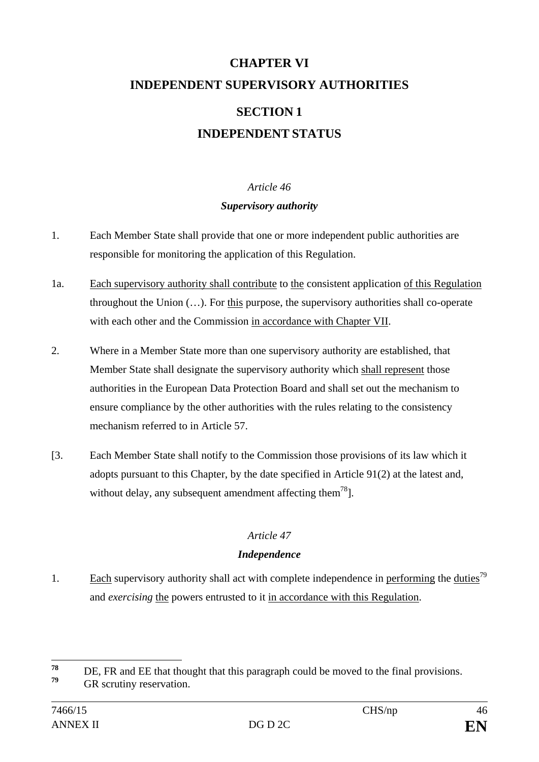# CHAPTER VI
# INDEPENDENT SUPERVISORY AUTHORITIES

## SECTION 1
## INDEPENDENT STATUS

*Article 46*

***Supervisory authority***

1. Each Member State shall provide that one or more independent public authorities are responsible for monitoring the application of this Regulation.

1a. Each supervisory authority shall contribute to the consistent application of this Regulation throughout the Union (…). For this purpose, the supervisory authorities shall co-operate with each other and the Commission in accordance with Chapter VII.

2. Where in a Member State more than one supervisory authority are established, that Member State shall designate the supervisory authority which shall represent those authorities in the European Data Protection Board and shall set out the mechanism to ensure compliance by the other authorities with the rules relating to the consistency mechanism referred to in Article 57.

[3. Each Member State shall notify to the Commission those provisions of its law which it adopts pursuant to this Chapter, by the date specified in Article 91(2) at the latest and, without delay, any subsequent amendment affecting them[78]].

*Article 47*

***Independence***

1. Each supervisory authority shall act with complete independence in performing the duties[79] and *exercising* the powers entrusted to it in accordance with this Regulation.

---

[78] DE, FR and EE that thought that this paragraph could be moved to the final provisions.

[79] GR scrutiny reservation.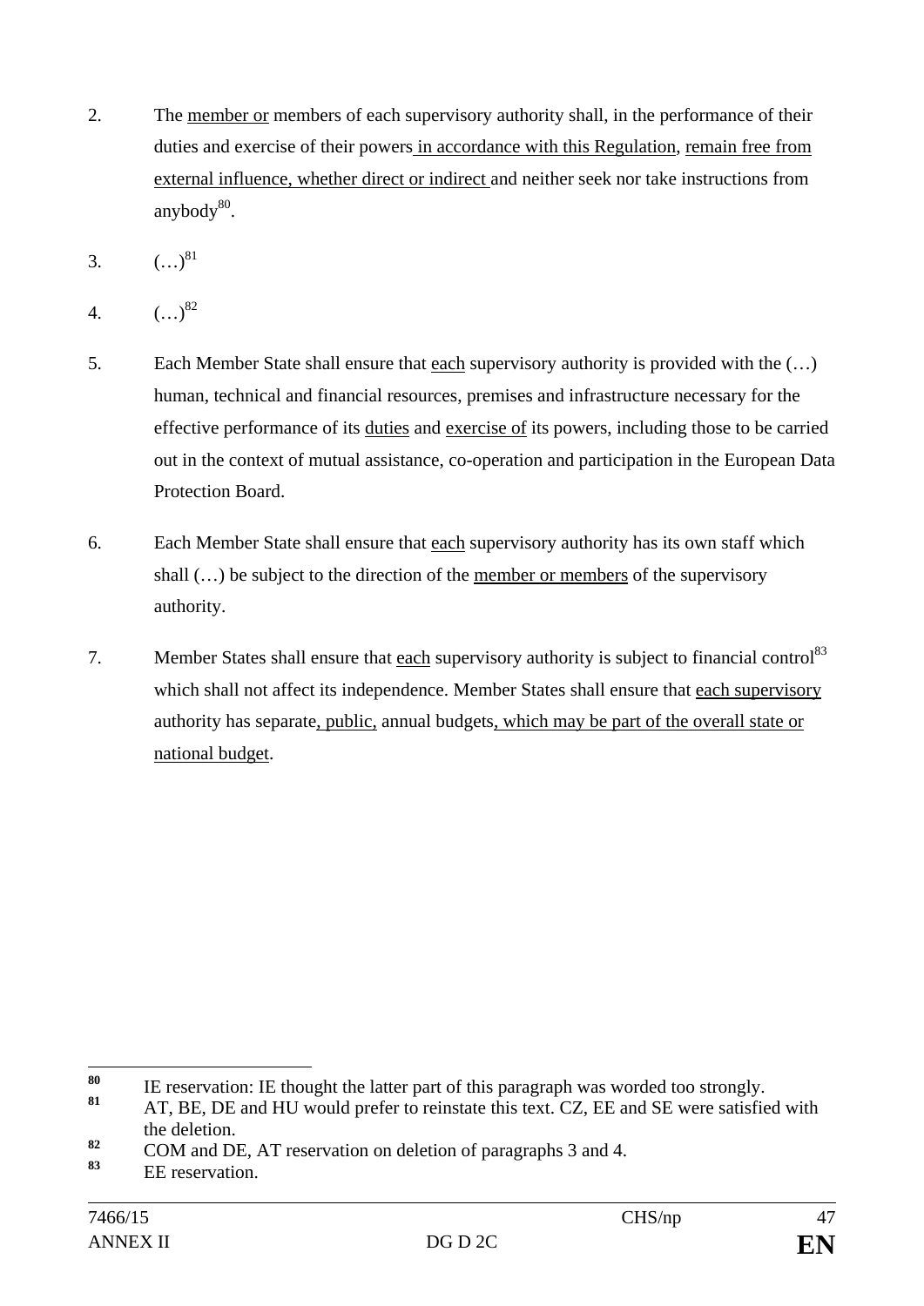2. The member or members of each supervisory authority shall, in the performance of their duties and exercise of their powers in accordance with this Regulation, remain free from external influence, whether direct or indirect and neither seek nor take instructions from anybody[80].

3. (…)[81]

4. (…)[82]

5. Each Member State shall ensure that each supervisory authority is provided with the (…) human, technical and financial resources, premises and infrastructure necessary for the effective performance of its duties and exercise of its powers, including those to be carried out in the context of mutual assistance, co-operation and participation in the European Data Protection Board.

6. Each Member State shall ensure that each supervisory authority has its own staff which shall (…) be subject to the direction of the member or members of the supervisory authority.

7. Member States shall ensure that each supervisory authority is subject to financial control[83] which shall not affect its independence. Member States shall ensure that each supervisory authority has separate, public, annual budgets, which may be part of the overall state or national budget.

---

[80] IE reservation: IE thought the latter part of this paragraph was worded too strongly.

[81] AT, BE, DE and HU would prefer to reinstate this text. CZ, EE and SE were satisfied with the deletion.

[82] COM and DE, AT reservation on deletion of paragraphs 3 and 4.

[83] EE reservation.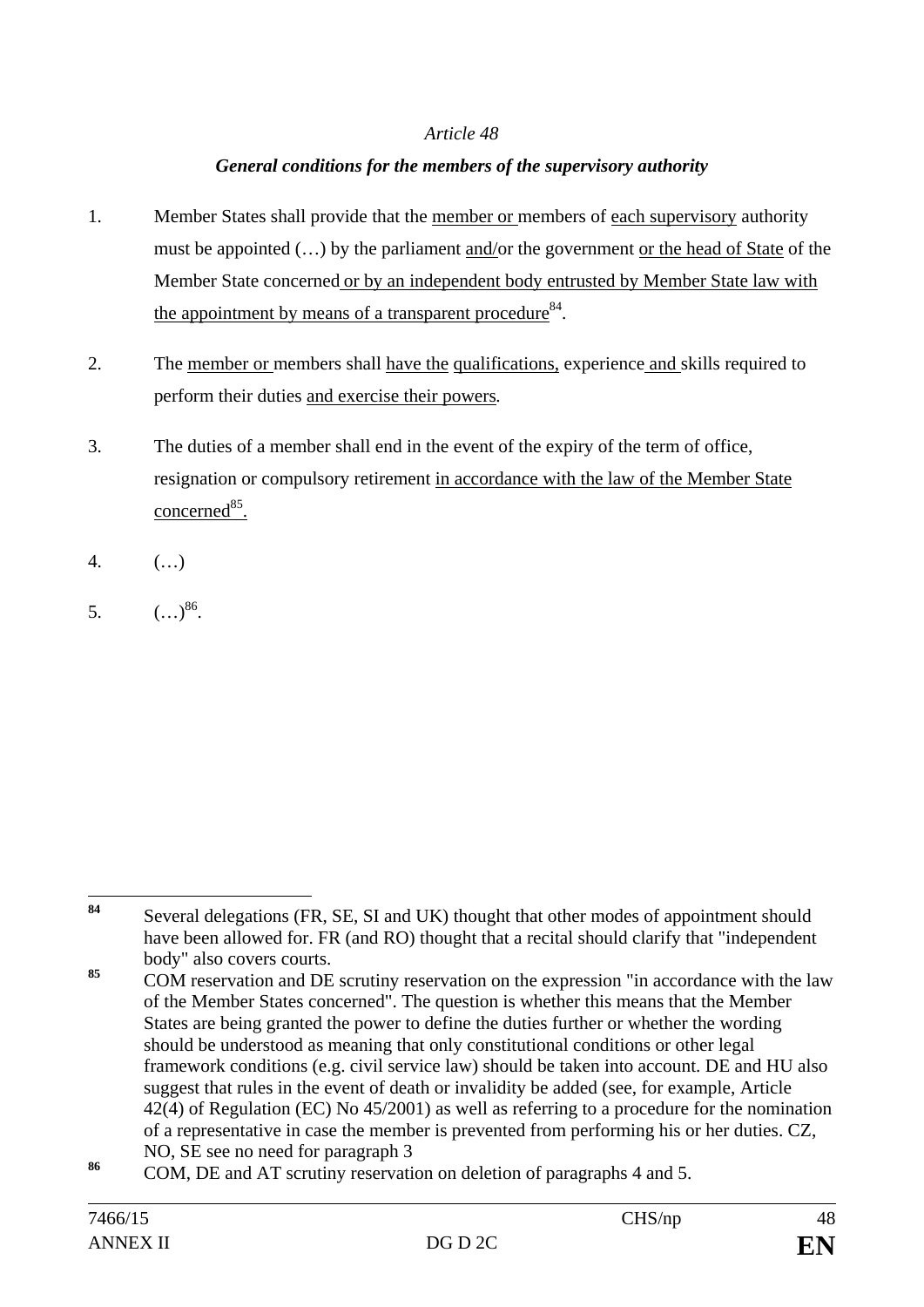*Article 48*

***General conditions for the members of the supervisory authority***

1. Member States shall provide that the member or members of each supervisory authority must be appointed (…) by the parliament and/or the government or the head of State of the Member State concerned or by an independent body entrusted by Member State law with the appointment by means of a transparent procedure[84].

2. The member or members shall have the qualifications, experience and skills required to perform their duties and exercise their powers.

3. The duties of a member shall end in the event of the expiry of the term of office, resignation or compulsory retirement in accordance with the law of the Member State concerned[85].

4. (…)

5. (…)[86].

---

[84] Several delegations (FR, SE, SI and UK) thought that other modes of appointment should have been allowed for. FR (and RO) thought that a recital should clarify that "independent body" also covers courts.

[85] COM reservation and DE scrutiny reservation on the expression "in accordance with the law of the Member States concerned". The question is whether this means that the Member States are being granted the power to define the duties further or whether the wording should be understood as meaning that only constitutional conditions or other legal framework conditions (e.g. civil service law) should be taken into account. DE and HU also suggest that rules in the event of death or invalidity be added (see, for example, Article 42(4) of Regulation (EC) No 45/2001) as well as referring to a procedure for the nomination of a representative in case the member is prevented from performing his or her duties. CZ, NO, SE see no need for paragraph 3

[86] COM, DE and AT scrutiny reservation on deletion of paragraphs 4 and 5.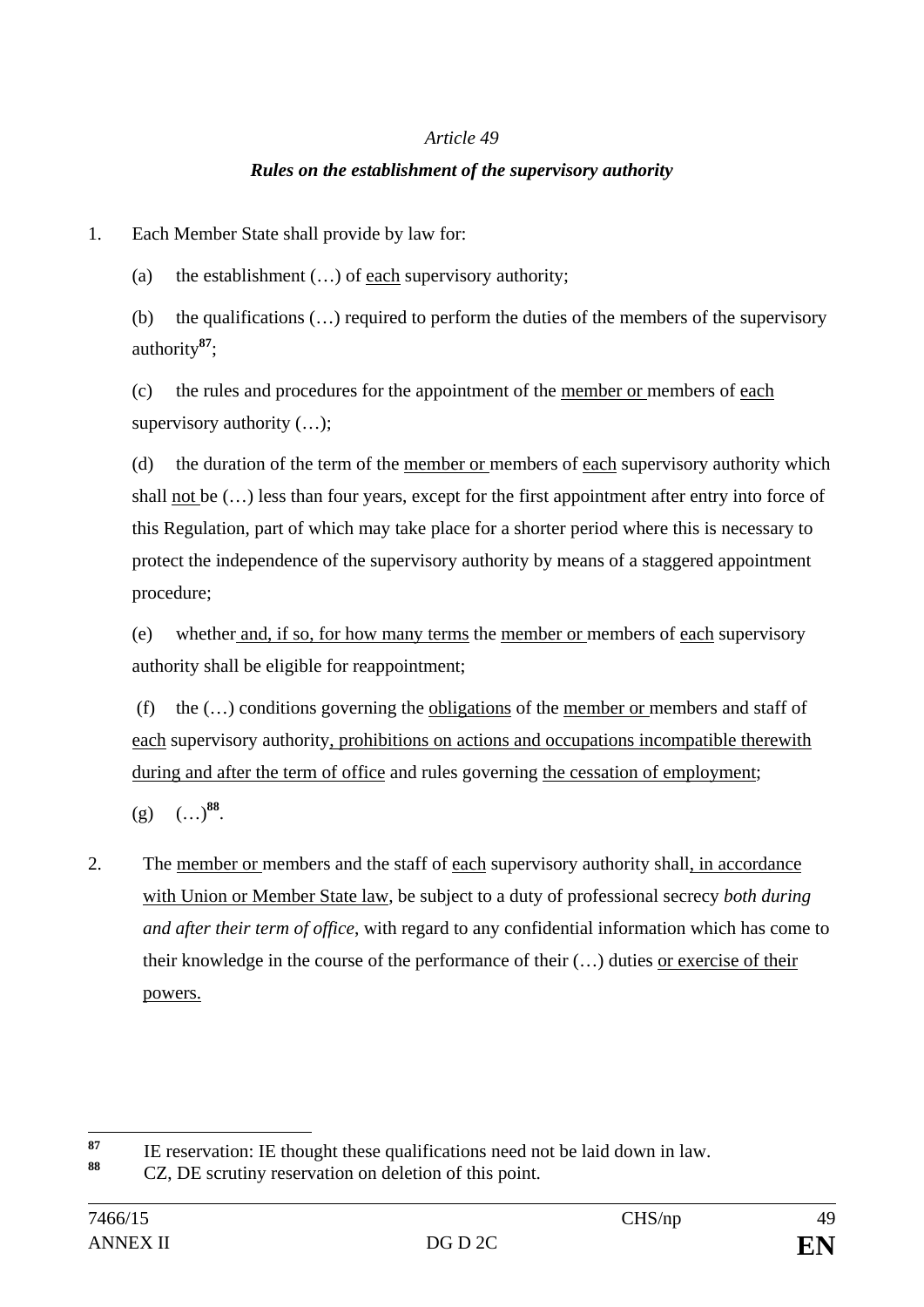*Article 49*

***Rules on the establishment of the supervisory authority***

1. Each Member State shall provide by law for:

   (a) the establishment (…) of each supervisory authority;

   (b) the qualifications (…) required to perform the duties of the members of the supervisory authority[87];

   (c) the rules and procedures for the appointment of the member or members of each supervisory authority (…);

   (d) the duration of the term of the member or members of each supervisory authority which shall not be (…) less than four years, except for the first appointment after entry into force of this Regulation, part of which may take place for a shorter period where this is necessary to protect the independence of the supervisory authority by means of a staggered appointment procedure;

   (e) whether and, if so, for how many terms the member or members of each supervisory authority shall be eligible for reappointment;

   (f) the (…) conditions governing the obligations of the member or members and staff of each supervisory authority, prohibitions on actions and occupations incompatible therewith during and after the term of office and rules governing the cessation of employment;

   (g) (…)[88].

2. The member or members and the staff of each supervisory authority shall, in accordance with Union or Member State law, be subject to a duty of professional secrecy *both during and after their term of office*, with regard to any confidential information which has come to their knowledge in the course of the performance of their (…) duties or exercise of their powers.

---

[87] IE reservation: IE thought these qualifications need not be laid down in law.

[88] CZ, DE scrutiny reservation on deletion of this point.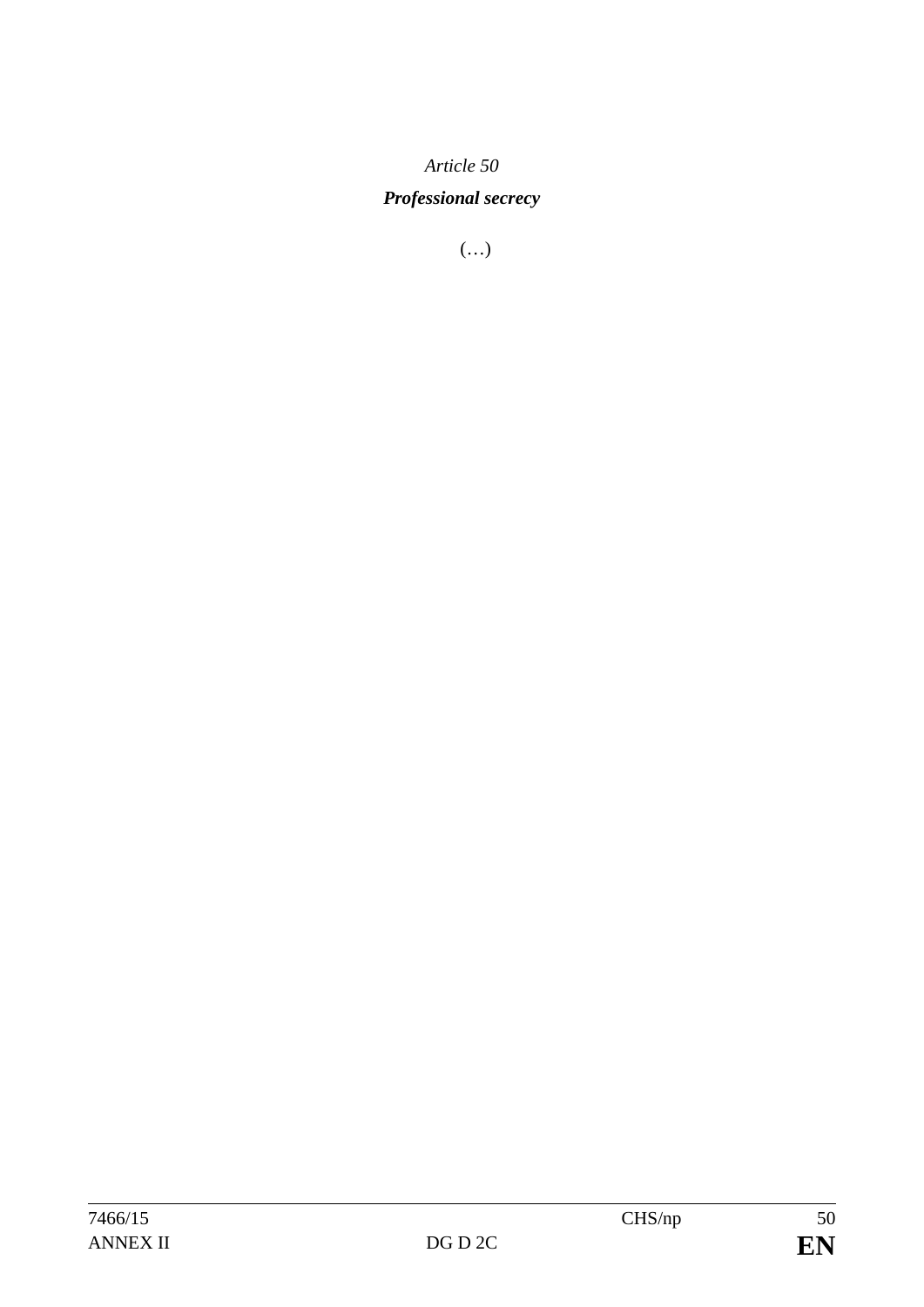*Article 50*

***Professional secrecy***

(…)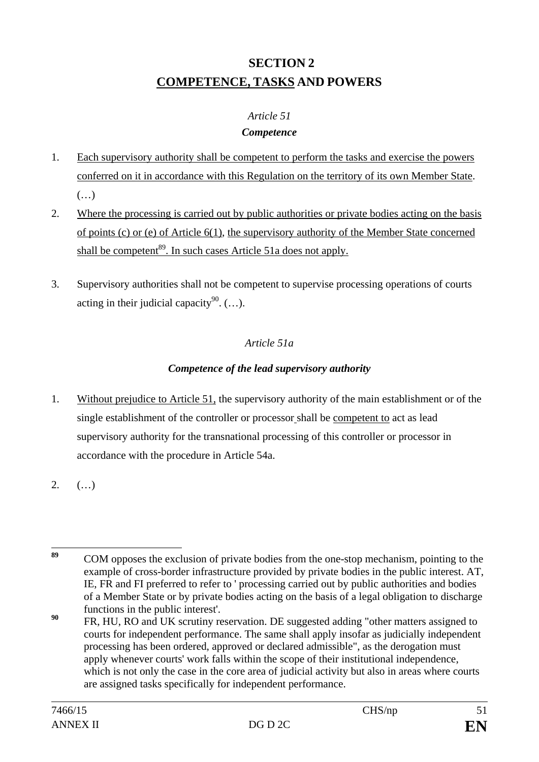# SECTION 2
# COMPETENCE, TASKS AND POWERS

*Article 51*

***Competence***

1. Each supervisory authority shall be competent to perform the tasks and exercise the powers conferred on it in accordance with this Regulation on the territory of its own Member State. (…)
2. Where the processing is carried out by public authorities or private bodies acting on the basis of points (c) or (e) of Article 6(1), the supervisory authority of the Member State concerned shall be competent[89]. In such cases Article 51a does not apply.
3. Supervisory authorities shall not be competent to supervise processing operations of courts acting in their judicial capacity[90]. (…).

*Article 51a*

***Competence of the lead supervisory authority***

1. Without prejudice to Article 51, the supervisory authority of the main establishment or of the single establishment of the controller or processor shall be competent to act as lead supervisory authority for the transnational processing of this controller or processor in accordance with the procedure in Article 54a.
2. (…)

---

[89] COM opposes the exclusion of private bodies from the one-stop mechanism, pointing to the example of cross-border infrastructure provided by private bodies in the public interest. AT, IE, FR and FI preferred to refer to ' processing carried out by public authorities and bodies of a Member State or by private bodies acting on the basis of a legal obligation to discharge functions in the public interest'.

[90] FR, HU, RO and UK scrutiny reservation. DE suggested adding "other matters assigned to courts for independent performance. The same shall apply insofar as judicially independent processing has been ordered, approved or declared admissible", as the derogation must apply whenever courts' work falls within the scope of their institutional independence, which is not only the case in the core area of judicial activity but also in areas where courts are assigned tasks specifically for independent performance.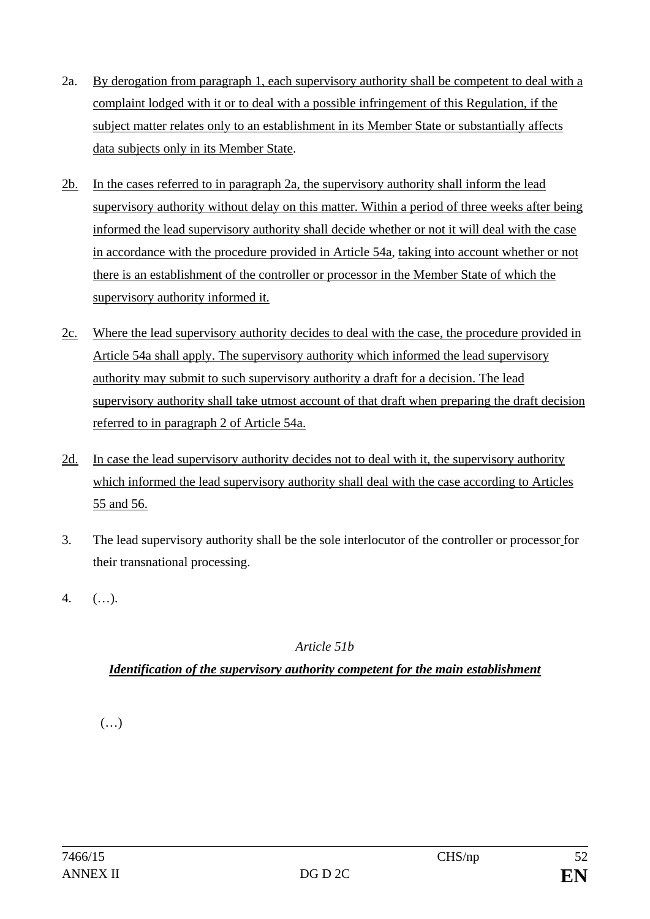2a. By derogation from paragraph 1, each supervisory authority shall be competent to deal with a complaint lodged with it or to deal with a possible infringement of this Regulation, if the subject matter relates only to an establishment in its Member State or substantially affects data subjects only in its Member State.

2b. In the cases referred to in paragraph 2a, the supervisory authority shall inform the lead supervisory authority without delay on this matter. Within a period of three weeks after being informed the lead supervisory authority shall decide whether or not it will deal with the case in accordance with the procedure provided in Article 54a, taking into account whether or not there is an establishment of the controller or processor in the Member State of which the supervisory authority informed it.

2c. Where the lead supervisory authority decides to deal with the case, the procedure provided in Article 54a shall apply. The supervisory authority which informed the lead supervisory authority may submit to such supervisory authority a draft for a decision. The lead supervisory authority shall take utmost account of that draft when preparing the draft decision referred to in paragraph 2 of Article 54a.

2d. In case the lead supervisory authority decides not to deal with it, the supervisory authority which informed the lead supervisory authority shall deal with the case according to Articles 55 and 56.

3. The lead supervisory authority shall be the sole interlocutor of the controller or processor for their transnational processing.

4. (…).

*Article 51b*

***Identification of the supervisory authority competent for the main establishment***

(…)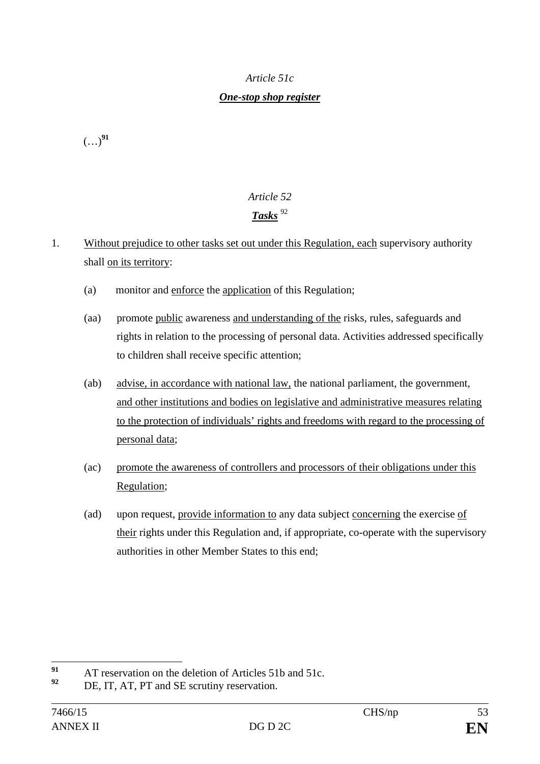*Article 51c*

***One-stop shop register***

(…)[91]

*Article 52*

***Tasks*** [92]

1. Without prejudice to other tasks set out under this Regulation, each supervisory authority shall on its territory:

   (a) monitor and enforce the application of this Regulation;

   (aa) promote public awareness and understanding of the risks, rules, safeguards and rights in relation to the processing of personal data. Activities addressed specifically to children shall receive specific attention;

   (ab) advise, in accordance with national law, the national parliament, the government, and other institutions and bodies on legislative and administrative measures relating to the protection of individuals' rights and freedoms with regard to the processing of personal data;

   (ac) promote the awareness of controllers and processors of their obligations under this Regulation;

   (ad) upon request, provide information to any data subject concerning the exercise of their rights under this Regulation and, if appropriate, co-operate with the supervisory authorities in other Member States to this end;

---

[91] AT reservation on the deletion of Articles 51b and 51c.

[92] DE, IT, AT, PT and SE scrutiny reservation.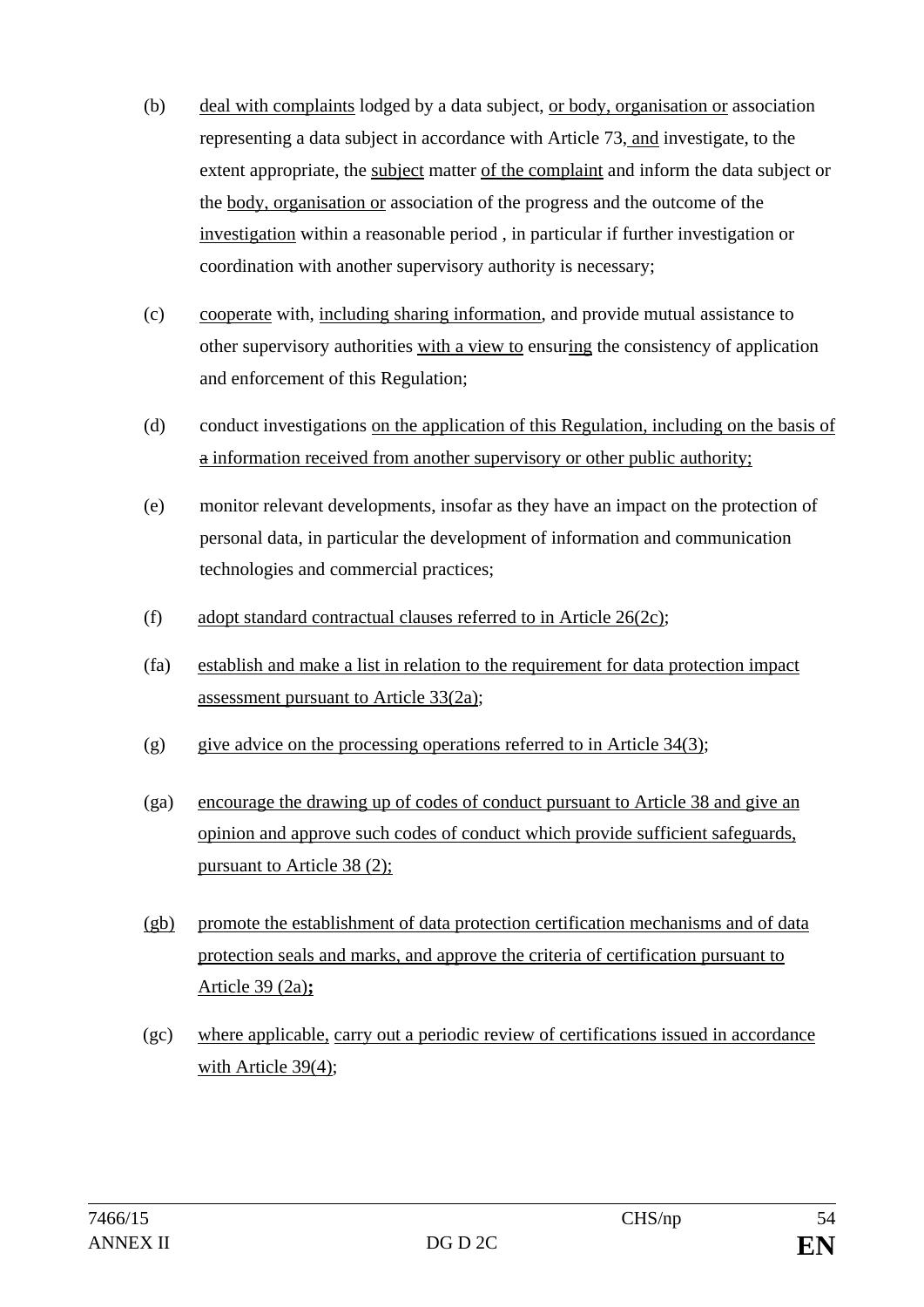(b) deal with complaints lodged by a data subject, or body, organisation or association representing a data subject in accordance with Article 73, and investigate, to the extent appropriate, the subject matter of the complaint and inform the data subject or the body, organisation or association of the progress and the outcome of the investigation within a reasonable period , in particular if further investigation or coordination with another supervisory authority is necessary;

(c) cooperate with, including sharing information, and provide mutual assistance to other supervisory authorities with a view to ensuring the consistency of application and enforcement of this Regulation;

(d) conduct investigations on the application of this Regulation, including on the basis of ~~a~~ information received from another supervisory or other public authority;

(e) monitor relevant developments, insofar as they have an impact on the protection of personal data, in particular the development of information and communication technologies and commercial practices;

(f) adopt standard contractual clauses referred to in Article 26(2c);

(fa) establish and make a list in relation to the requirement for data protection impact assessment pursuant to Article 33(2a);

(g) give advice on the processing operations referred to in Article 34(3);

(ga) encourage the drawing up of codes of conduct pursuant to Article 38 and give an opinion and approve such codes of conduct which provide sufficient safeguards, pursuant to Article 38 (2);

(gb) promote the establishment of data protection certification mechanisms and of data protection seals and marks, and approve the criteria of certification pursuant to Article 39 (2a)**;**

(gc) where applicable, carry out a periodic review of certifications issued in accordance with Article 39(4);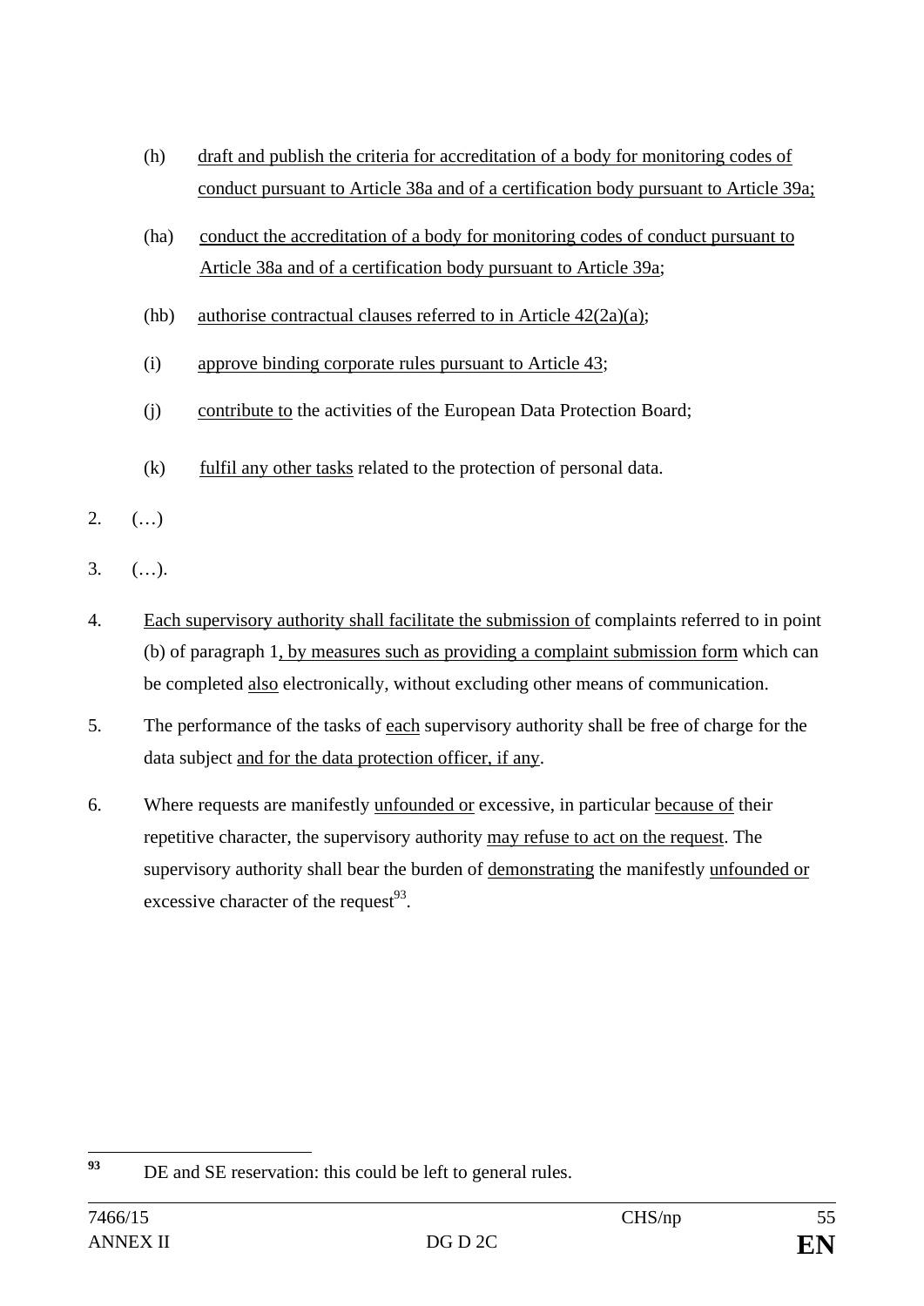(h) draft and publish the criteria for accreditation of a body for monitoring codes of conduct pursuant to Article 38a and of a certification body pursuant to Article 39a;

(ha) conduct the accreditation of a body for monitoring codes of conduct pursuant to Article 38a and of a certification body pursuant to Article 39a;

(hb) authorise contractual clauses referred to in Article 42(2a)(a);

(i) approve binding corporate rules pursuant to Article 43;

(j) contribute to the activities of the European Data Protection Board;

(k) fulfil any other tasks related to the protection of personal data.

2. (…)

3. (…).

4. Each supervisory authority shall facilitate the submission of complaints referred to in point (b) of paragraph 1, by measures such as providing a complaint submission form which can be completed also electronically, without excluding other means of communication.

5. The performance of the tasks of each supervisory authority shall be free of charge for the data subject and for the data protection officer, if any.

6. Where requests are manifestly unfounded or excessive, in particular because of their repetitive character, the supervisory authority may refuse to act on the request. The supervisory authority shall bear the burden of demonstrating the manifestly unfounded or excessive character of the request[93].

---

[93] DE and SE reservation: this could be left to general rules.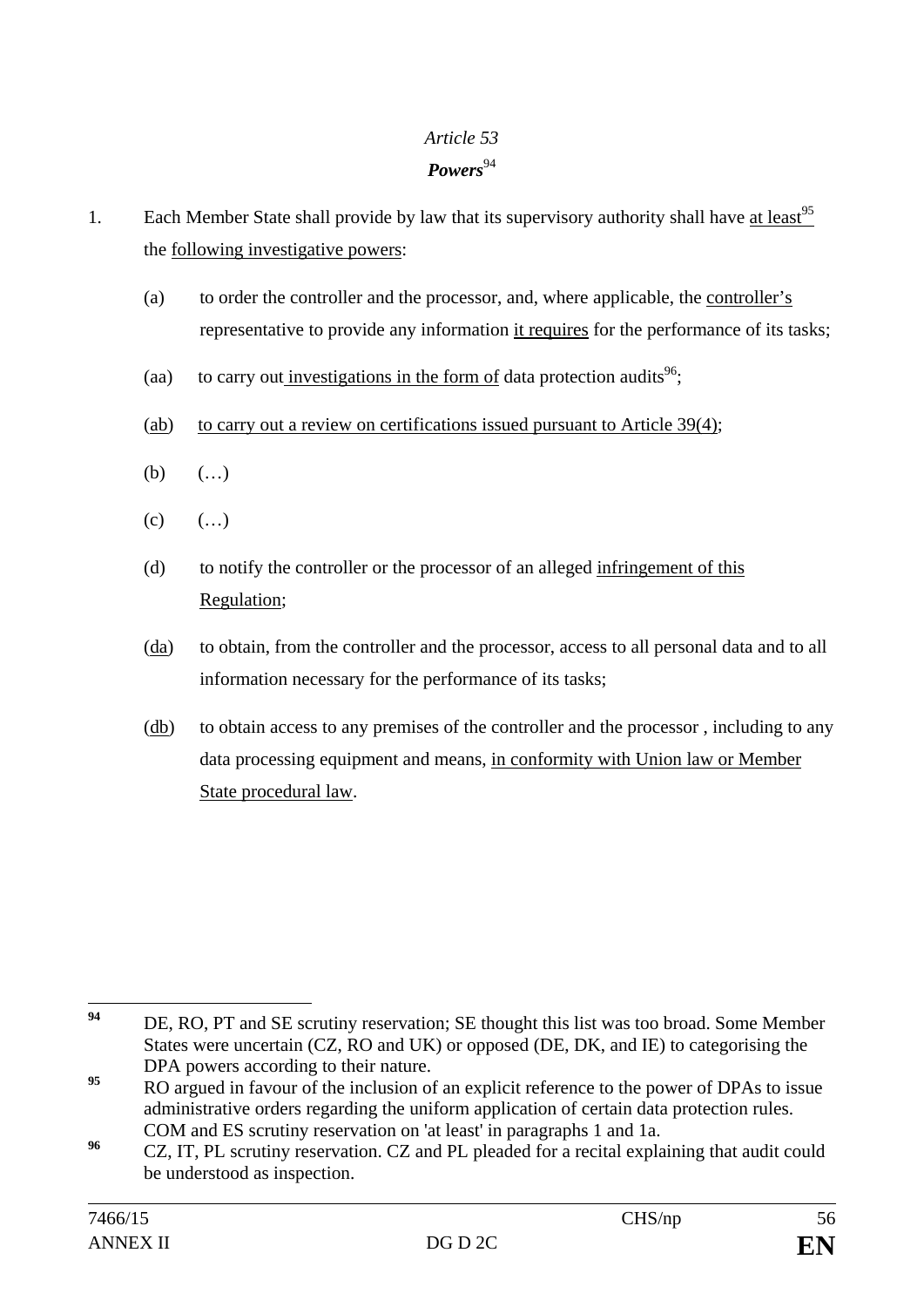*Article 53*

***Powers***[94]

1. Each Member State shall provide by law that its supervisory authority shall have at least[95] the following investigative powers:

   (a) to order the controller and the processor, and, where applicable, the controller's representative to provide any information it requires for the performance of its tasks;

   (aa) to carry out investigations in the form of data protection audits[96];

   (ab) to carry out a review on certifications issued pursuant to Article 39(4);

   (b) (…)

   (c) (…)

   (d) to notify the controller or the processor of an alleged infringement of this Regulation;

   (da) to obtain, from the controller and the processor, access to all personal data and to all information necessary for the performance of its tasks;

   (db) to obtain access to any premises of the controller and the processor , including to any data processing equipment and means, in conformity with Union law or Member State procedural law.

---

[94] DE, RO, PT and SE scrutiny reservation; SE thought this list was too broad. Some Member States were uncertain (CZ, RO and UK) or opposed (DE, DK, and IE) to categorising the DPA powers according to their nature.

[95] RO argued in favour of the inclusion of an explicit reference to the power of DPAs to issue administrative orders regarding the uniform application of certain data protection rules. COM and ES scrutiny reservation on 'at least' in paragraphs 1 and 1a.

[96] CZ, IT, PL scrutiny reservation. CZ and PL pleaded for a recital explaining that audit could be understood as inspection.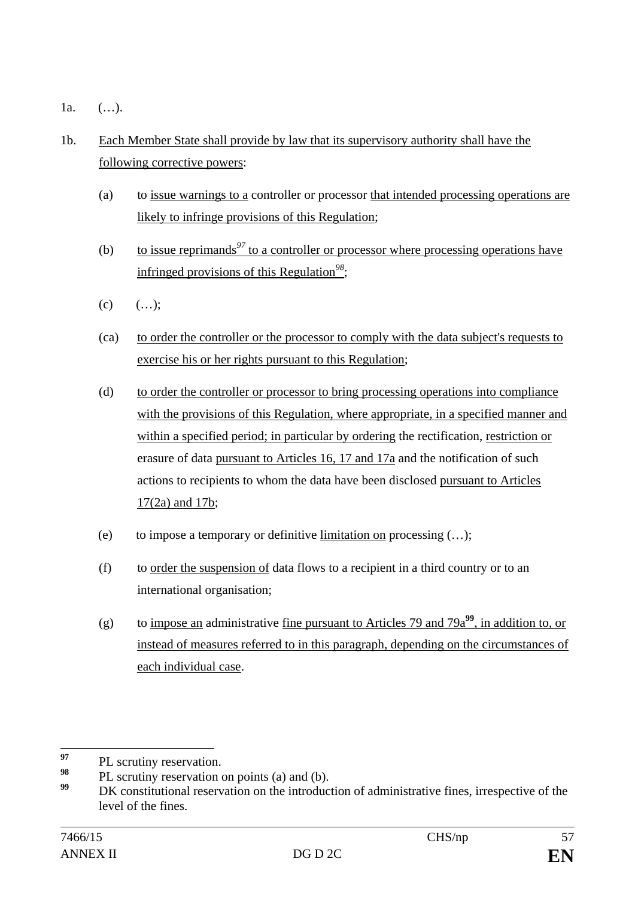1a. (…).

1b. Each Member State shall provide by law that its supervisory authority shall have the following corrective powers:

(a) to issue warnings to a controller or processor that intended processing operations are likely to infringe provisions of this Regulation;

(b) to issue reprimands[97] to a controller or processor where processing operations have infringed provisions of this Regulation[98];

(c) (…);

(ca) to order the controller or the processor to comply with the data subject's requests to exercise his or her rights pursuant to this Regulation;

(d) to order the controller or processor to bring processing operations into compliance with the provisions of this Regulation, where appropriate, in a specified manner and within a specified period; in particular by ordering the rectification, restriction or erasure of data pursuant to Articles 16, 17 and 17a and the notification of such actions to recipients to whom the data have been disclosed pursuant to Articles 17(2a) and 17b;

(e) to impose a temporary or definitive limitation on processing (…);

(f) to order the suspension of data flows to a recipient in a third country or to an international organisation;

(g) to impose an administrative fine pursuant to Articles 79 and 79a[99], in addition to, or instead of measures referred to in this paragraph, depending on the circumstances of each individual case.

---

[97] PL scrutiny reservation.

[98] PL scrutiny reservation on points (a) and (b).

[99] DK constitutional reservation on the introduction of administrative fines, irrespective of the level of the fines.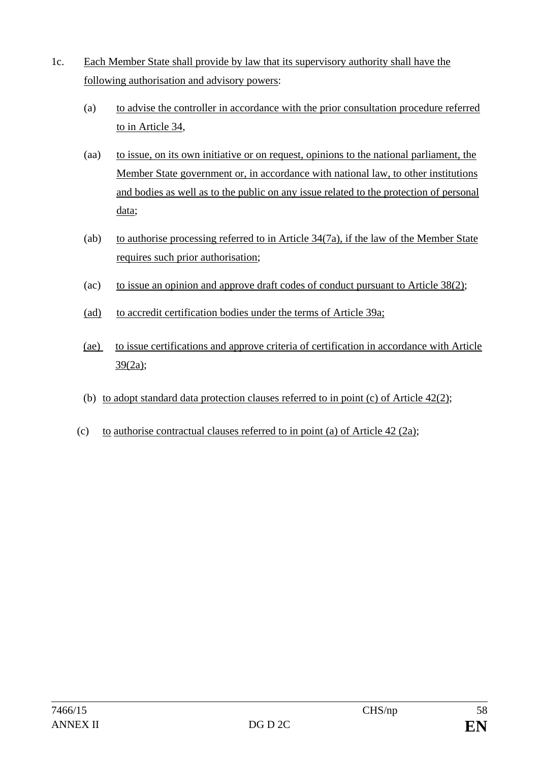1c. Each Member State shall provide by law that its supervisory authority shall have the following authorisation and advisory powers:

- (a) to advise the controller in accordance with the prior consultation procedure referred to in Article 34,
- (aa) to issue, on its own initiative or on request, opinions to the national parliament, the Member State government or, in accordance with national law, to other institutions and bodies as well as to the public on any issue related to the protection of personal data;
- (ab) to authorise processing referred to in Article 34(7a), if the law of the Member State requires such prior authorisation;
- (ac) to issue an opinion and approve draft codes of conduct pursuant to Article 38(2);
- (ad) to accredit certification bodies under the terms of Article 39a;
- (ae) to issue certifications and approve criteria of certification in accordance with Article 39(2a);
- (b) to adopt standard data protection clauses referred to in point (c) of Article 42(2);
- (c) to authorise contractual clauses referred to in point (a) of Article 42 (2a);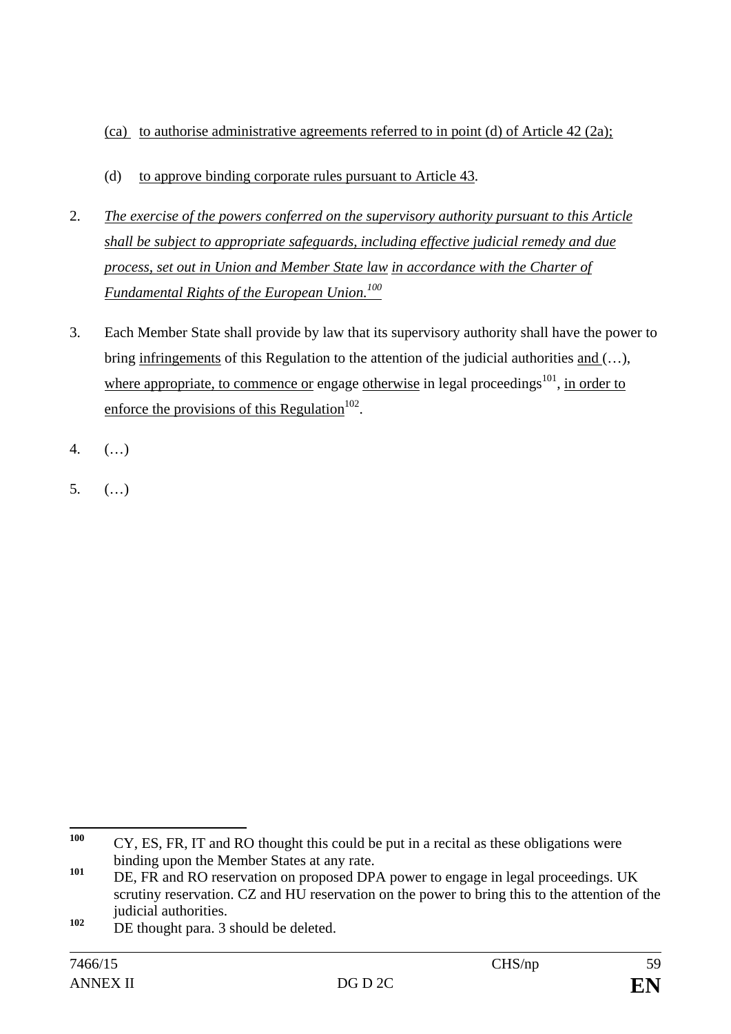(ca) to authorise administrative agreements referred to in point (d) of Article 42 (2a);

(d) to approve binding corporate rules pursuant to Article 43.

2. *The exercise of the powers conferred on the supervisory authority pursuant to this Article shall be subject to appropriate safeguards, including effective judicial remedy and due process, set out in Union and Member State law in accordance with the Charter of Fundamental Rights of the European Union.*[100]

3. Each Member State shall provide by law that its supervisory authority shall have the power to bring infringements of this Regulation to the attention of the judicial authorities and (…), where appropriate, to commence or engage otherwise in legal proceedings[101], in order to enforce the provisions of this Regulation[102].

4. (…)

5. (…)

---

[100] CY, ES, FR, IT and RO thought this could be put in a recital as these obligations were binding upon the Member States at any rate.

[101] DE, FR and RO reservation on proposed DPA power to engage in legal proceedings. UK scrutiny reservation. CZ and HU reservation on the power to bring this to the attention of the judicial authorities.

[102] DE thought para. 3 should be deleted.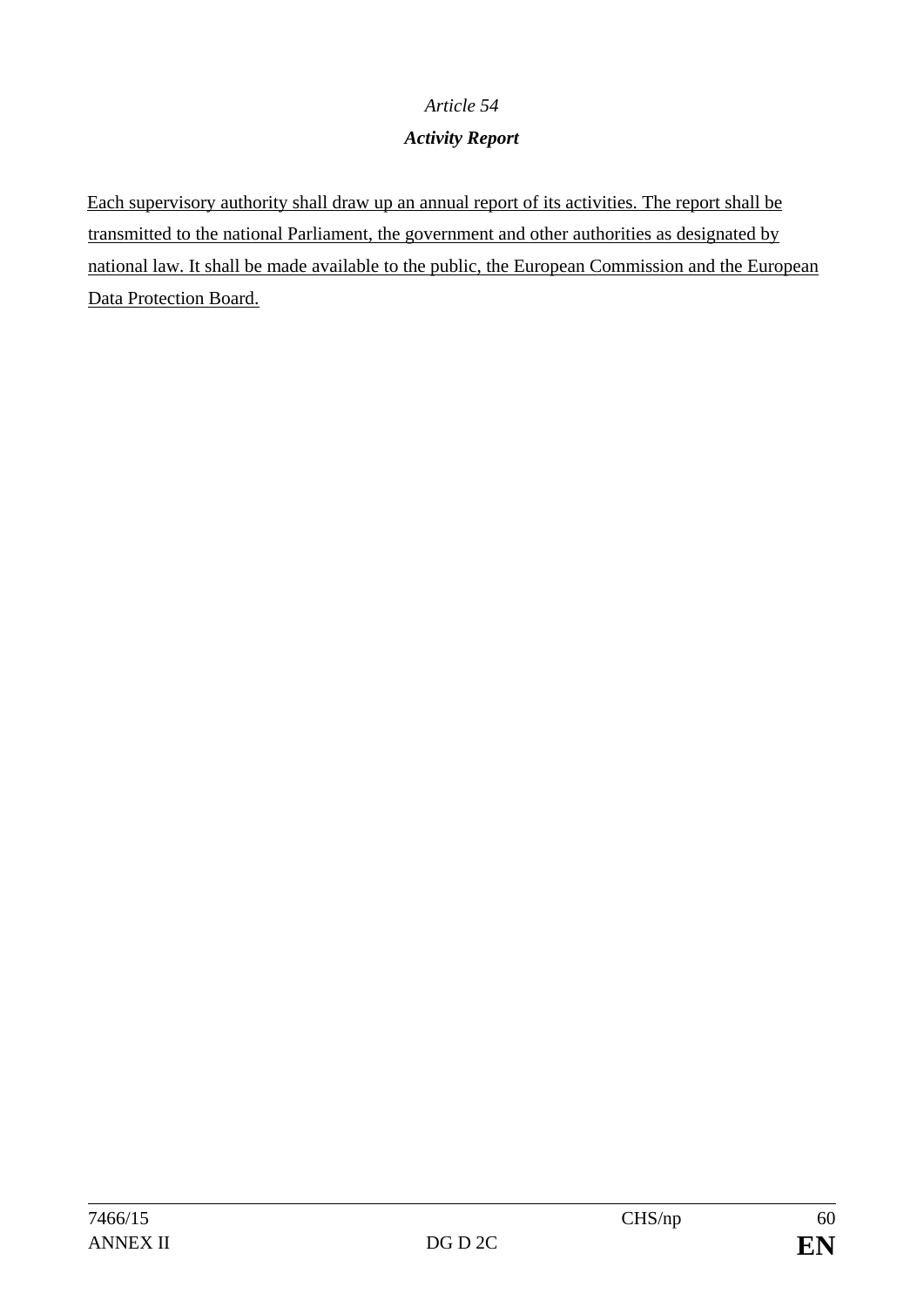*Article 54*

***Activity Report***

Each supervisory authority shall draw up an annual report of its activities. The report shall be transmitted to the national Parliament, the government and other authorities as designated by national law. It shall be made available to the public, the European Commission and the European Data Protection Board.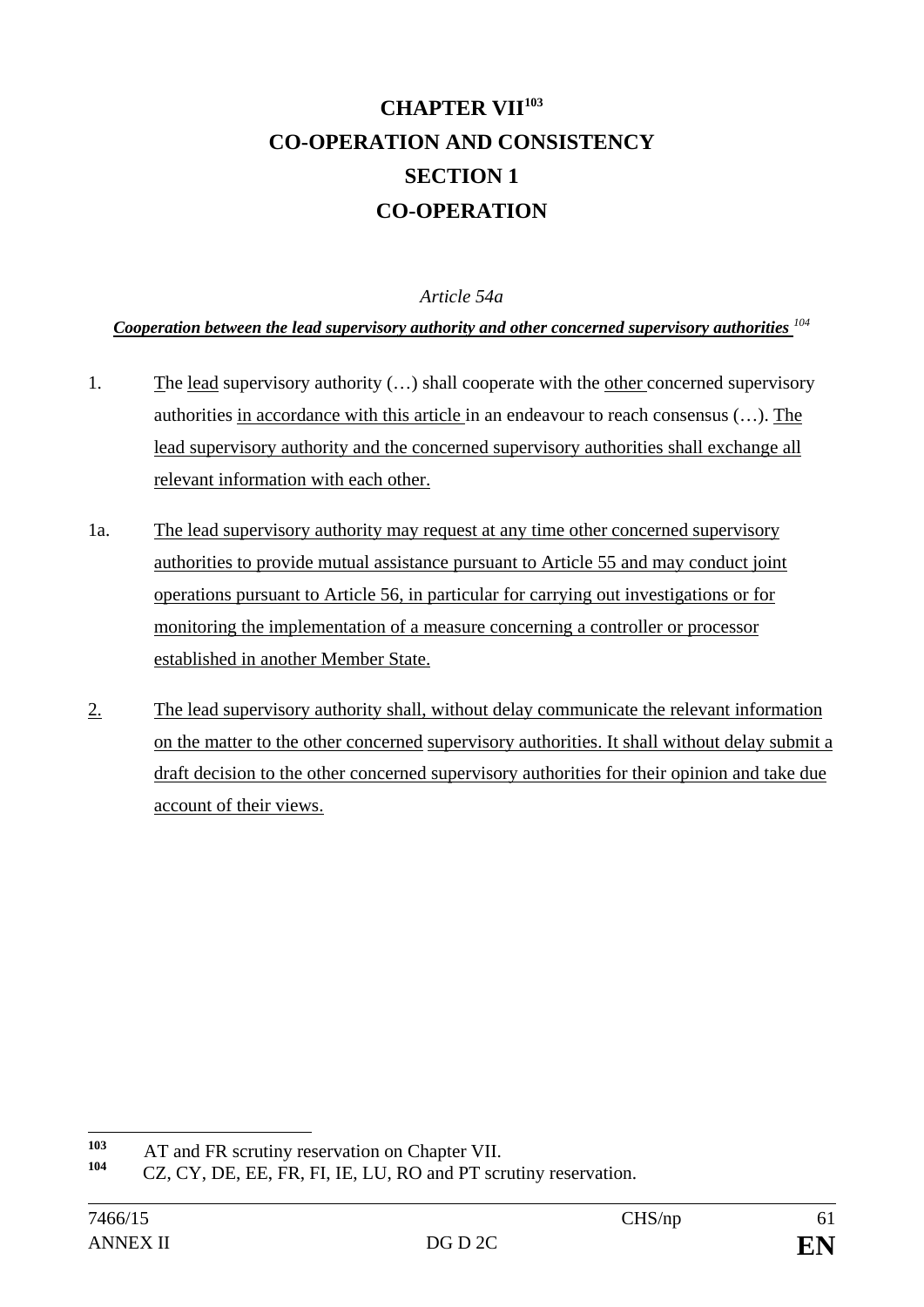# CHAPTER VII[103]

# CO-OPERATION AND CONSISTENCY

## SECTION 1

## CO-OPERATION

*Article 54a*

***Cooperation between the lead supervisory authority and other concerned supervisory authorities*** [104]

1. The lead supervisory authority (…) shall cooperate with the other concerned supervisory authorities in accordance with this article in an endeavour to reach consensus (…). The lead supervisory authority and the concerned supervisory authorities shall exchange all relevant information with each other.

1a. The lead supervisory authority may request at any time other concerned supervisory authorities to provide mutual assistance pursuant to Article 55 and may conduct joint operations pursuant to Article 56, in particular for carrying out investigations or for monitoring the implementation of a measure concerning a controller or processor established in another Member State.

2. The lead supervisory authority shall, without delay communicate the relevant information on the matter to the other concerned supervisory authorities. It shall without delay submit a draft decision to the other concerned supervisory authorities for their opinion and take due account of their views.

---

[103] AT and FR scrutiny reservation on Chapter VII.

[104] CZ, CY, DE, EE, FR, FI, IE, LU, RO and PT scrutiny reservation.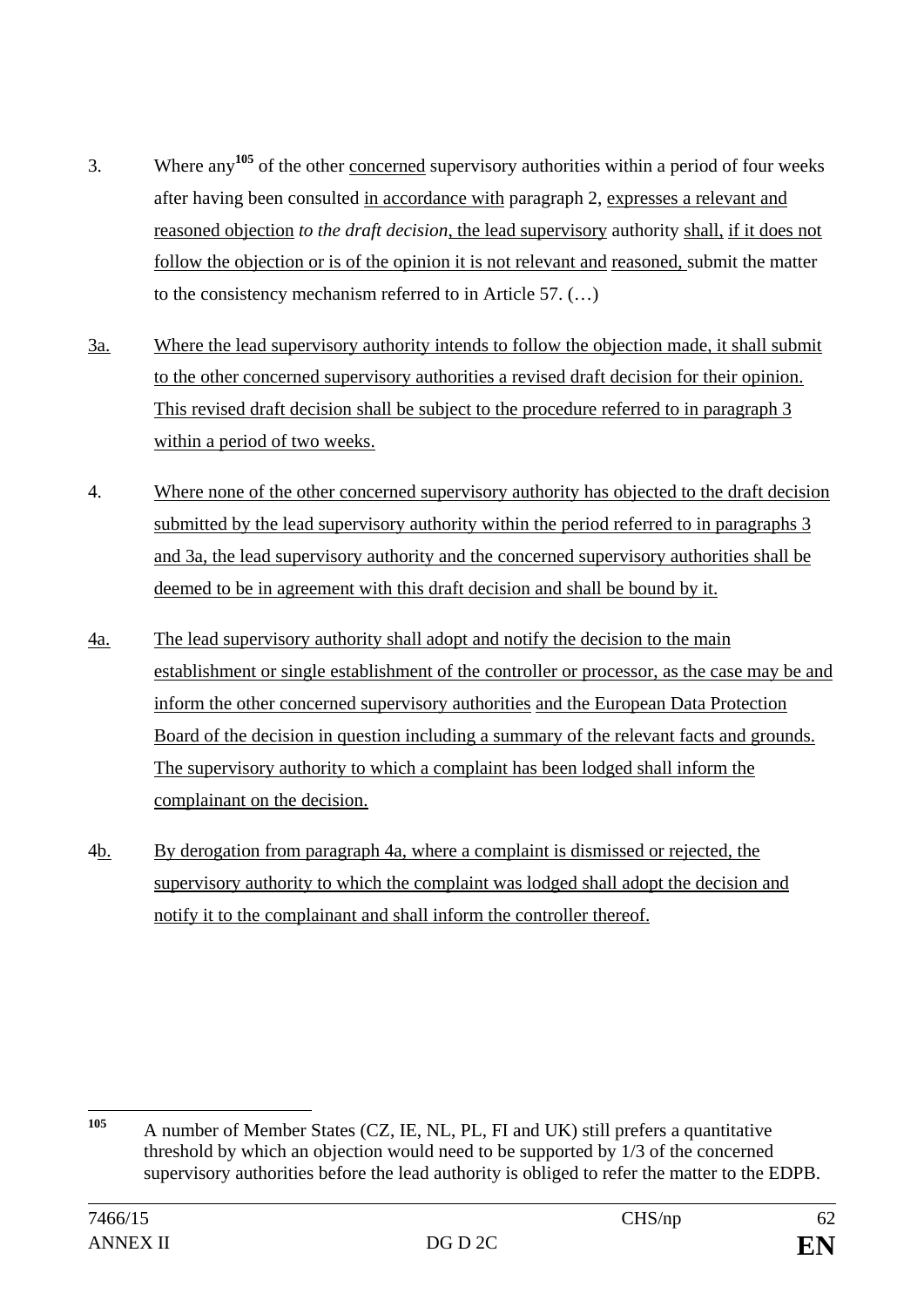3. Where any[105] of the other concerned supervisory authorities within a period of four weeks after having been consulted in accordance with paragraph 2, expresses a relevant and reasoned objection *to the draft decision*, the lead supervisory authority shall, if it does not follow the objection or is of the opinion it is not relevant and reasoned, submit the matter to the consistency mechanism referred to in Article 57. (…)

3a. Where the lead supervisory authority intends to follow the objection made, it shall submit to the other concerned supervisory authorities a revised draft decision for their opinion. This revised draft decision shall be subject to the procedure referred to in paragraph 3 within a period of two weeks.

4. Where none of the other concerned supervisory authority has objected to the draft decision submitted by the lead supervisory authority within the period referred to in paragraphs 3 and 3a, the lead supervisory authority and the concerned supervisory authorities shall be deemed to be in agreement with this draft decision and shall be bound by it.

4a. The lead supervisory authority shall adopt and notify the decision to the main establishment or single establishment of the controller or processor, as the case may be and inform the other concerned supervisory authorities and the European Data Protection Board of the decision in question including a summary of the relevant facts and grounds. The supervisory authority to which a complaint has been lodged shall inform the complainant on the decision.

4b. By derogation from paragraph 4a, where a complaint is dismissed or rejected, the supervisory authority to which the complaint was lodged shall adopt the decision and notify it to the complainant and shall inform the controller thereof.

---

[105] A number of Member States (CZ, IE, NL, PL, FI and UK) still prefers a quantitative threshold by which an objection would need to be supported by 1/3 of the concerned supervisory authorities before the lead authority is obliged to refer the matter to the EDPB.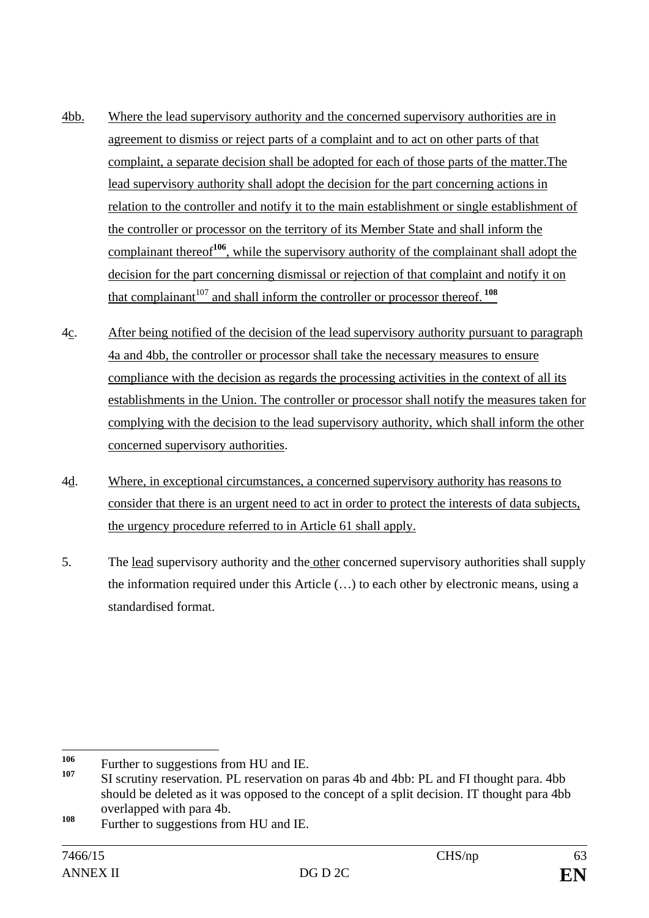4bb. Where the lead supervisory authority and the concerned supervisory authorities are in agreement to dismiss or reject parts of a complaint and to act on other parts of that complaint, a separate decision shall be adopted for each of those parts of the matter.The lead supervisory authority shall adopt the decision for the part concerning actions in relation to the controller and notify it to the main establishment or single establishment of the controller or processor on the territory of its Member State and shall inform the complainant thereof[106], while the supervisory authority of the complainant shall adopt the decision for the part concerning dismissal or rejection of that complaint and notify it on that complainant[107] and shall inform the controller or processor thereof. [108]

4c. After being notified of the decision of the lead supervisory authority pursuant to paragraph 4a and 4bb, the controller or processor shall take the necessary measures to ensure compliance with the decision as regards the processing activities in the context of all its establishments in the Union. The controller or processor shall notify the measures taken for complying with the decision to the lead supervisory authority, which shall inform the other concerned supervisory authorities.

4d. Where, in exceptional circumstances, a concerned supervisory authority has reasons to consider that there is an urgent need to act in order to protect the interests of data subjects, the urgency procedure referred to in Article 61 shall apply.

5. The lead supervisory authority and the other concerned supervisory authorities shall supply the information required under this Article (…) to each other by electronic means, using a standardised format.

---

[106] Further to suggestions from HU and IE.

[107] SI scrutiny reservation. PL reservation on paras 4b and 4bb: PL and FI thought para. 4bb should be deleted as it was opposed to the concept of a split decision. IT thought para 4bb overlapped with para 4b.

[108] Further to suggestions from HU and IE.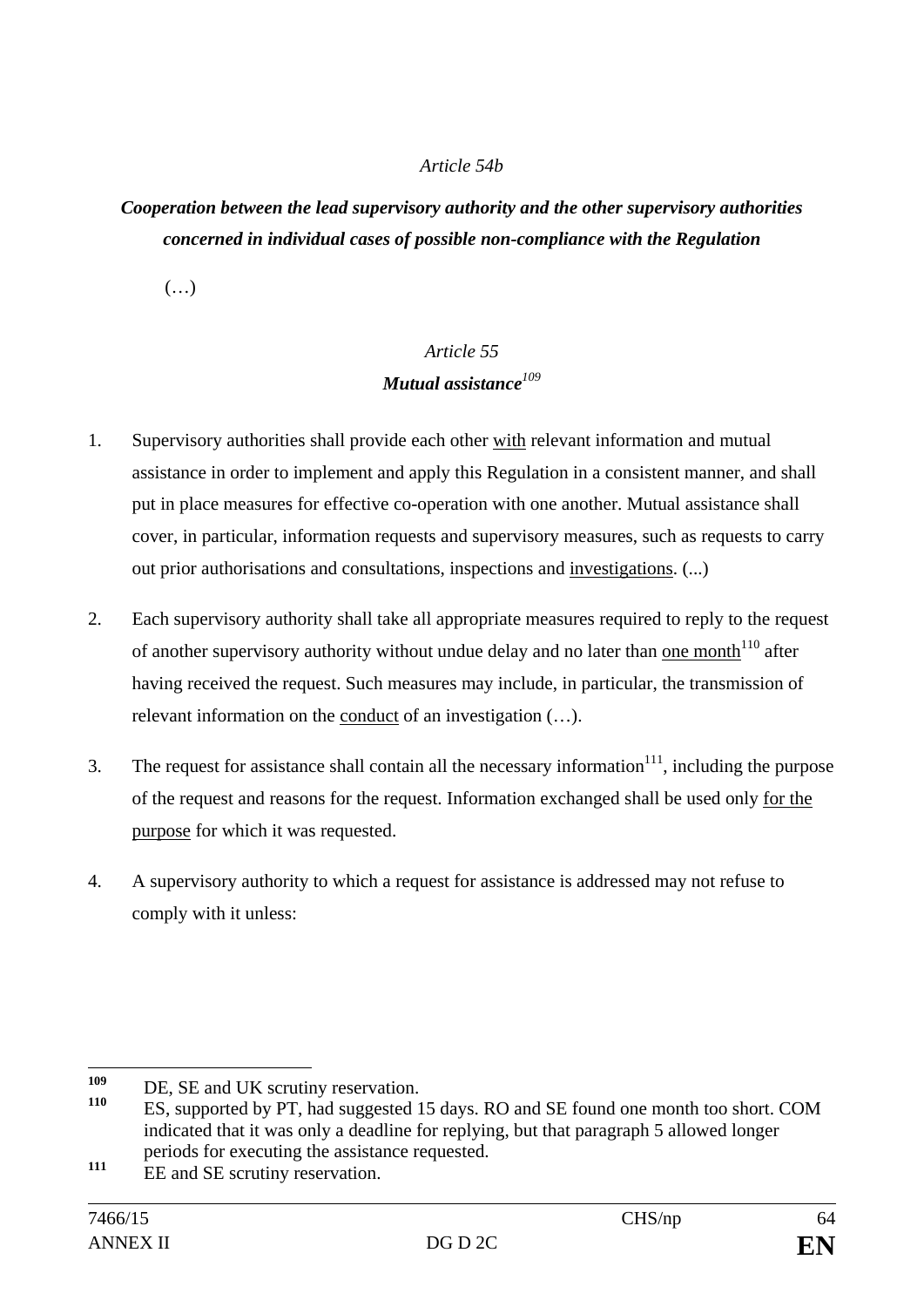*Article 54b*

***Cooperation between the lead supervisory authority and the other supervisory authorities concerned in individual cases of possible non-compliance with the Regulation***

(…)

*Article 55*

***Mutual assistance***[109]

1. Supervisory authorities shall provide each other with relevant information and mutual assistance in order to implement and apply this Regulation in a consistent manner, and shall put in place measures for effective co-operation with one another. Mutual assistance shall cover, in particular, information requests and supervisory measures, such as requests to carry out prior authorisations and consultations, inspections and investigations. (...)

2. Each supervisory authority shall take all appropriate measures required to reply to the request of another supervisory authority without undue delay and no later than one month[110] after having received the request. Such measures may include, in particular, the transmission of relevant information on the conduct of an investigation (…).

3. The request for assistance shall contain all the necessary information[111], including the purpose of the request and reasons for the request. Information exchanged shall be used only for the purpose for which it was requested.

4. A supervisory authority to which a request for assistance is addressed may not refuse to comply with it unless:

---

[109] DE, SE and UK scrutiny reservation.

[110] ES, supported by PT, had suggested 15 days. RO and SE found one month too short. COM indicated that it was only a deadline for replying, but that paragraph 5 allowed longer periods for executing the assistance requested.

[111] EE and SE scrutiny reservation.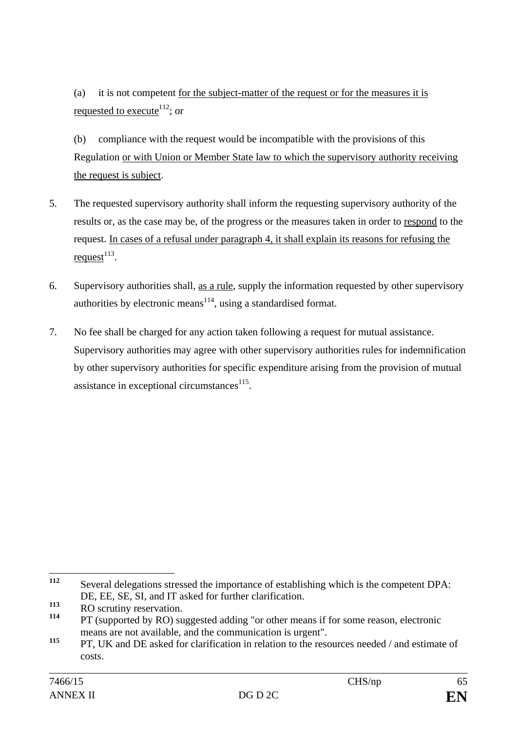(a) it is not competent for the subject-matter of the request or for the measures it is requested to execute[112]; or

(b) compliance with the request would be incompatible with the provisions of this Regulation or with Union or Member State law to which the supervisory authority receiving the request is subject.

5. The requested supervisory authority shall inform the requesting supervisory authority of the results or, as the case may be, of the progress or the measures taken in order to respond to the request. In cases of a refusal under paragraph 4, it shall explain its reasons for refusing the request[113].

6. Supervisory authorities shall, as a rule, supply the information requested by other supervisory authorities by electronic means[114], using a standardised format.

7. No fee shall be charged for any action taken following a request for mutual assistance. Supervisory authorities may agree with other supervisory authorities rules for indemnification by other supervisory authorities for specific expenditure arising from the provision of mutual assistance in exceptional circumstances[115].

---

[112] Several delegations stressed the importance of establishing which is the competent DPA: DE, EE, SE, SI, and IT asked for further clarification.

[113] RO scrutiny reservation.

[114] PT (supported by RO) suggested adding "or other means if for some reason, electronic means are not available, and the communication is urgent".

[115] PT, UK and DE asked for clarification in relation to the resources needed / and estimate of costs.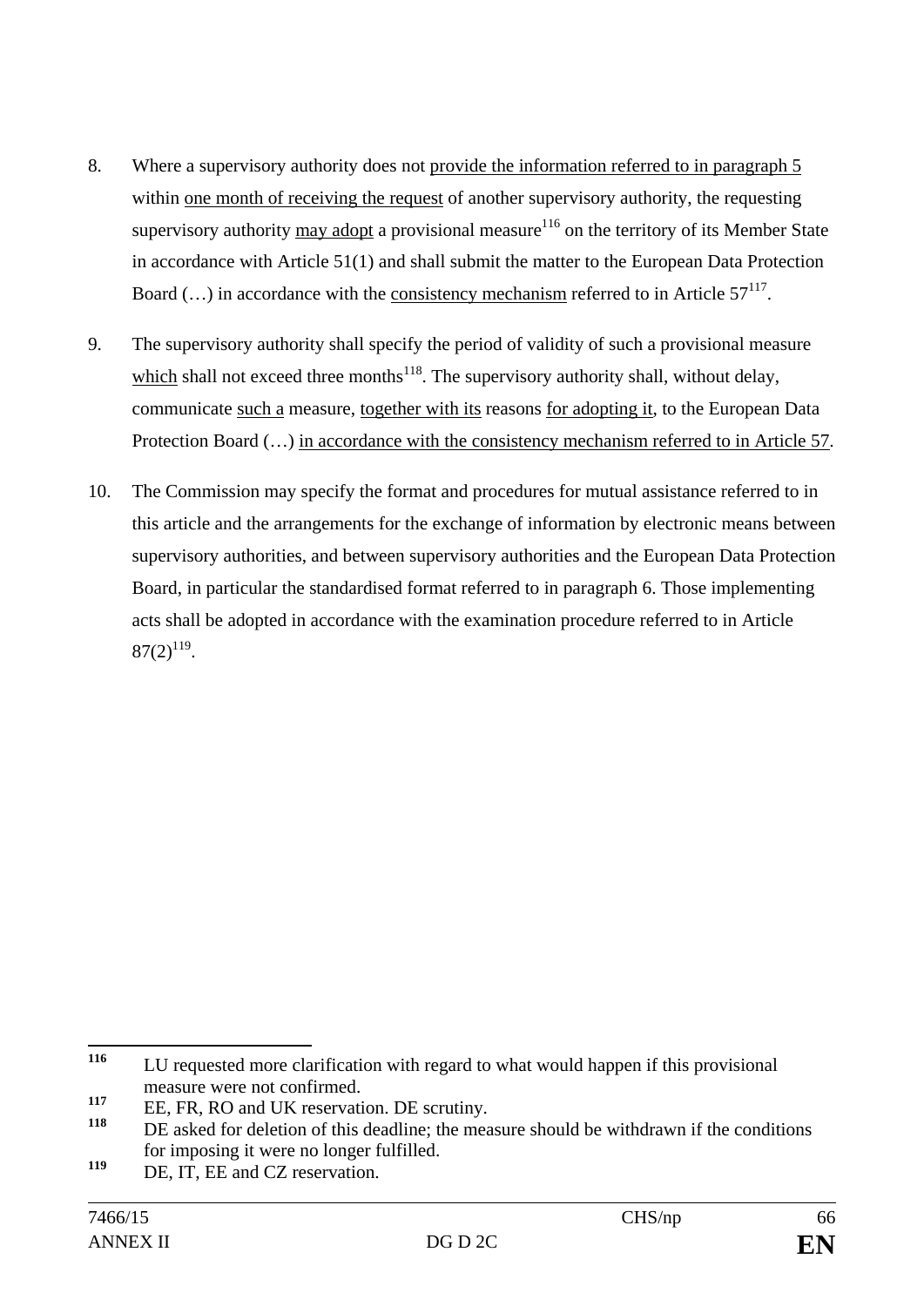8. Where a supervisory authority does not <u>provide the information referred to in paragraph 5</u> within <u>one month of receiving the request</u> of another supervisory authority, the requesting supervisory authority <u>may adopt</u> a provisional measure[116] on the territory of its Member State in accordance with Article 51(1) and shall submit the matter to the European Data Protection Board (…) in accordance with the <u>consistency mechanism</u> referred to in Article 57[117].

9. The supervisory authority shall specify the period of validity of such a provisional measure <u>which</u> shall not exceed three months[118]. The supervisory authority shall, without delay, communicate <u>such a</u> measure, <u>together with its</u> reasons <u>for adopting it</u>, to the European Data Protection Board (…) <u>in accordance with the consistency mechanism referred to in Article 57</u>.

10. The Commission may specify the format and procedures for mutual assistance referred to in this article and the arrangements for the exchange of information by electronic means between supervisory authorities, and between supervisory authorities and the European Data Protection Board, in particular the standardised format referred to in paragraph 6. Those implementing acts shall be adopted in accordance with the examination procedure referred to in Article 87(2)[119].

---

[116] LU requested more clarification with regard to what would happen if this provisional measure were not confirmed.

[117] EE, FR, RO and UK reservation. DE scrutiny.

[118] DE asked for deletion of this deadline; the measure should be withdrawn if the conditions for imposing it were no longer fulfilled.

[119] DE, IT, EE and CZ reservation.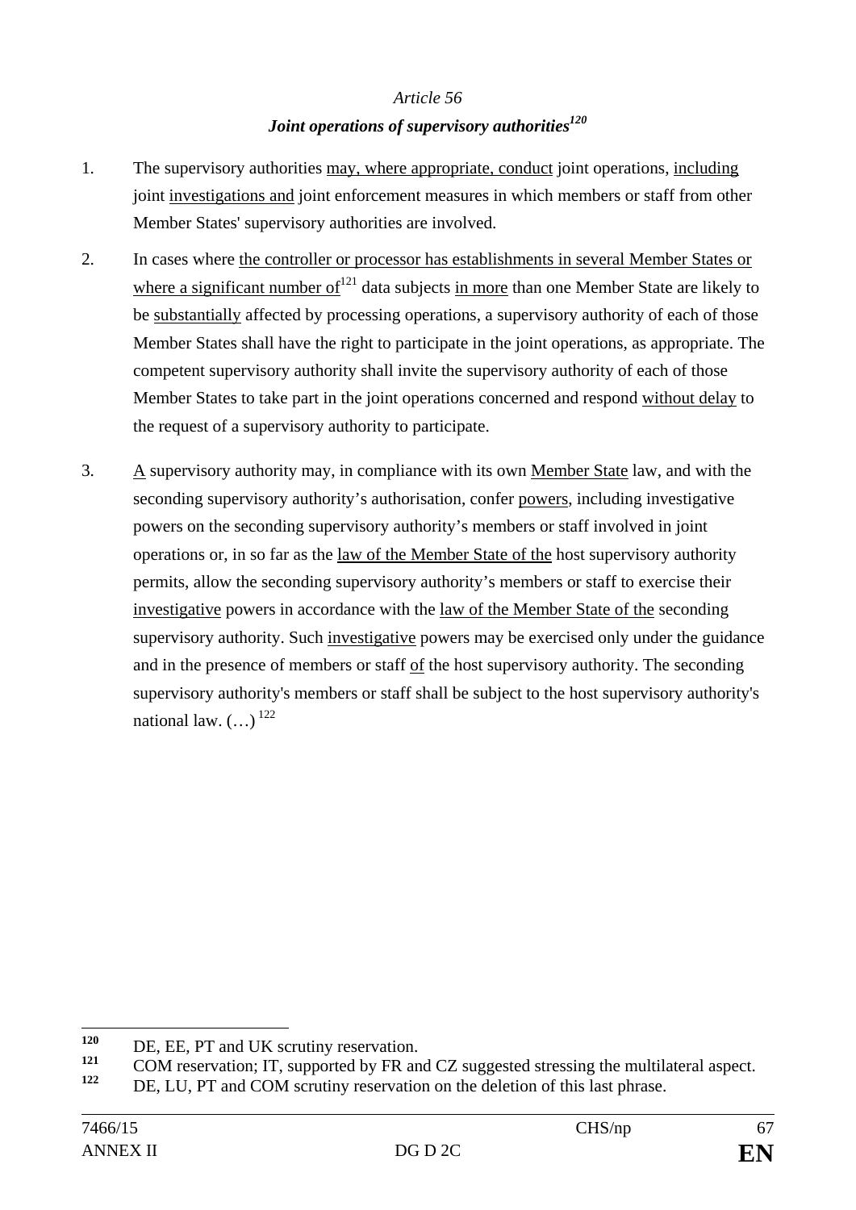*Article 56*

***Joint operations of supervisory authorities*[120]**

1. The supervisory authorities may, where appropriate, conduct joint operations, including joint investigations and joint enforcement measures in which members or staff from other Member States' supervisory authorities are involved.

2. In cases where the controller or processor has establishments in several Member States or where a significant number of[121] data subjects in more than one Member State are likely to be substantially affected by processing operations, a supervisory authority of each of those Member States shall have the right to participate in the joint operations, as appropriate. The competent supervisory authority shall invite the supervisory authority of each of those Member States to take part in the joint operations concerned and respond without delay to the request of a supervisory authority to participate.

3. A supervisory authority may, in compliance with its own Member State law, and with the seconding supervisory authority's authorisation, confer powers, including investigative powers on the seconding supervisory authority's members or staff involved in joint operations or, in so far as the law of the Member State of the host supervisory authority permits, allow the seconding supervisory authority's members or staff to exercise their investigative powers in accordance with the law of the Member State of the seconding supervisory authority. Such investigative powers may be exercised only under the guidance and in the presence of members or staff of the host supervisory authority. The seconding supervisory authority's members or staff shall be subject to the host supervisory authority's national law. (…) [122]

---

[120] DE, EE, PT and UK scrutiny reservation.

[121] COM reservation; IT, supported by FR and CZ suggested stressing the multilateral aspect.

[122] DE, LU, PT and COM scrutiny reservation on the deletion of this last phrase.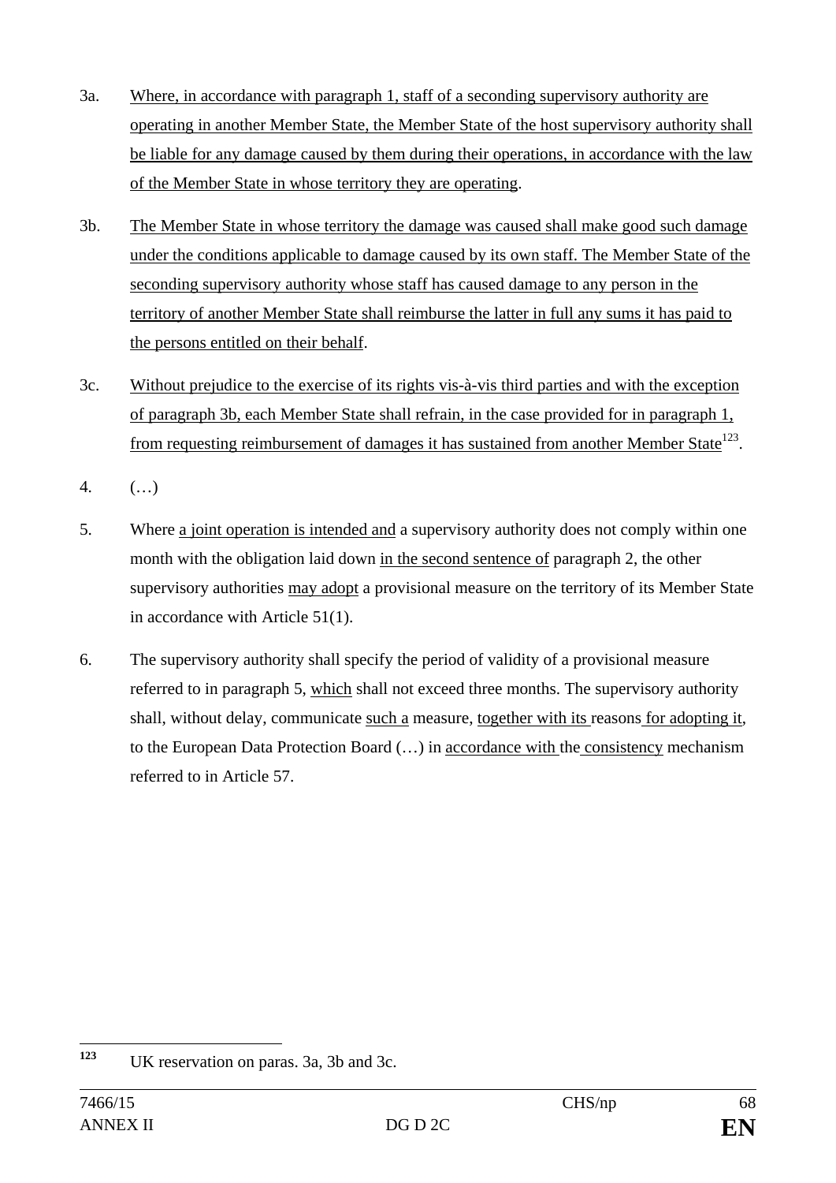3a. Where, in accordance with paragraph 1, staff of a seconding supervisory authority are operating in another Member State, the Member State of the host supervisory authority shall be liable for any damage caused by them during their operations, in accordance with the law of the Member State in whose territory they are operating.

3b. The Member State in whose territory the damage was caused shall make good such damage under the conditions applicable to damage caused by its own staff. The Member State of the seconding supervisory authority whose staff has caused damage to any person in the territory of another Member State shall reimburse the latter in full any sums it has paid to the persons entitled on their behalf.

3c. Without prejudice to the exercise of its rights vis-à-vis third parties and with the exception of paragraph 3b, each Member State shall refrain, in the case provided for in paragraph 1, from requesting reimbursement of damages it has sustained from another Member State[123].

4. (…)

5. Where a joint operation is intended and a supervisory authority does not comply within one month with the obligation laid down in the second sentence of paragraph 2, the other supervisory authorities may adopt a provisional measure on the territory of its Member State in accordance with Article 51(1).

6. The supervisory authority shall specify the period of validity of a provisional measure referred to in paragraph 5, which shall not exceed three months. The supervisory authority shall, without delay, communicate such a measure, together with its reasons for adopting it, to the European Data Protection Board (…) in accordance with the consistency mechanism referred to in Article 57.

---

[123] UK reservation on paras. 3a, 3b and 3c.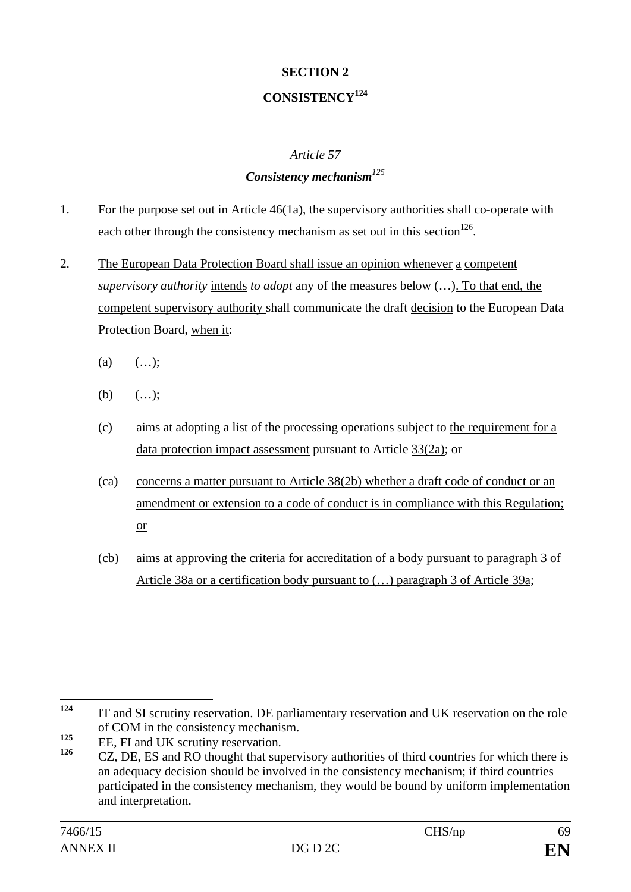## SECTION 2

## CONSISTENCY[124]

*Article 57*

***Consistency mechanism***[125]

1. For the purpose set out in Article 46(1a), the supervisory authorities shall co-operate with each other through the consistency mechanism as set out in this section[126].

2. The European Data Protection Board shall issue an opinion whenever a competent *supervisory authority* intends *to adopt* any of the measures below (…). To that end, the competent supervisory authority shall communicate the draft decision to the European Data Protection Board, when it:

   (a) (…);

   (b) (…);

   (c) aims at adopting a list of the processing operations subject to the requirement for a data protection impact assessment pursuant to Article 33(2a); or

   (ca) concerns a matter pursuant to Article 38(2b) whether a draft code of conduct or an amendment or extension to a code of conduct is in compliance with this Regulation; or

   (cb) aims at approving the criteria for accreditation of a body pursuant to paragraph 3 of Article 38a or a certification body pursuant to (…) paragraph 3 of Article 39a;

---

[124] IT and SI scrutiny reservation. DE parliamentary reservation and UK reservation on the role of COM in the consistency mechanism.

[125] EE, FI and UK scrutiny reservation.

[126] CZ, DE, ES and RO thought that supervisory authorities of third countries for which there is an adequacy decision should be involved in the consistency mechanism; if third countries participated in the consistency mechanism, they would be bound by uniform implementation and interpretation.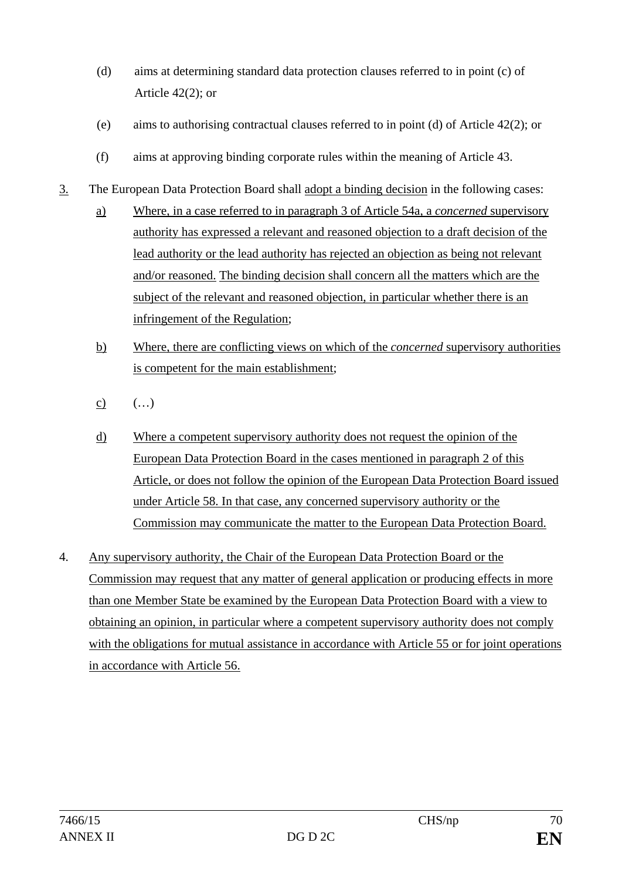(d) aims at determining standard data protection clauses referred to in point (c) of Article 42(2); or

(e) aims to authorising contractual clauses referred to in point (d) of Article 42(2); or

(f) aims at approving binding corporate rules within the meaning of Article 43.

3. The European Data Protection Board shall adopt a binding decision in the following cases:

a) Where, in a case referred to in paragraph 3 of Article 54a, a *concerned* supervisory authority has expressed a relevant and reasoned objection to a draft decision of the lead authority or the lead authority has rejected an objection as being not relevant and/or reasoned. The binding decision shall concern all the matters which are the subject of the relevant and reasoned objection, in particular whether there is an infringement of the Regulation;

b) Where, there are conflicting views on which of the *concerned* supervisory authorities is competent for the main establishment;

c) (…)

d) Where a competent supervisory authority does not request the opinion of the European Data Protection Board in the cases mentioned in paragraph 2 of this Article, or does not follow the opinion of the European Data Protection Board issued under Article 58. In that case, any concerned supervisory authority or the Commission may communicate the matter to the European Data Protection Board.

4. Any supervisory authority, the Chair of the European Data Protection Board or the Commission may request that any matter of general application or producing effects in more than one Member State be examined by the European Data Protection Board with a view to obtaining an opinion, in particular where a competent supervisory authority does not comply with the obligations for mutual assistance in accordance with Article 55 or for joint operations in accordance with Article 56.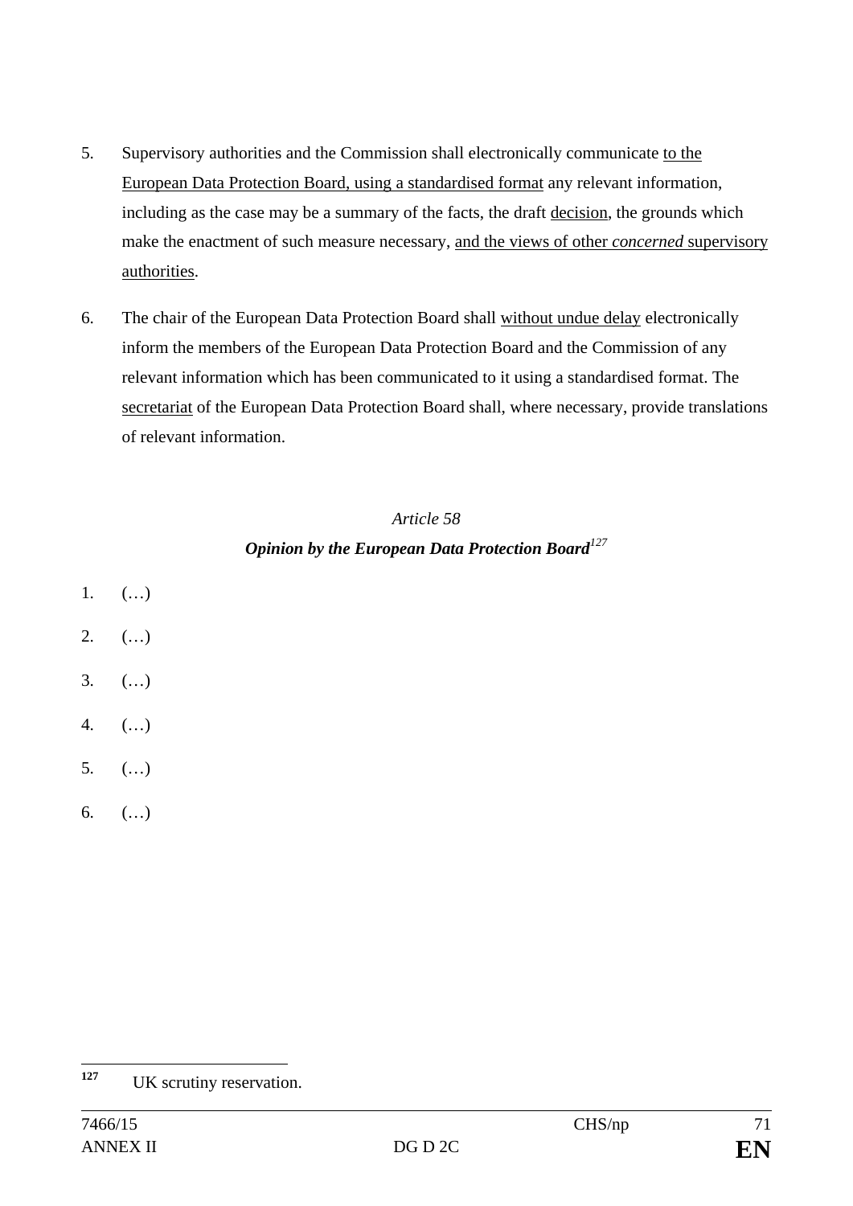5. Supervisory authorities and the Commission shall electronically communicate to the European Data Protection Board, using a standardised format any relevant information, including as the case may be a summary of the facts, the draft decision, the grounds which make the enactment of such measure necessary, and the views of other *concerned* supervisory authorities.

6. The chair of the European Data Protection Board shall without undue delay electronically inform the members of the European Data Protection Board and the Commission of any relevant information which has been communicated to it using a standardised format. The secretariat of the European Data Protection Board shall, where necessary, provide translations of relevant information.

### *Article 58*

### ***Opinion by the European Data Protection Board***[127]

1. (…)

2. (…)

3. (…)

4. (…)

5. (…)

6. (…)

---

[127] UK scrutiny reservation.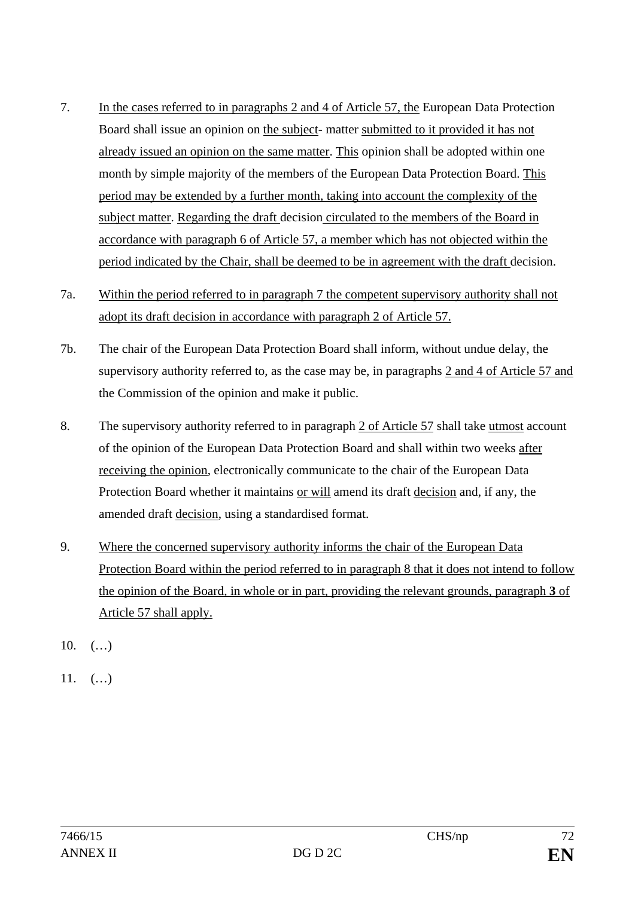7. In the cases referred to in paragraphs 2 and 4 of Article 57, the European Data Protection Board shall issue an opinion on the subject- matter submitted to it provided it has not already issued an opinion on the same matter. This opinion shall be adopted within one month by simple majority of the members of the European Data Protection Board. This period may be extended by a further month, taking into account the complexity of the subject matter. Regarding the draft decision circulated to the members of the Board in accordance with paragraph 6 of Article 57, a member which has not objected within the period indicated by the Chair, shall be deemed to be in agreement with the draft decision.

7a. Within the period referred to in paragraph 7 the competent supervisory authority shall not adopt its draft decision in accordance with paragraph 2 of Article 57.

7b. The chair of the European Data Protection Board shall inform, without undue delay, the supervisory authority referred to, as the case may be, in paragraphs 2 and 4 of Article 57 and the Commission of the opinion and make it public.

8. The supervisory authority referred to in paragraph 2 of Article 57 shall take utmost account of the opinion of the European Data Protection Board and shall within two weeks after receiving the opinion, electronically communicate to the chair of the European Data Protection Board whether it maintains or will amend its draft decision and, if any, the amended draft decision, using a standardised format.

9. Where the concerned supervisory authority informs the chair of the European Data Protection Board within the period referred to in paragraph 8 that it does not intend to follow the opinion of the Board, in whole or in part, providing the relevant grounds, paragraph **3** of Article 57 shall apply.

10. (…)

11. (…)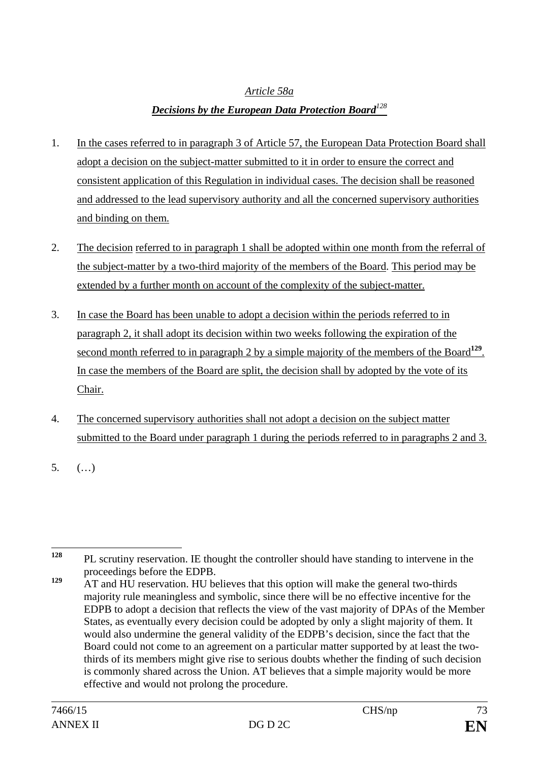*Article 58a*

***Decisions by the European Data Protection Board***[128]

1. In the cases referred to in paragraph 3 of Article 57, the European Data Protection Board shall adopt a decision on the subject-matter submitted to it in order to ensure the correct and consistent application of this Regulation in individual cases. The decision shall be reasoned and addressed to the lead supervisory authority and all the concerned supervisory authorities and binding on them.

2. The decision referred to in paragraph 1 shall be adopted within one month from the referral of the subject-matter by a two-third majority of the members of the Board. This period may be extended by a further month on account of the complexity of the subject-matter.

3. In case the Board has been unable to adopt a decision within the periods referred to in paragraph 2, it shall adopt its decision within two weeks following the expiration of the second month referred to in paragraph 2 by a simple majority of the members of the Board[129]. In case the members of the Board are split, the decision shall by adopted by the vote of its Chair.

4. The concerned supervisory authorities shall not adopt a decision on the subject matter submitted to the Board under paragraph 1 during the periods referred to in paragraphs 2 and 3.

5. (…)

---

[128] PL scrutiny reservation. IE thought the controller should have standing to intervene in the proceedings before the EDPB.

[129] AT and HU reservation. HU believes that this option will make the general two-thirds majority rule meaningless and symbolic, since there will be no effective incentive for the EDPB to adopt a decision that reflects the view of the vast majority of DPAs of the Member States, as eventually every decision could be adopted by only a slight majority of them. It would also undermine the general validity of the EDPB's decision, since the fact that the Board could not come to an agreement on a particular matter supported by at least the two-thirds of its members might give rise to serious doubts whether the finding of such decision is commonly shared across the Union. AT believes that a simple majority would be more effective and would not prolong the procedure.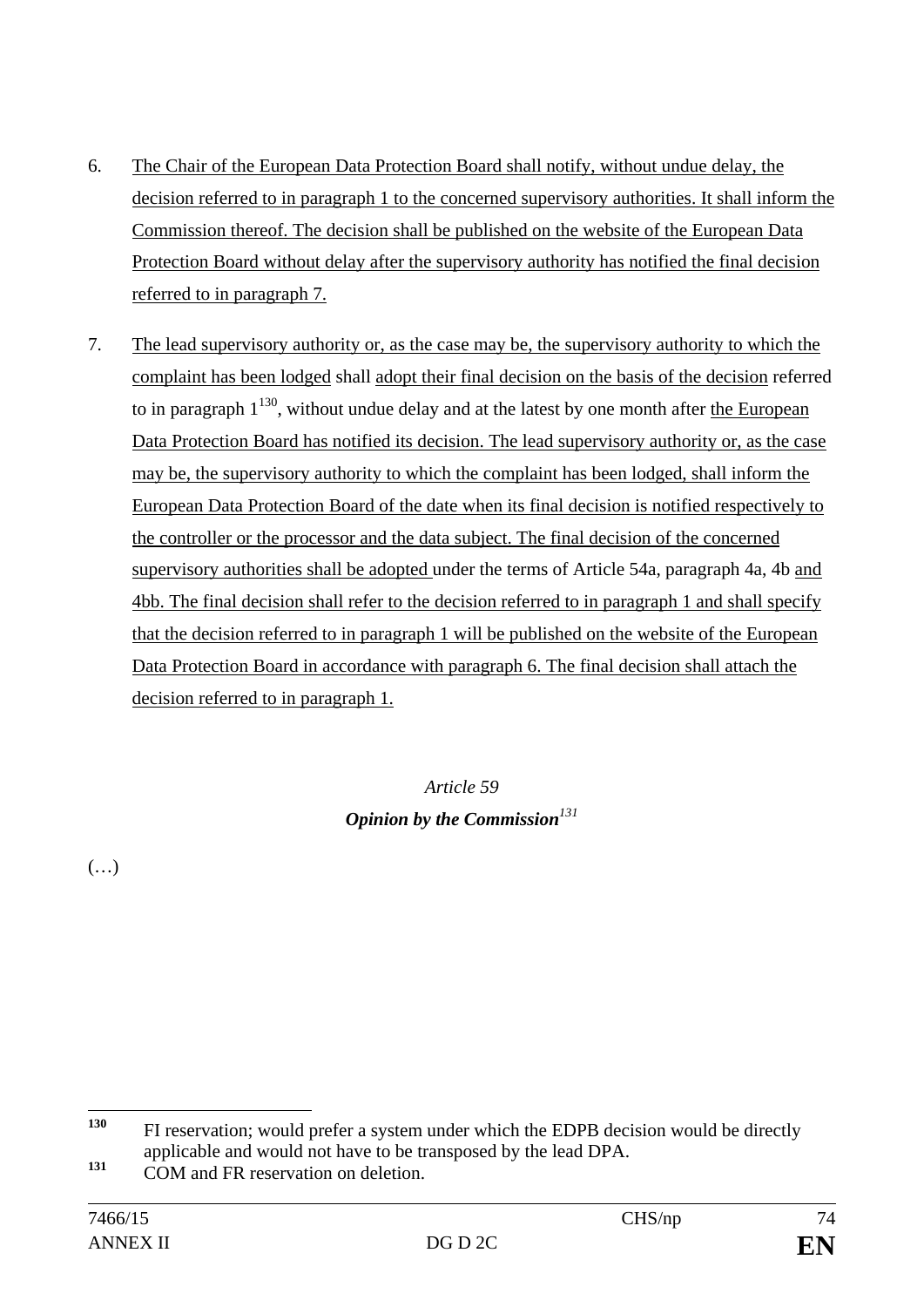6. The Chair of the European Data Protection Board shall notify, without undue delay, the decision referred to in paragraph 1 to the concerned supervisory authorities. It shall inform the Commission thereof. The decision shall be published on the website of the European Data Protection Board without delay after the supervisory authority has notified the final decision referred to in paragraph 7.

7. The lead supervisory authority or, as the case may be, the supervisory authority to which the complaint has been lodged shall adopt their final decision on the basis of the decision referred to in paragraph 1[130], without undue delay and at the latest by one month after the European Data Protection Board has notified its decision. The lead supervisory authority or, as the case may be, the supervisory authority to which the complaint has been lodged, shall inform the European Data Protection Board of the date when its final decision is notified respectively to the controller or the processor and the data subject. The final decision of the concerned supervisory authorities shall be adopted under the terms of Article 54a, paragraph 4a, 4b and 4bb. The final decision shall refer to the decision referred to in paragraph 1 and shall specify that the decision referred to in paragraph 1 will be published on the website of the European Data Protection Board in accordance with paragraph 6. The final decision shall attach the decision referred to in paragraph 1.

*Article 59*

***Opinion by the Commission***[131]

(…)

---

[130] FI reservation; would prefer a system under which the EDPB decision would be directly applicable and would not have to be transposed by the lead DPA.

[131] COM and FR reservation on deletion.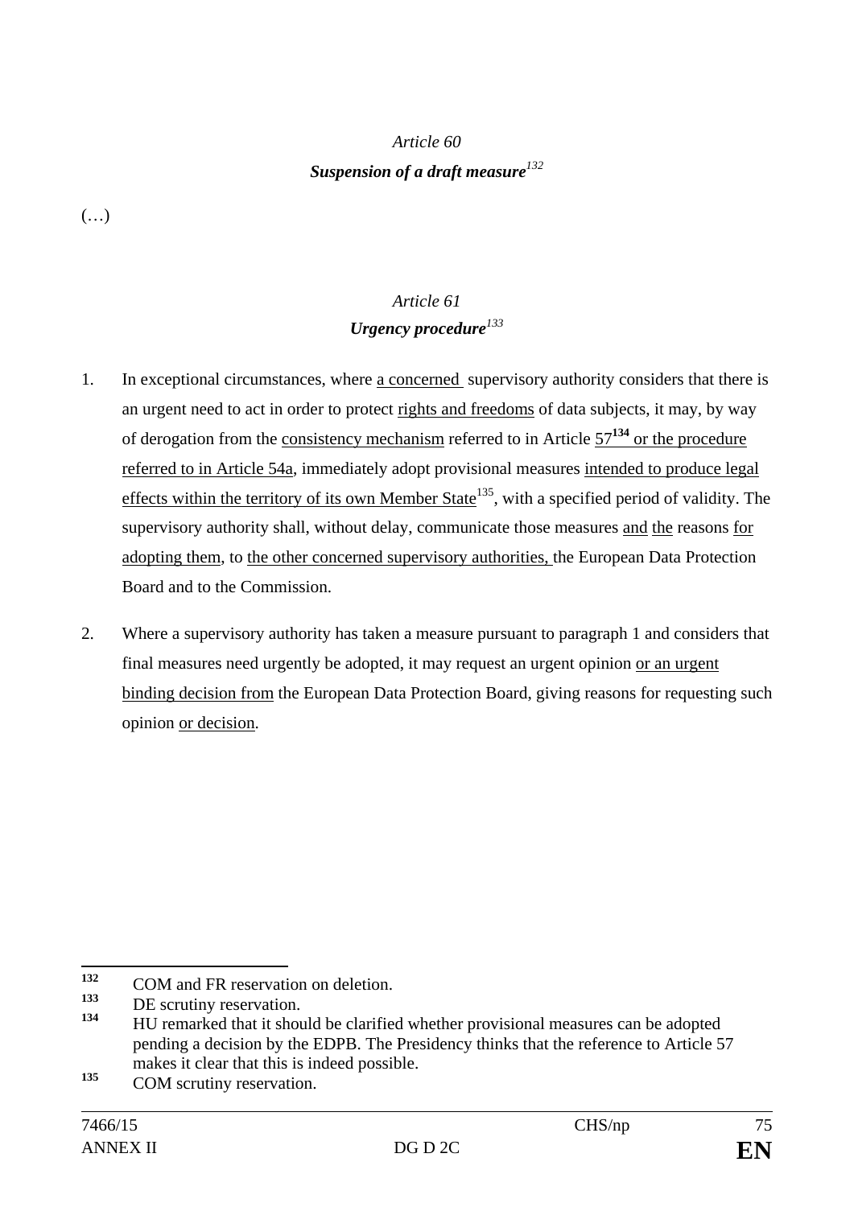*Article 60*

***Suspension of a draft measure***[132]

(…)

*Article 61*

***Urgency procedure***[133]

1. In exceptional circumstances, where a concerned supervisory authority considers that there is an urgent need to act in order to protect rights and freedoms of data subjects, it may, by way of derogation from the consistency mechanism referred to in Article 57[134] or the procedure referred to in Article 54a, immediately adopt provisional measures intended to produce legal effects within the territory of its own Member State[135], with a specified period of validity. The supervisory authority shall, without delay, communicate those measures and the reasons for adopting them, to the other concerned supervisory authorities, the European Data Protection Board and to the Commission.

2. Where a supervisory authority has taken a measure pursuant to paragraph 1 and considers that final measures need urgently be adopted, it may request an urgent opinion or an urgent binding decision from the European Data Protection Board, giving reasons for requesting such opinion or decision.

---

[132] COM and FR reservation on deletion.

[133] DE scrutiny reservation.

[134] HU remarked that it should be clarified whether provisional measures can be adopted pending a decision by the EDPB. The Presidency thinks that the reference to Article 57 makes it clear that this is indeed possible.

[135] COM scrutiny reservation.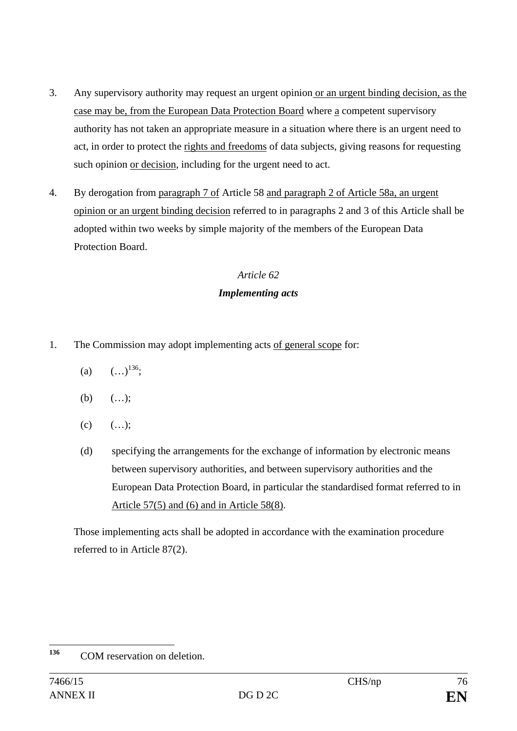3. Any supervisory authority may request an urgent opinion or an urgent binding decision, as the case may be, from the European Data Protection Board where a competent supervisory authority has not taken an appropriate measure in a situation where there is an urgent need to act, in order to protect the rights and freedoms of data subjects, giving reasons for requesting such opinion or decision, including for the urgent need to act.

4. By derogation from paragraph 7 of Article 58 and paragraph 2 of Article 58a, an urgent opinion or an urgent binding decision referred to in paragraphs 2 and 3 of this Article shall be adopted within two weeks by simple majority of the members of the European Data Protection Board.

*Article 62*

***Implementing acts***

1. The Commission may adopt implementing acts of general scope for:

   (a) (…)[136];

   (b) (…);

   (c) (…);

   (d) specifying the arrangements for the exchange of information by electronic means between supervisory authorities, and between supervisory authorities and the European Data Protection Board, in particular the standardised format referred to in Article 57(5) and (6) and in Article 58(8).

   Those implementing acts shall be adopted in accordance with the examination procedure referred to in Article 87(2).

[136] COM reservation on deletion.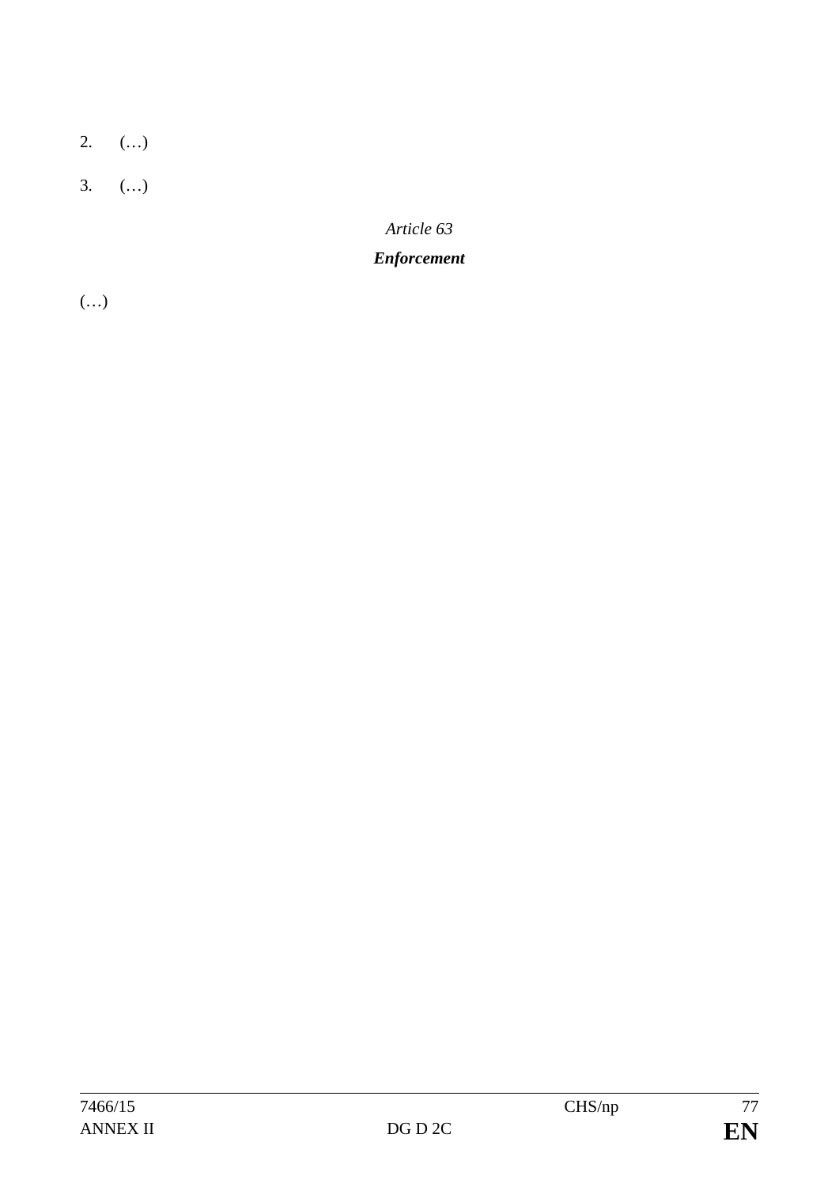2. (…)

3. (…)

*Article 63*

***Enforcement***

(…)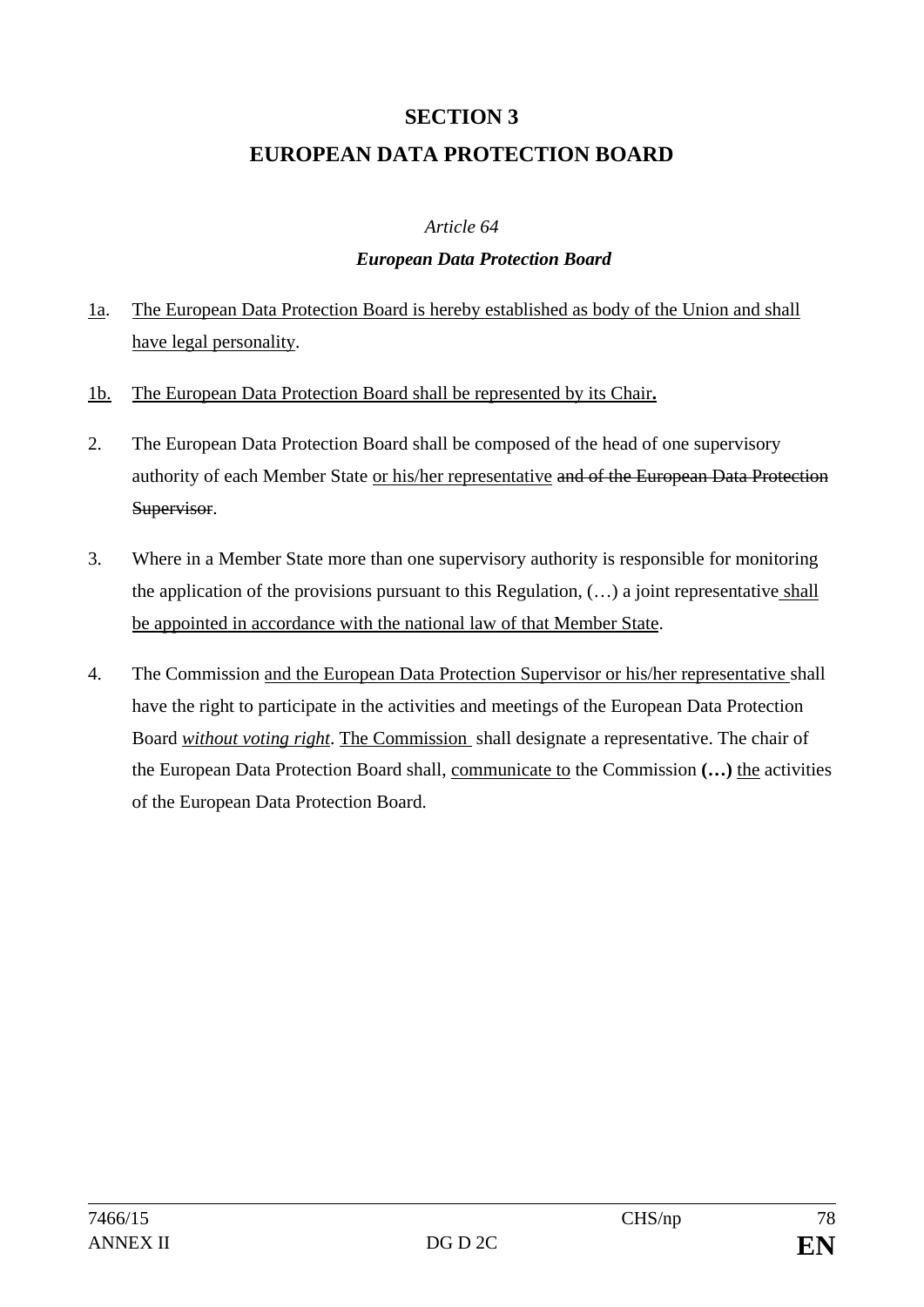## SECTION 3

## EUROPEAN DATA PROTECTION BOARD

*Article 64*

***European Data Protection Board***

1a. The European Data Protection Board is hereby established as body of the Union and shall have legal personality.

1b. The European Data Protection Board shall be represented by its Chair**.**

2. The European Data Protection Board shall be composed of the head of one supervisory authority of each Member State or his/her representative ~~and of the European Data Protection Supervisor~~.

3. Where in a Member State more than one supervisory authority is responsible for monitoring the application of the provisions pursuant to this Regulation, (…) a joint representative shall be appointed in accordance with the national law of that Member State.

4. The Commission and the European Data Protection Supervisor or his/her representative shall have the right to participate in the activities and meetings of the European Data Protection Board *without voting right*. The Commission shall designate a representative. The chair of the European Data Protection Board shall, communicate to the Commission **(…)** the activities of the European Data Protection Board.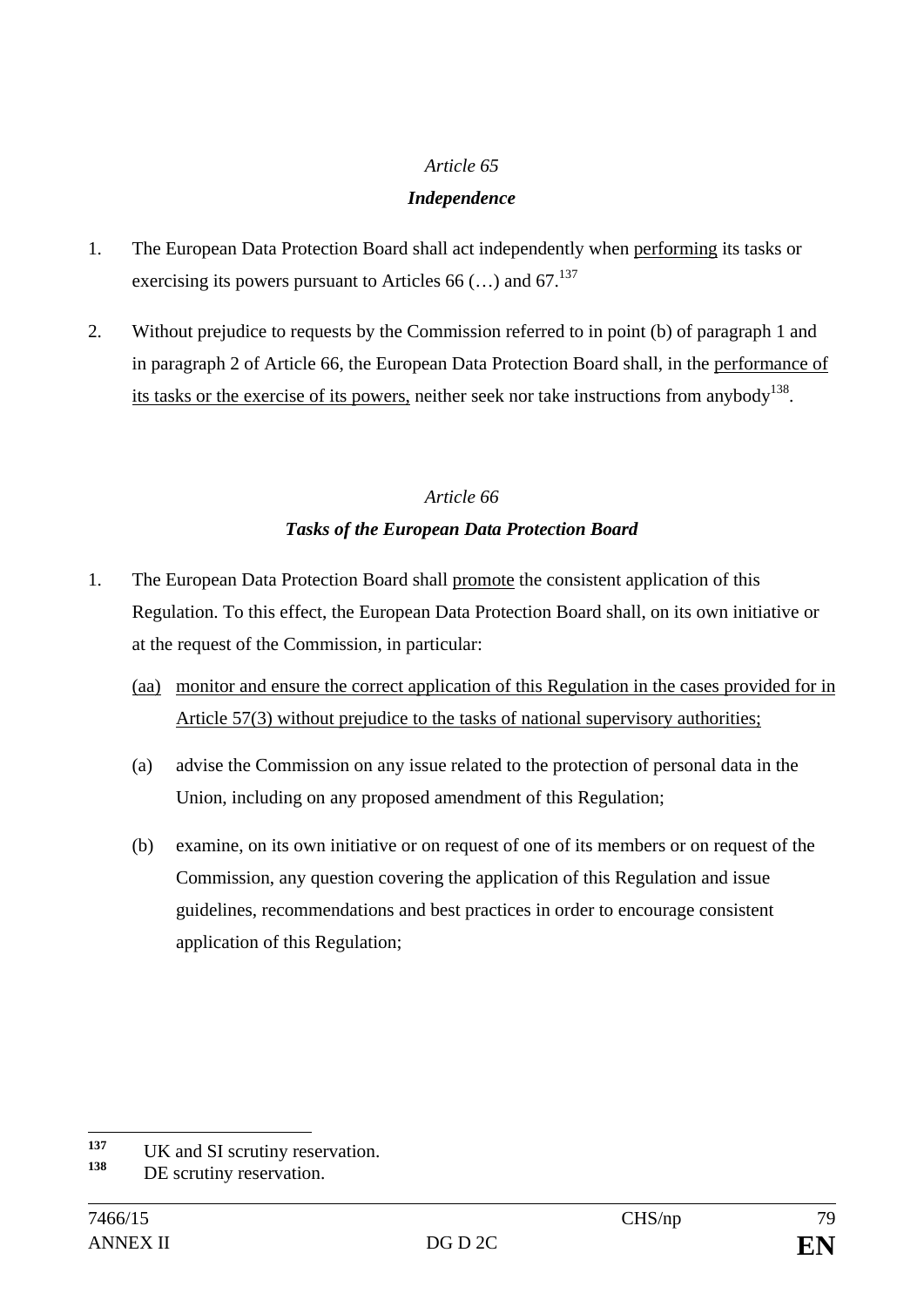*Article 65*

***Independence***

1. The European Data Protection Board shall act independently when <u>performing</u> its tasks or exercising its powers pursuant to Articles 66 (…) and 67.[137]

2. Without prejudice to requests by the Commission referred to in point (b) of paragraph 1 and in paragraph 2 of Article 66, the European Data Protection Board shall, in the <u>performance of its tasks or the exercise of its powers,</u> neither seek nor take instructions from anybody[138].

*Article 66*

***Tasks of the European Data Protection Board***

1. The European Data Protection Board shall <u>promote</u> the consistent application of this Regulation. To this effect, the European Data Protection Board shall, on its own initiative or at the request of the Commission, in particular:

   (aa) <u>monitor and ensure the correct application of this Regulation in the cases provided for in Article 57(3) without prejudice to the tasks of national supervisory authorities;</u>

   (a) advise the Commission on any issue related to the protection of personal data in the Union, including on any proposed amendment of this Regulation;

   (b) examine, on its own initiative or on request of one of its members or on request of the Commission, any question covering the application of this Regulation and issue guidelines, recommendations and best practices in order to encourage consistent application of this Regulation;

---

[137] UK and SI scrutiny reservation.

[138] DE scrutiny reservation.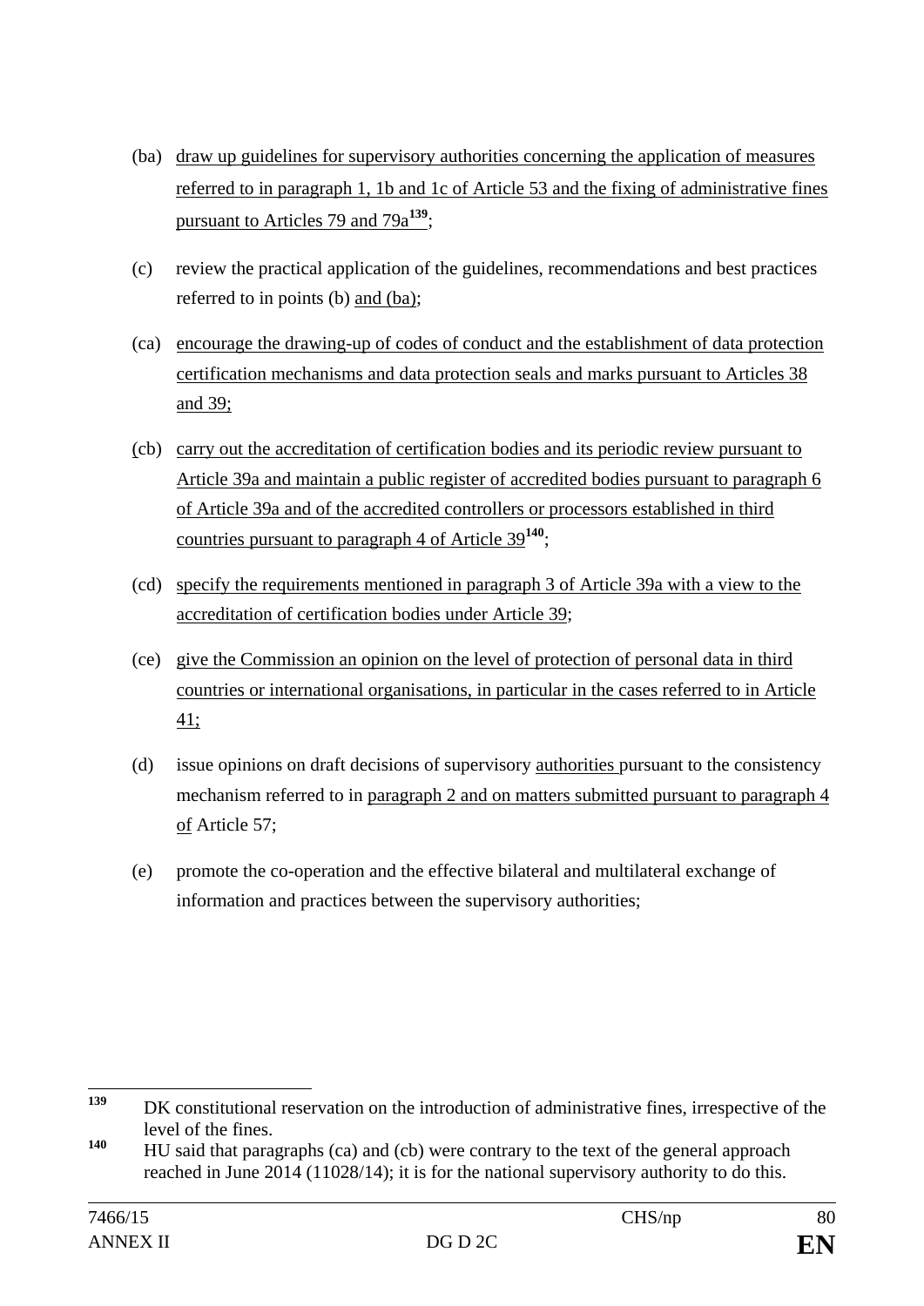(ba) draw up guidelines for supervisory authorities concerning the application of measures referred to in paragraph 1, 1b and 1c of Article 53 and the fixing of administrative fines pursuant to Articles 79 and 79a[139];

(c) review the practical application of the guidelines, recommendations and best practices referred to in points (b) and (ba);

(ca) encourage the drawing-up of codes of conduct and the establishment of data protection certification mechanisms and data protection seals and marks pursuant to Articles 38 and 39;

(cb) carry out the accreditation of certification bodies and its periodic review pursuant to Article 39a and maintain a public register of accredited bodies pursuant to paragraph 6 of Article 39a and of the accredited controllers or processors established in third countries pursuant to paragraph 4 of Article 39[140];

(cd) specify the requirements mentioned in paragraph 3 of Article 39a with a view to the accreditation of certification bodies under Article 39;

(ce) give the Commission an opinion on the level of protection of personal data in third countries or international organisations, in particular in the cases referred to in Article 41;

(d) issue opinions on draft decisions of supervisory authorities pursuant to the consistency mechanism referred to in paragraph 2 and on matters submitted pursuant to paragraph 4 of Article 57;

(e) promote the co-operation and the effective bilateral and multilateral exchange of information and practices between the supervisory authorities;

---

[139] DK constitutional reservation on the introduction of administrative fines, irrespective of the level of the fines.

[140] HU said that paragraphs (ca) and (cb) were contrary to the text of the general approach reached in June 2014 (11028/14); it is for the national supervisory authority to do this.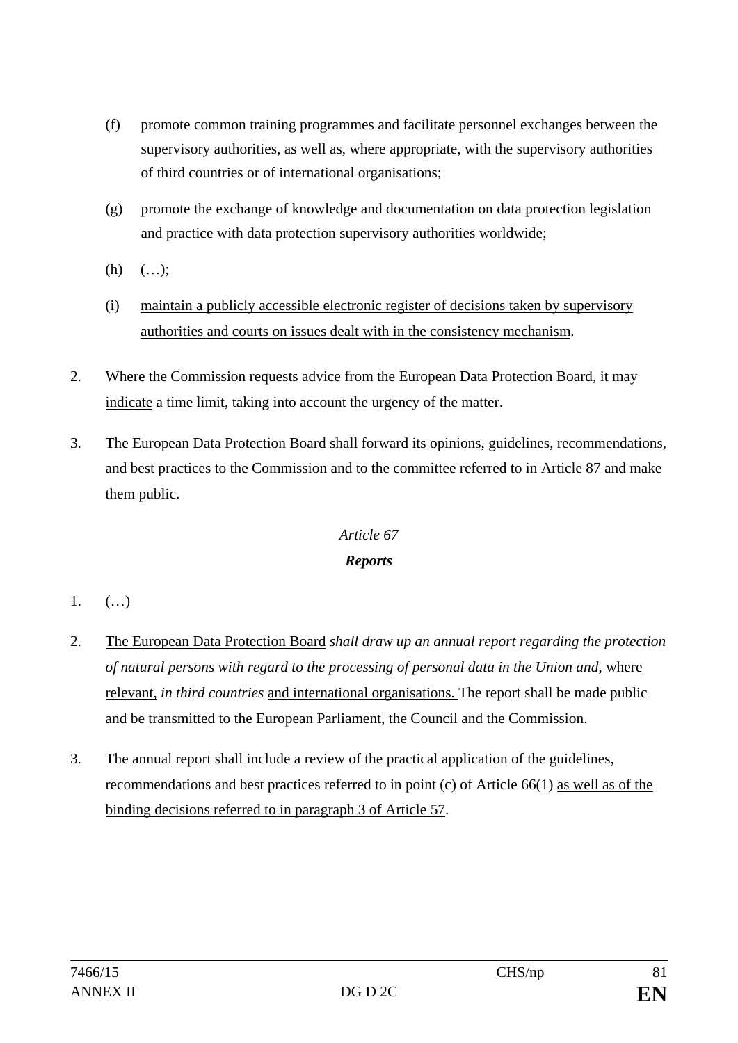(f) promote common training programmes and facilitate personnel exchanges between the supervisory authorities, as well as, where appropriate, with the supervisory authorities of third countries or of international organisations;

(g) promote the exchange of knowledge and documentation on data protection legislation and practice with data protection supervisory authorities worldwide;

(h) (…);

(i) maintain a publicly accessible electronic register of decisions taken by supervisory authorities and courts on issues dealt with in the consistency mechanism.

2. Where the Commission requests advice from the European Data Protection Board, it may indicate a time limit, taking into account the urgency of the matter.

3. The European Data Protection Board shall forward its opinions, guidelines, recommendations, and best practices to the Commission and to the committee referred to in Article 87 and make them public.

*Article 67*

***Reports***

1. (…)

2. The European Data Protection Board *shall draw up an annual report regarding the protection of natural persons with regard to the processing of personal data in the Union and*, where relevant, *in third countries* and international organisations. The report shall be made public and be transmitted to the European Parliament, the Council and the Commission.

3. The annual report shall include a review of the practical application of the guidelines, recommendations and best practices referred to in point (c) of Article 66(1) as well as of the binding decisions referred to in paragraph 3 of Article 57.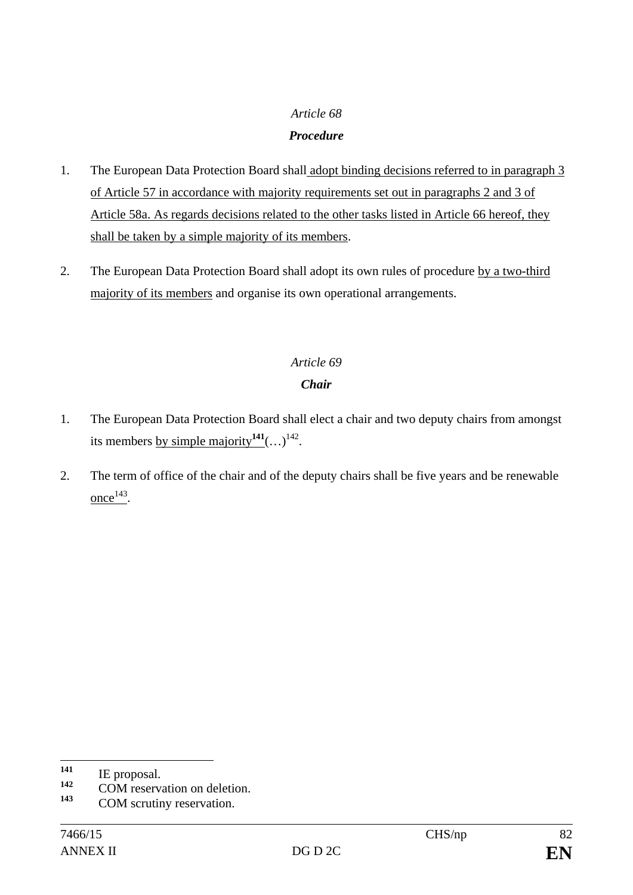*Article 68*

***Procedure***

1. The European Data Protection Board shall adopt binding decisions referred to in paragraph 3 of Article 57 in accordance with majority requirements set out in paragraphs 2 and 3 of Article 58a. As regards decisions related to the other tasks listed in Article 66 hereof, they shall be taken by a simple majority of its members.

2. The European Data Protection Board shall adopt its own rules of procedure by a two-third majority of its members and organise its own operational arrangements.

*Article 69*

***Chair***

1. The European Data Protection Board shall elect a chair and two deputy chairs from amongst its members by simple majority[141](…)[142].

2. The term of office of the chair and of the deputy chairs shall be five years and be renewable once[143].

---

141 IE proposal.

142 COM reservation on deletion.

143 COM scrutiny reservation.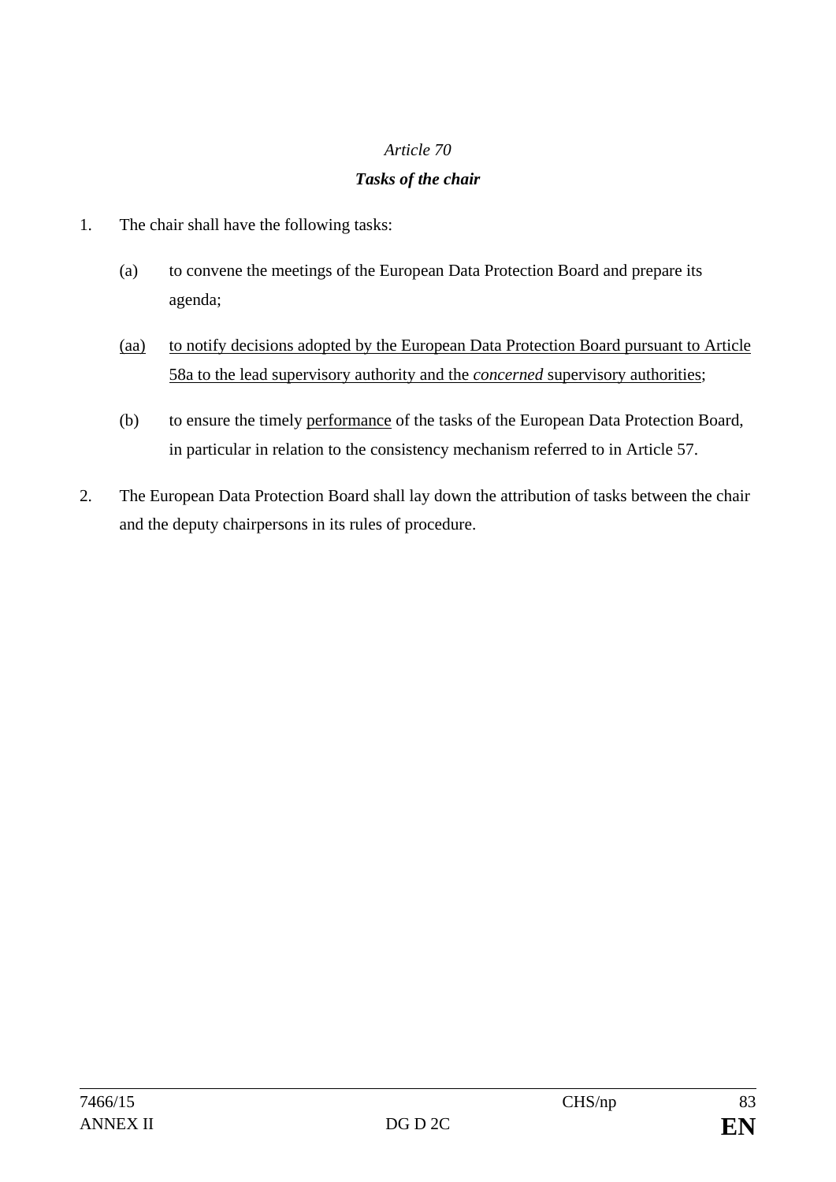*Article 70*

***Tasks of the chair***

1. The chair shall have the following tasks:

   (a) to convene the meetings of the European Data Protection Board and prepare its agenda;

   <u>(aa)</u> <u>to notify decisions adopted by the European Data Protection Board pursuant to Article 58a to the lead supervisory authority and the *concerned* supervisory authorities</u>;

   (b) to ensure the timely <u>performance</u> of the tasks of the European Data Protection Board, in particular in relation to the consistency mechanism referred to in Article 57.

2. The European Data Protection Board shall lay down the attribution of tasks between the chair and the deputy chairpersons in its rules of procedure.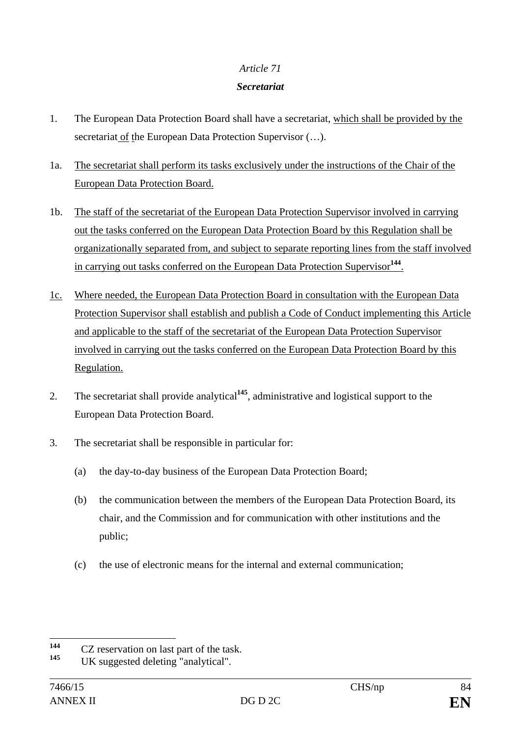*Article 71*

***Secretariat***

1. The European Data Protection Board shall have a secretariat, which shall be provided by the secretariat of the European Data Protection Supervisor (…).

1a. The secretariat shall perform its tasks exclusively under the instructions of the Chair of the European Data Protection Board.

1b. The staff of the secretariat of the European Data Protection Supervisor involved in carrying out the tasks conferred on the European Data Protection Board by this Regulation shall be organizationally separated from, and subject to separate reporting lines from the staff involved in carrying out tasks conferred on the European Data Protection Supervisor[144].

1c. Where needed, the European Data Protection Board in consultation with the European Data Protection Supervisor shall establish and publish a Code of Conduct implementing this Article and applicable to the staff of the secretariat of the European Data Protection Supervisor involved in carrying out the tasks conferred on the European Data Protection Board by this Regulation.

2. The secretariat shall provide analytical[145], administrative and logistical support to the European Data Protection Board.

3. The secretariat shall be responsible in particular for:

   (a) the day-to-day business of the European Data Protection Board;

   (b) the communication between the members of the European Data Protection Board, its chair, and the Commission and for communication with other institutions and the public;

   (c) the use of electronic means for the internal and external communication;

---

[144] CZ reservation on last part of the task.

[145] UK suggested deleting "analytical".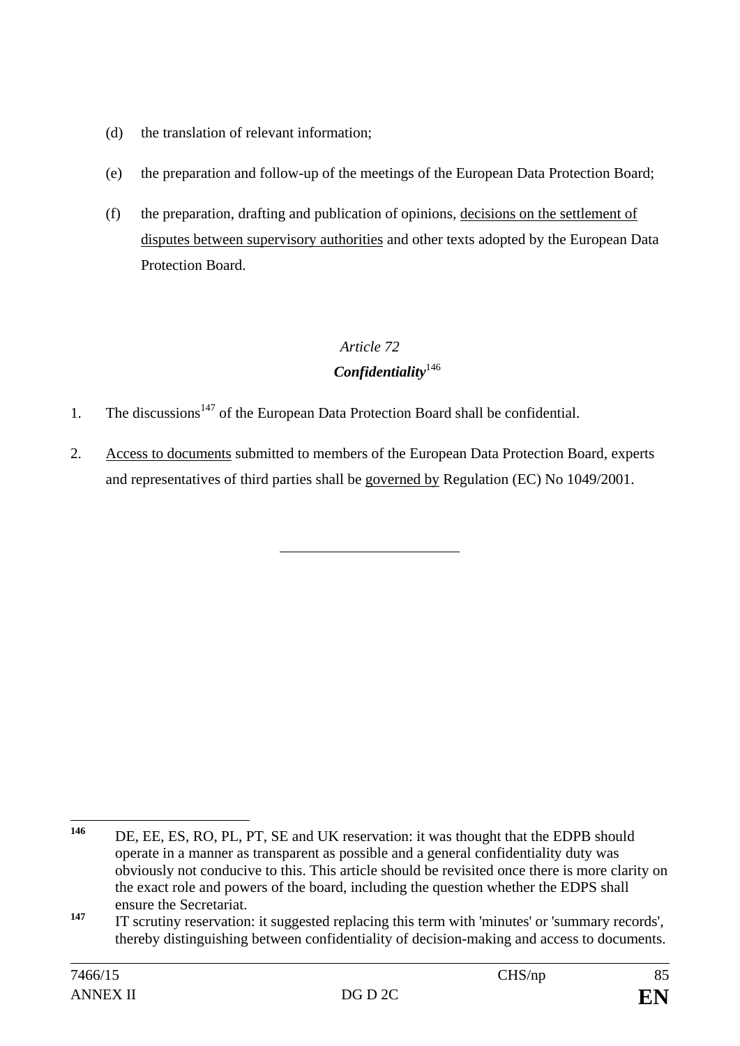(d) the translation of relevant information;

(e) the preparation and follow-up of the meetings of the European Data Protection Board;

(f) the preparation, drafting and publication of opinions, <u>decisions on the settlement of disputes between supervisory authorities</u> and other texts adopted by the European Data Protection Board.

*Article 72*

***Confidentiality***[146]

1. The discussions[147] of the European Data Protection Board shall be confidential.

2. <u>Access to documents</u> submitted to members of the European Data Protection Board, experts and representatives of third parties shall be <u>governed by</u> Regulation (EC) No 1049/2001.

---

[146] DE, EE, ES, RO, PL, PT, SE and UK reservation: it was thought that the EDPB should operate in a manner as transparent as possible and a general confidentiality duty was obviously not conducive to this. This article should be revisited once there is more clarity on the exact role and powers of the board, including the question whether the EDPS shall ensure the Secretariat.

[147] IT scrutiny reservation: it suggested replacing this term with 'minutes' or 'summary records', thereby distinguishing between confidentiality of decision-making and access to documents.